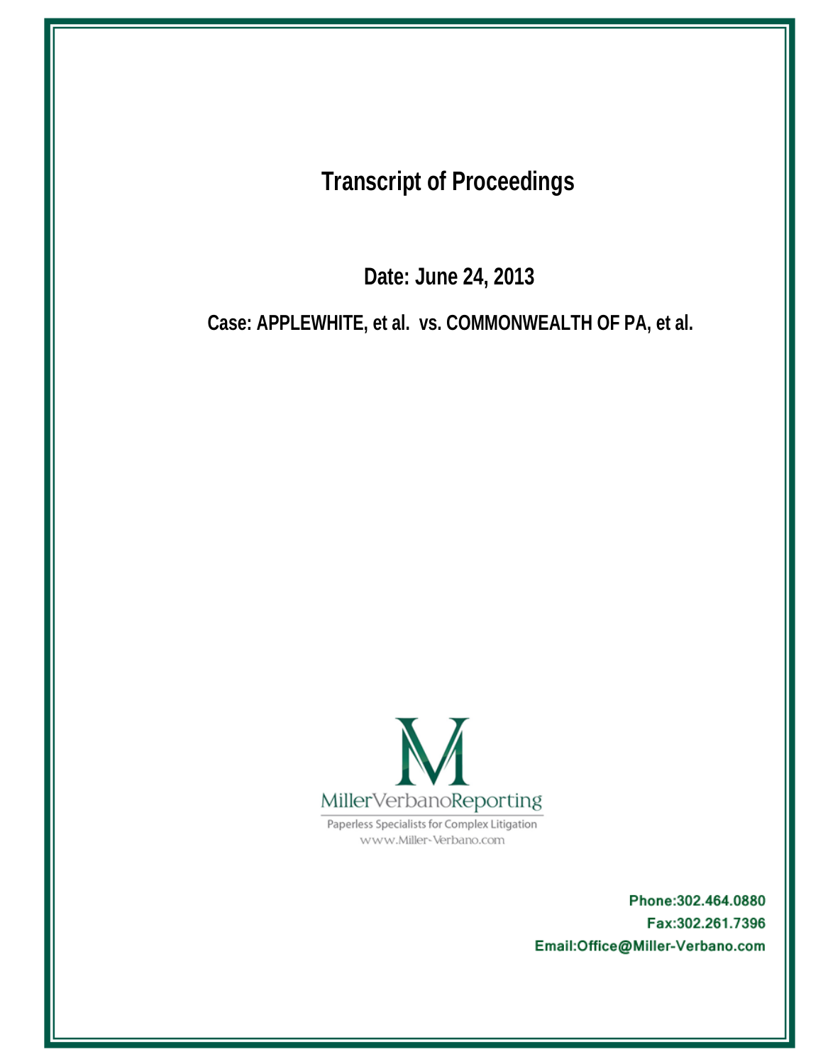# Transcript of Proceedings

**Date: June 24, 2013**

**Case: APPLEWHITE, et al. vs. COMMONWEALTH OF PA, et al.**

MillerVerbanoReporting

Paperless Specialists for Complex Litigation

www.Miller-Verbano.com

**Phone:302.464.0880**

**Fax:302.261.7396**

**Email:Office@Miller-Verbano.com**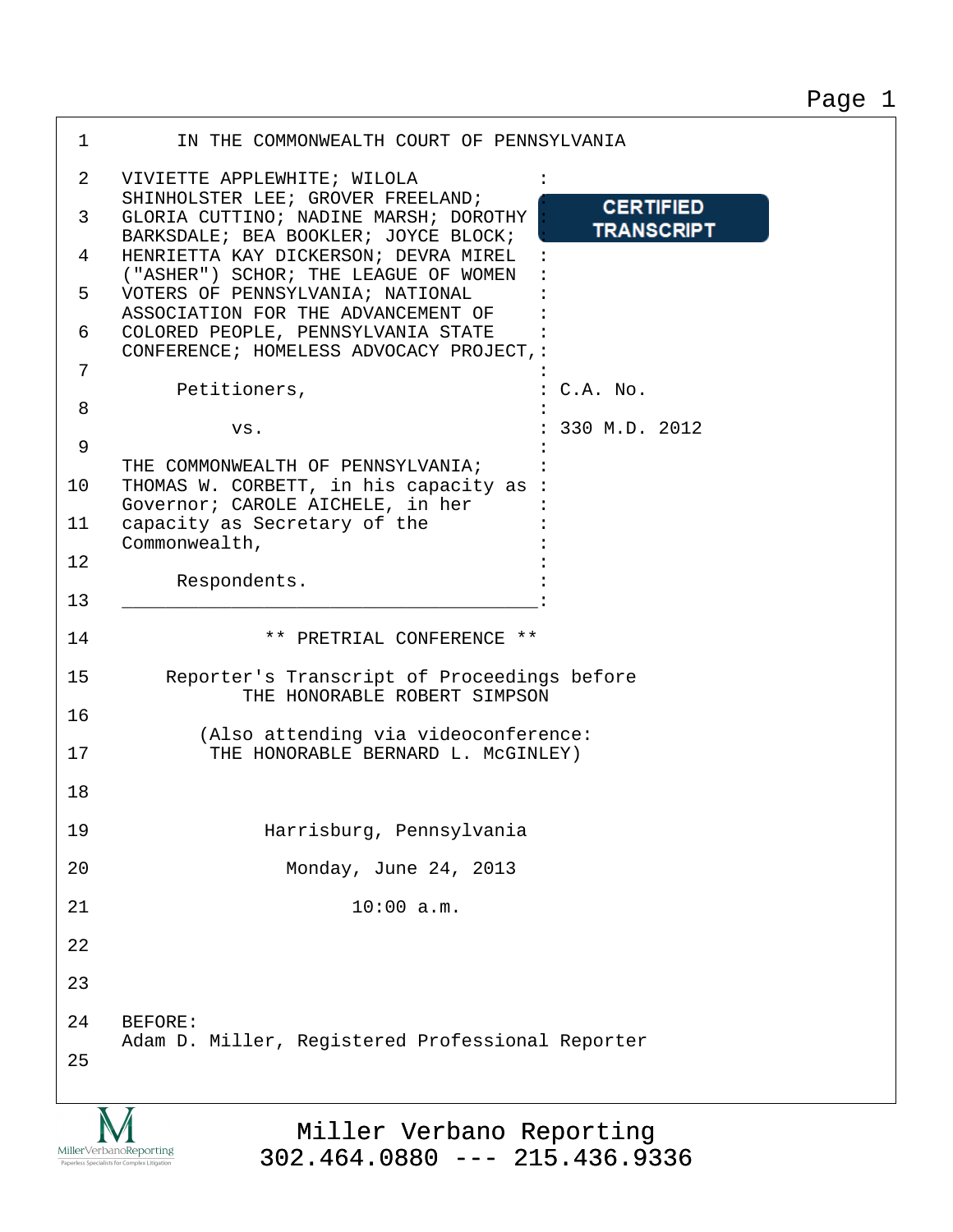IN THE COMMONWEALTH COURT OF PENNSYLVANIA

VIVIETTE APPLEWHITE; WILOLA SHINHOLSTER LEE; GROVER FREELAND; GLORIA CUTTINO; NADINE MARSH; DOROTHY BARKSDALE; BEA BOOKLER; JOYCE BLOCK; HENRIETTA KAY DICKERSON; DEVRA MIREL ("ASHER") SCHOR; THE LEAGUE OF WOMEN VOTERS OF PENNSYLVANIA; NATIONAL ASSOCIATION FOR THE ADVANCEMENT OF COLORED PEOPLE, PENNSYLVANIA STATE CONFERENCE; HOMELESS ADVOCACY PROJECT,

Petitioners,

vs.

THE COMMONWEALTH OF PENNSYLVANIA; THOMAS W. CORBETT, in his capacity as Governor; CAROLE AICHELE, in her capacity as Secretary of the Commonwealth,

Respondents.

C.A. No. 330 M.D. 2012

CERTIFIED TRANSCRIPT

** PRETRIAL CONFERENCE **

Reporter's Transcript of Proceedings before
THE HONORABLE ROBERT SIMPSON

(Also attending via videoconference:
THE HONORABLE BERNARD L. McGINLEY)

Harrisburg, Pennsylvania

Monday, June 24, 2013

10:00 a.m.

BEFORE:
Adam D. Miller, Registered Professional Reporter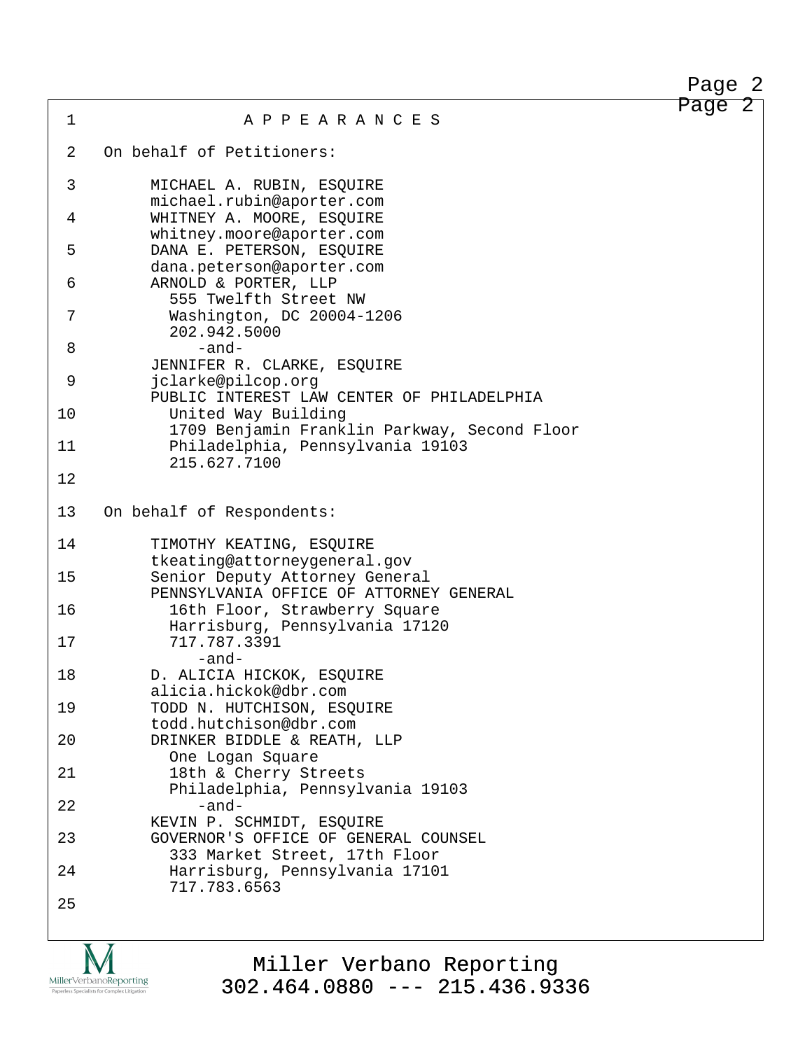A P P E A R A N C E S

On behalf of Petitioners:

MICHAEL A. RUBIN, ESQUIRE
michael.rubin@aporter.com
WHITNEY A. MOORE, ESQUIRE
whitney.moore@aporter.com
DANA E. PETERSON, ESQUIRE
dana.peterson@aporter.com
ARNOLD & PORTER, LLP
555 Twelfth Street NW
Washington, DC 20004-1206
202.942.5000
-and-
JENNIFER R. CLARKE, ESQUIRE
jclarke@pilcop.org
PUBLIC INTEREST LAW CENTER OF PHILADELPHIA
United Way Building
1709 Benjamin Franklin Parkway, Second Floor
Philadelphia, Pennsylvania 19103
215.627.7100

On behalf of Respondents:

TIMOTHY KEATING, ESQUIRE
tkeating@attorneygeneral.gov
Senior Deputy Attorney General
PENNSYLVANIA OFFICE OF ATTORNEY GENERAL
16th Floor, Strawberry Square
Harrisburg, Pennsylvania 17120
717.787.3391
-and-
D. ALICIA HICKOK, ESQUIRE
alicia.hickok@dbr.com
TODD N. HUTCHISON, ESQUIRE
todd.hutchison@dbr.com
DRINKER BIDDLE & REATH, LLP
One Logan Square
18th & Cherry Streets
Philadelphia, Pennsylvania 19103
-and-
KEVIN P. SCHMIDT, ESQUIRE
GOVERNOR'S OFFICE OF GENERAL COUNSEL
333 Market Street, 17th Floor
Harrisburg, Pennsylvania 17101
717.783.6563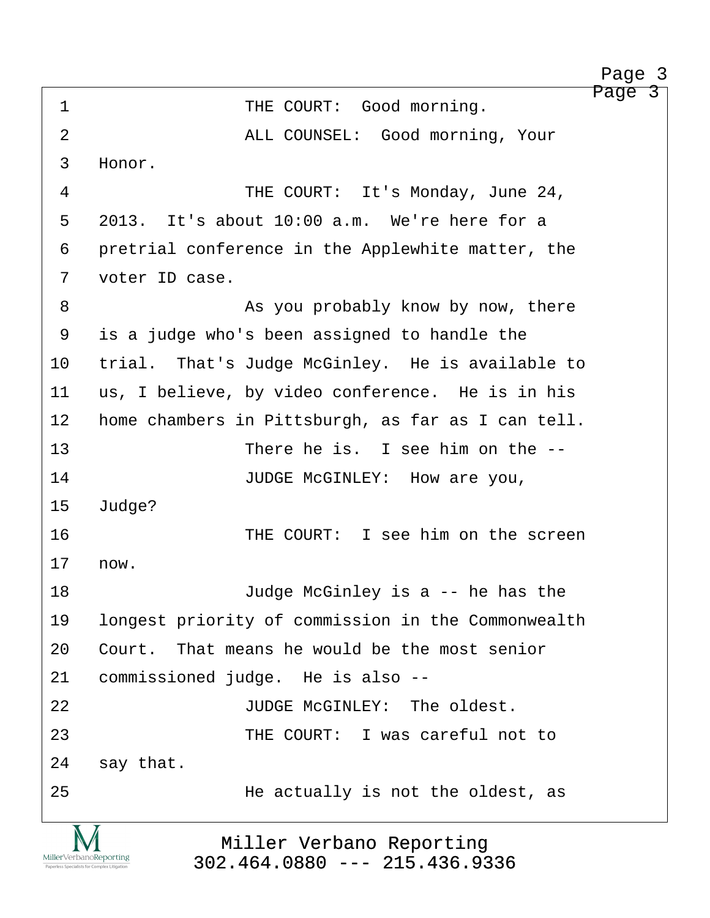THE COURT: Good morning.

ALL COUNSEL: Good morning, Your Honor.

THE COURT: It's Monday, June 24, 2013. It's about 10:00 a.m. We're here for a pretrial conference in the Applewhite matter, the voter ID case.

As you probably know by now, there is a judge who's been assigned to handle the trial. That's Judge McGinley. He is available to us, I believe, by video conference. He is in his home chambers in Pittsburgh, as far as I can tell.

There he is. I see him on the --

JUDGE McGINLEY: How are you, Judge?

THE COURT: I see him on the screen now.

Judge McGinley is a -- he has the longest priority of commission in the Commonwealth Court. That means he would be the most senior commissioned judge. He is also --

JUDGE McGINLEY: The oldest.

THE COURT: I was careful not to say that.

He actually is not the oldest, as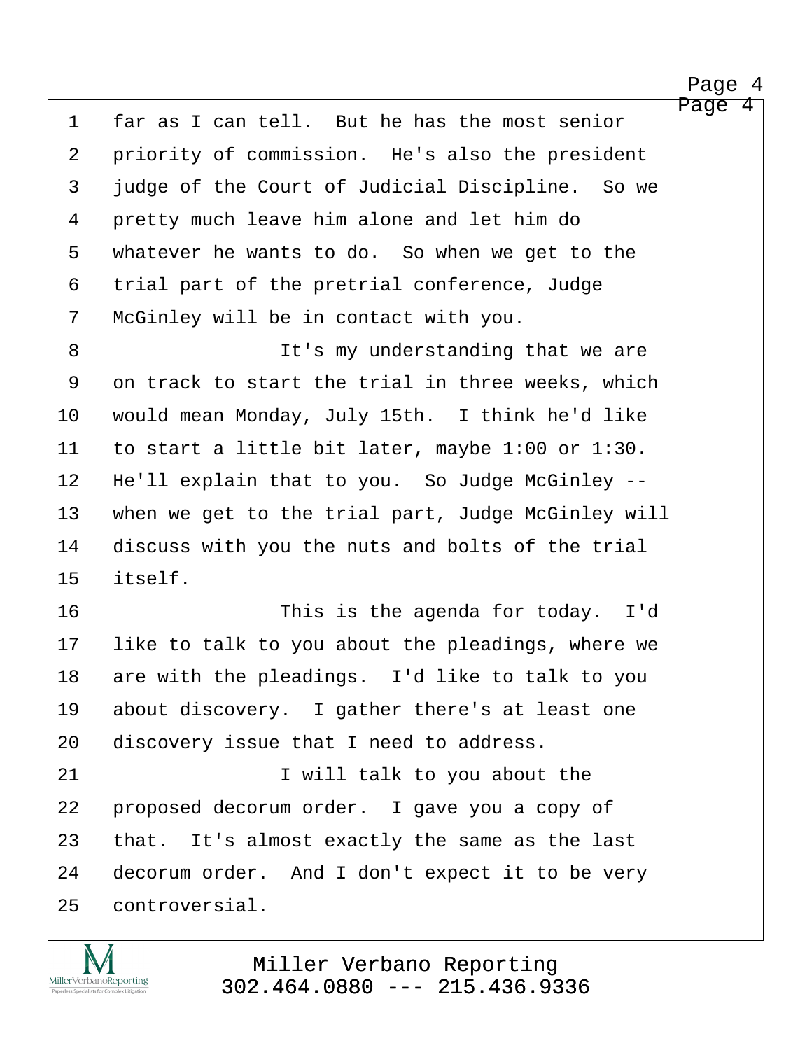far as I can tell. But he has the most senior priority of commission. He's also the president judge of the Court of Judicial Discipline. So we pretty much leave him alone and let him do whatever he wants to do. So when we get to the trial part of the pretrial conference, Judge McGinley will be in contact with you.

It's my understanding that we are on track to start the trial in three weeks, which would mean Monday, July 15th. I think he'd like to start a little bit later, maybe 1:00 or 1:30. He'll explain that to you. So Judge McGinley -- when we get to the trial part, Judge McGinley will discuss with you the nuts and bolts of the trial itself.

This is the agenda for today. I'd like to talk to you about the pleadings, where we are with the pleadings. I'd like to talk to you about discovery. I gather there's at least one discovery issue that I need to address.

I will talk to you about the proposed decorum order. I gave you a copy of that. It's almost exactly the same as the last decorum order. And I don't expect it to be very controversial.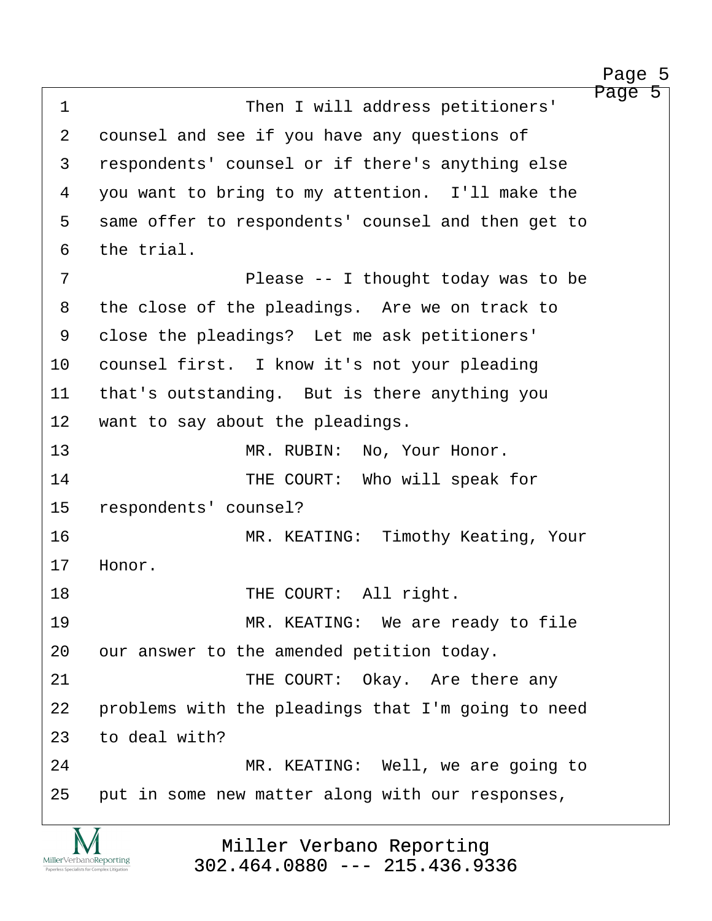Then I will address petitioners' counsel and see if you have any questions of respondents' counsel or if there's anything else you want to bring to my attention. I'll make the same offer to respondents' counsel and then get to the trial.

Please -- I thought today was to be the close of the pleadings. Are we on track to close the pleadings? Let me ask petitioners' counsel first. I know it's not your pleading that's outstanding. But is there anything you want to say about the pleadings.

MR. RUBIN: No, Your Honor.

THE COURT: Who will speak for respondents' counsel?

MR. KEATING: Timothy Keating, Your Honor.

THE COURT: All right.

MR. KEATING: We are ready to file our answer to the amended petition today.

THE COURT: Okay. Are there any problems with the pleadings that I'm going to need to deal with?

MR. KEATING: Well, we are going to put in some new matter along with our responses,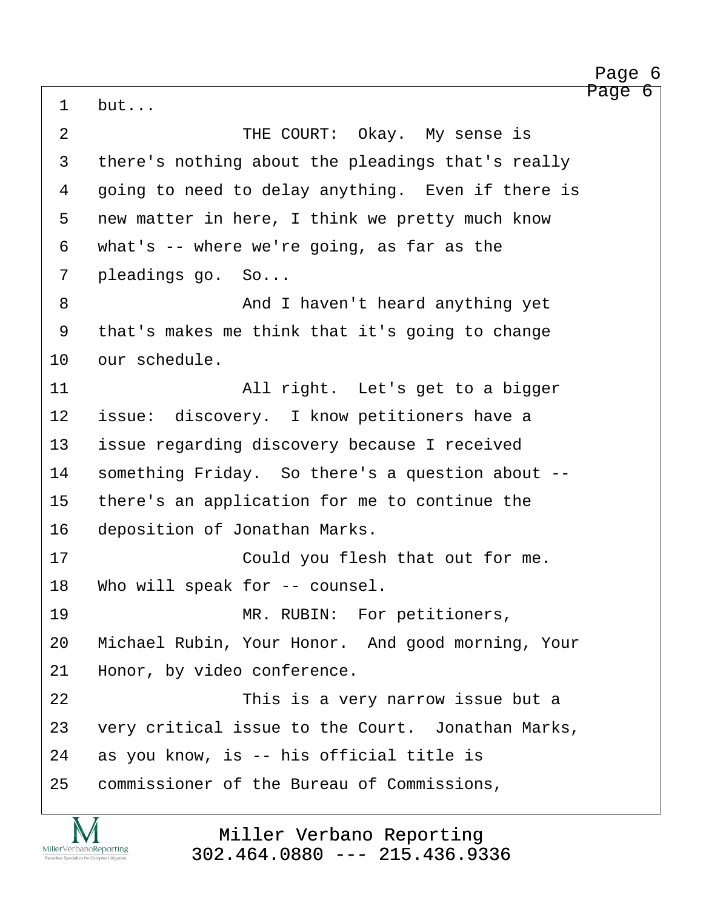1 but...

2 THE COURT: Okay. My sense is

3 there's nothing about the pleadings that's really

4 going to need to delay anything. Even if there is

5 new matter in here, I think we pretty much know

6 what's -- where we're going, as far as the

7 pleadings go. So...

8 And I haven't heard anything yet

9 that's makes me think that it's going to change

10 our schedule.

11 All right. Let's get to a bigger

12 issue: discovery. I know petitioners have a

13 issue regarding discovery because I received

14 something Friday. So there's a question about --

15 there's an application for me to continue the

16 deposition of Jonathan Marks.

17 Could you flesh that out for me.

18 Who will speak for -- counsel.

19 MR. RUBIN: For petitioners,

20 Michael Rubin, Your Honor. And good morning, Your

21 Honor, by video conference.

22 This is a very narrow issue but a

23 very critical issue to the Court. Jonathan Marks,

24 as you know, is -- his official title is

25 commissioner of the Bureau of Commissions,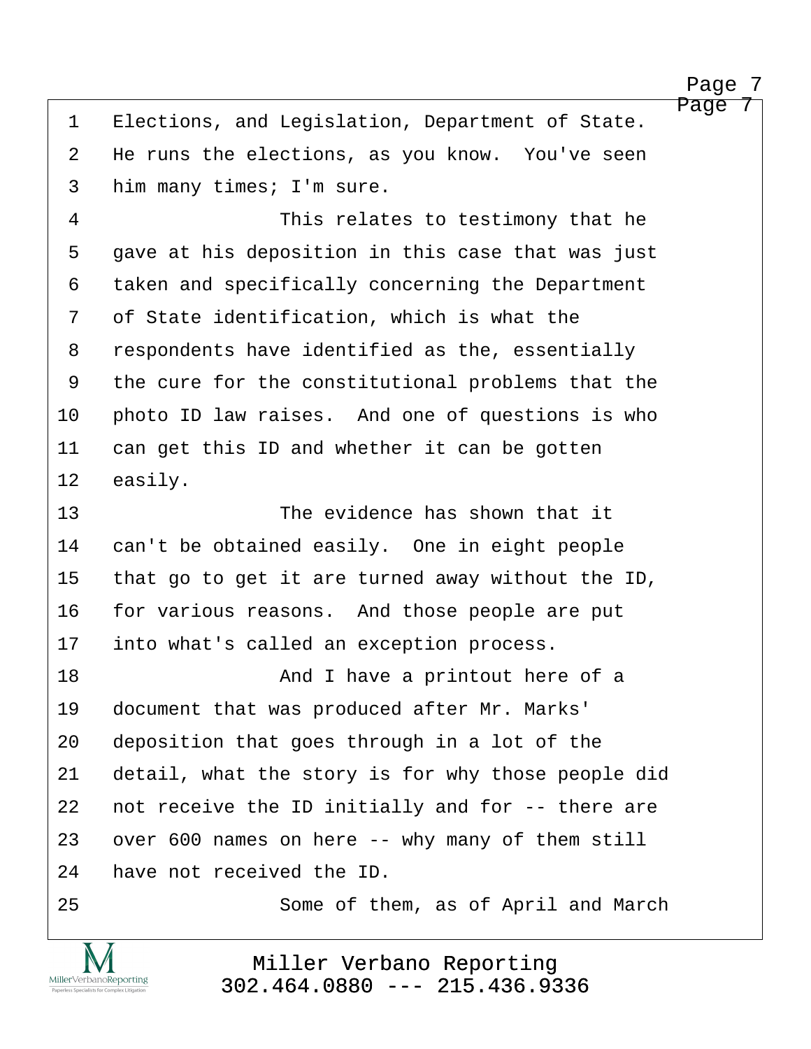Elections, and Legislation, Department of State. He runs the elections, as you know. You've seen him many times; I'm sure.

This relates to testimony that he gave at his deposition in this case that was just taken and specifically concerning the Department of State identification, which is what the respondents have identified as the, essentially the cure for the constitutional problems that the photo ID law raises. And one of questions is who can get this ID and whether it can be gotten easily.

The evidence has shown that it can't be obtained easily. One in eight people that go to get it are turned away without the ID, for various reasons. And those people are put into what's called an exception process.

And I have a printout here of a document that was produced after Mr. Marks' deposition that goes through in a lot of the detail, what the story is for why those people did not receive the ID initially and for -- there are over 600 names on here -- why many of them still have not received the ID.

Some of them, as of April and March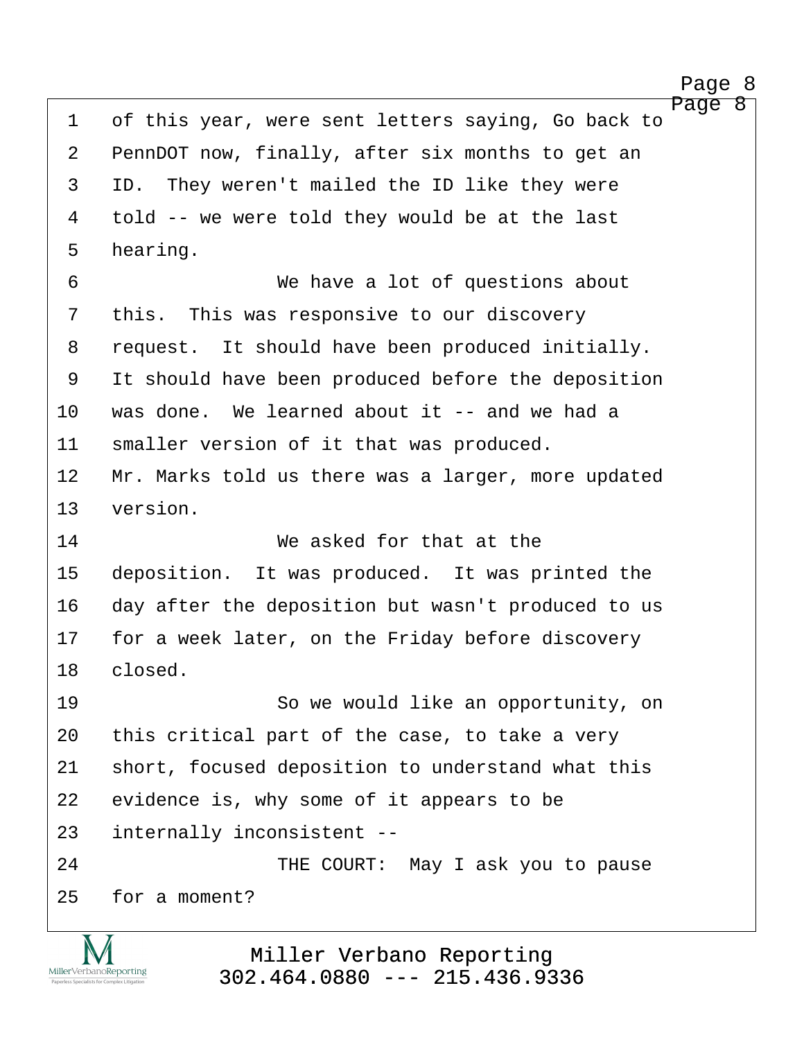1 of this year, were sent letters saying, Go back to
2 PennDOT now, finally, after six months to get an
3 ID. They weren't mailed the ID like they were
4 told -- we were told they would be at the last
5 hearing.
6 We have a lot of questions about
7 this. This was responsive to our discovery
8 request. It should have been produced initially.
9 It should have been produced before the deposition
10 was done. We learned about it -- and we had a
11 smaller version of it that was produced.
12 Mr. Marks told us there was a larger, more updated
13 version.
14 We asked for that at the
15 deposition. It was produced. It was printed the
16 day after the deposition but wasn't produced to us
17 for a week later, on the Friday before discovery
18 closed.
19 So we would like an opportunity, on
20 this critical part of the case, to take a very
21 short, focused deposition to understand what this
22 evidence is, why some of it appears to be
23 internally inconsistent --
24 THE COURT: May I ask you to pause
25 for a moment?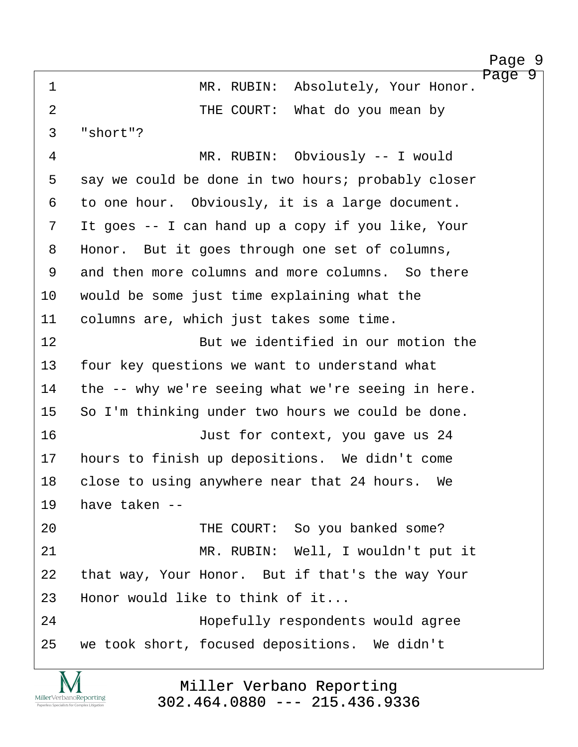1 MR. RUBIN: Absolutely, Your Honor.

2 THE COURT: What do you mean by

3 "short"?

4 MR. RUBIN: Obviously -- I would

5 say we could be done in two hours; probably closer

6 to one hour. Obviously, it is a large document.

7 It goes -- I can hand up a copy if you like, Your

8 Honor. But it goes through one set of columns,

9 and then more columns and more columns. So there

10 would be some just time explaining what the

11 columns are, which just takes some time.

12 But we identified in our motion the

13 four key questions we want to understand what

14 the -- why we're seeing what we're seeing in here.

15 So I'm thinking under two hours we could be done.

16 Just for context, you gave us 24

17 hours to finish up depositions. We didn't come

18 close to using anywhere near that 24 hours. We

19 have taken --

20 THE COURT: So you banked some?

21 MR. RUBIN: Well, I wouldn't put it

22 that way, Your Honor. But if that's the way Your

23 Honor would like to think of it...

24 Hopefully respondents would agree

25 we took short, focused depositions. We didn't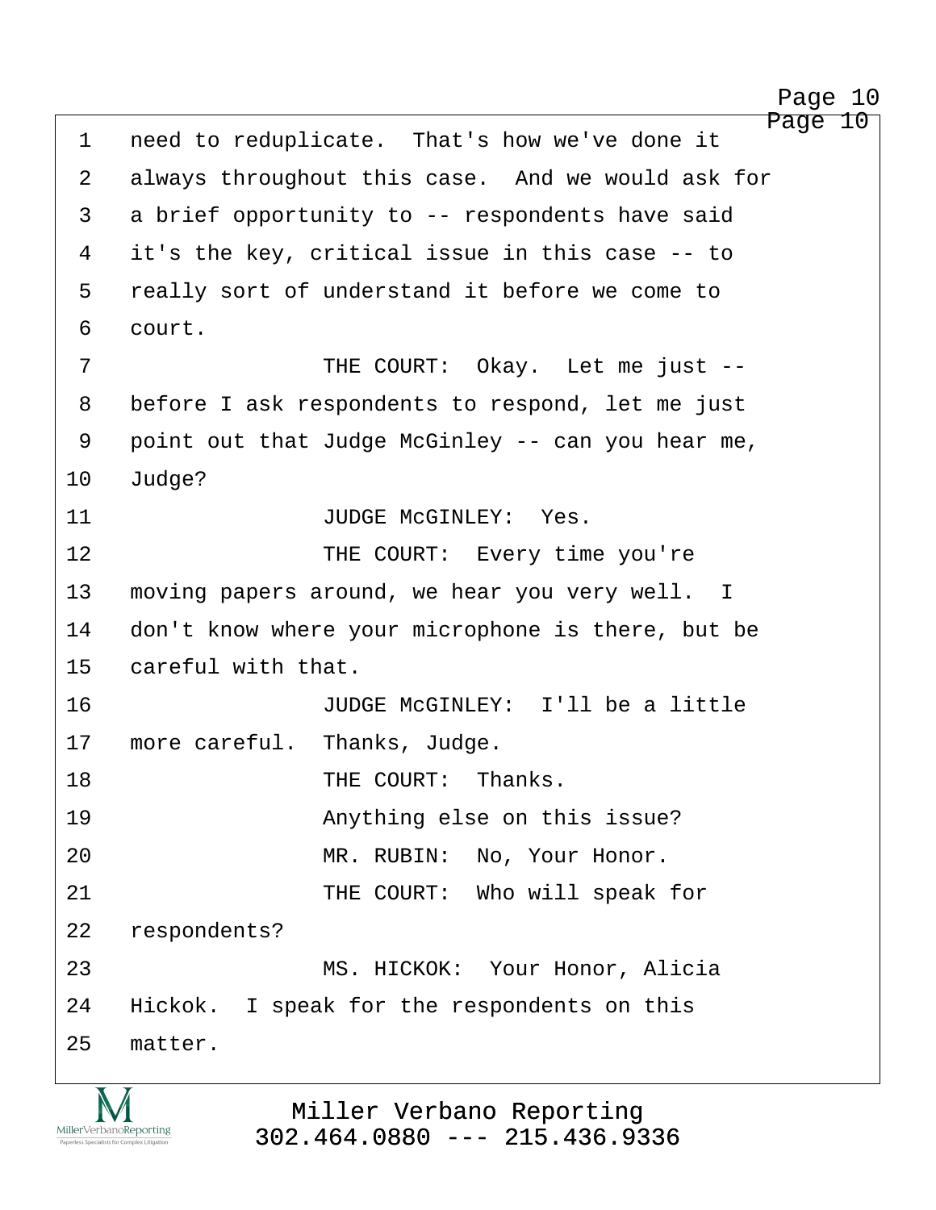need to reduplicate. That's how we've done it always throughout this case. And we would ask for a brief opportunity to -- respondents have said it's the key, critical issue in this case -- to really sort of understand it before we come to court.

THE COURT: Okay. Let me just -- before I ask respondents to respond, let me just point out that Judge McGinley -- can you hear me, Judge?

JUDGE McGINLEY: Yes.

THE COURT: Every time you're moving papers around, we hear you very well. I don't know where your microphone is there, but be careful with that.

JUDGE McGINLEY: I'll be a little more careful. Thanks, Judge.

THE COURT: Thanks.

Anything else on this issue?

MR. RUBIN: No, Your Honor.

THE COURT: Who will speak for respondents?

MS. HICKOK: Your Honor, Alicia Hickok. I speak for the respondents on this matter.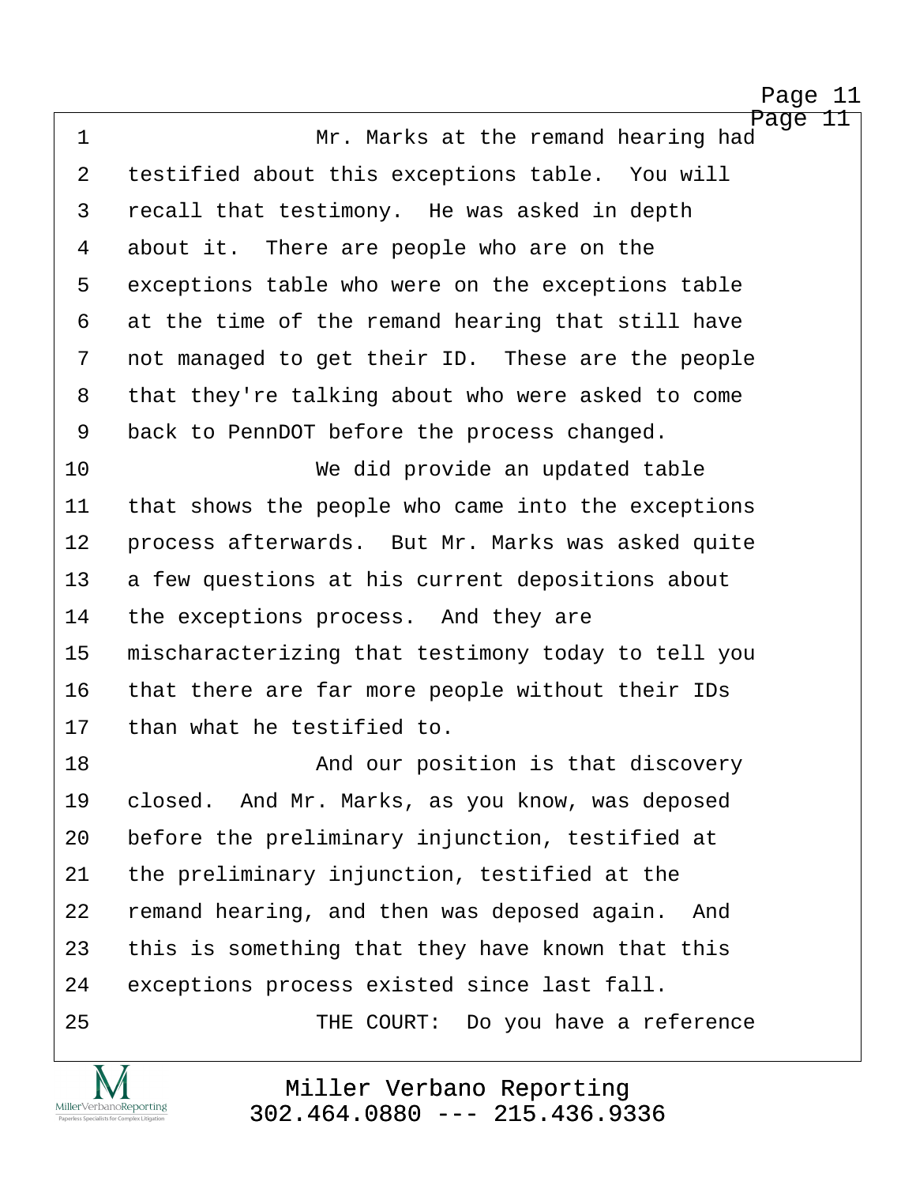Mr. Marks at the remand hearing had testified about this exceptions table. You will recall that testimony. He was asked in depth about it. There are people who are on the exceptions table who were on the exceptions table at the time of the remand hearing that still have not managed to get their ID. These are the people that they're talking about who were asked to come back to PennDOT before the process changed.

We did provide an updated table that shows the people who came into the exceptions process afterwards. But Mr. Marks was asked quite a few questions at his current depositions about the exceptions process. And they are mischaracterizing that testimony today to tell you that there are far more people without their IDs than what he testified to.

And our position is that discovery closed. And Mr. Marks, as you know, was deposed before the preliminary injunction, testified at the preliminary injunction, testified at the remand hearing, and then was deposed again. And this is something that they have known that this exceptions process existed since last fall.

THE COURT: Do you have a reference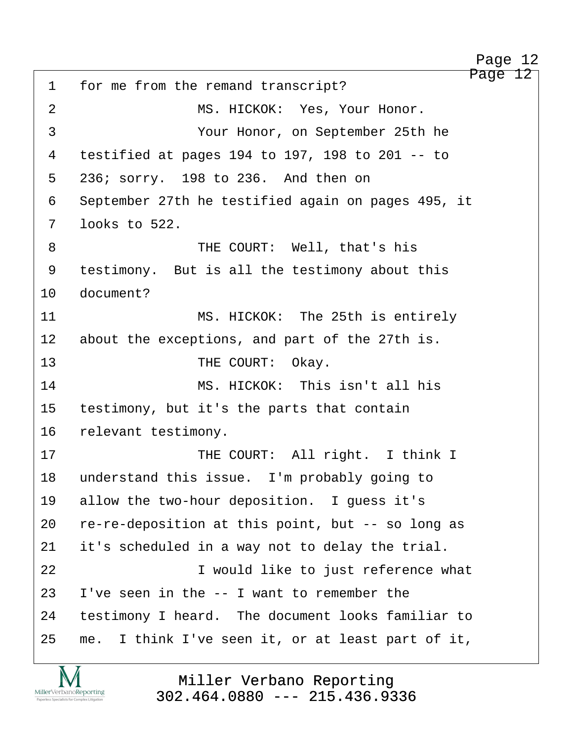1 for me from the remand transcript?

2 MS. HICKOK: Yes, Your Honor.

3 Your Honor, on September 25th he

4 testified at pages 194 to 197, 198 to 201 -- to

5 236; sorry. 198 to 236. And then on

6 September 27th he testified again on pages 495, it

7 looks to 522.

8 THE COURT: Well, that's his

9 testimony. But is all the testimony about this

10 document?

11 MS. HICKOK: The 25th is entirely

12 about the exceptions, and part of the 27th is.

13 THE COURT: Okay.

14 MS. HICKOK: This isn't all his

15 testimony, but it's the parts that contain

16 relevant testimony.

17 THE COURT: All right. I think I

18 understand this issue. I'm probably going to

19 allow the two-hour deposition. I guess it's

20 re-re-deposition at this point, but -- so long as

21 it's scheduled in a way not to delay the trial.

22 I would like to just reference what

23 I've seen in the -- I want to remember the

24 testimony I heard. The document looks familiar to

25 me. I think I've seen it, or at least part of it,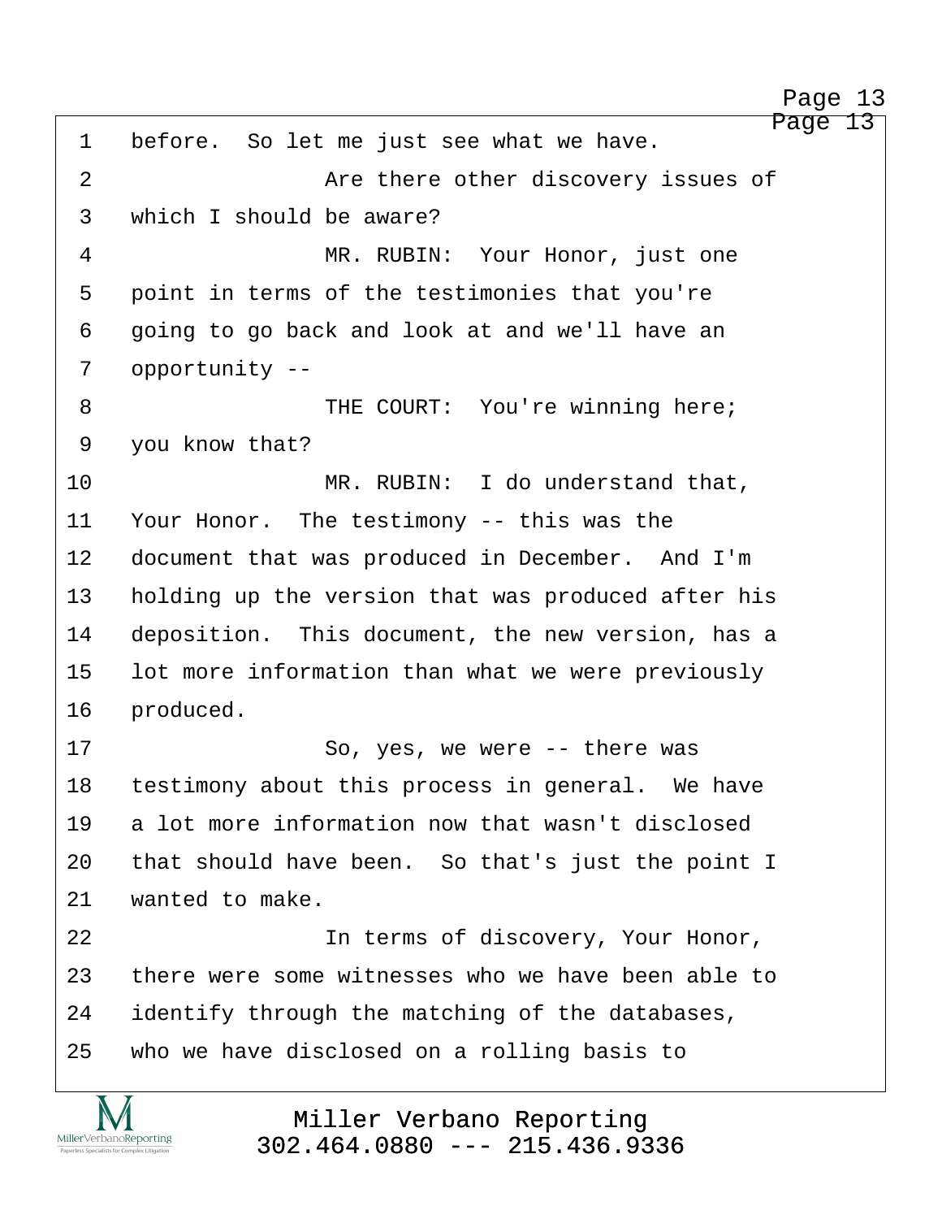1 before. So let me just see what we have.

2 Are there other discovery issues of

3 which I should be aware?

4 MR. RUBIN: Your Honor, just one

5 point in terms of the testimonies that you're

6 going to go back and look at and we'll have an

7 opportunity --

8 THE COURT: You're winning here;

9 you know that?

10 MR. RUBIN: I do understand that,

11 Your Honor. The testimony -- this was the

12 document that was produced in December. And I'm

13 holding up the version that was produced after his

14 deposition. This document, the new version, has a

15 lot more information than what we were previously

16 produced.

17 So, yes, we were -- there was

18 testimony about this process in general. We have

19 a lot more information now that wasn't disclosed

20 that should have been. So that's just the point I

21 wanted to make.

22 In terms of discovery, Your Honor,

23 there were some witnesses who we have been able to

24 identify through the matching of the databases,

25 who we have disclosed on a rolling basis to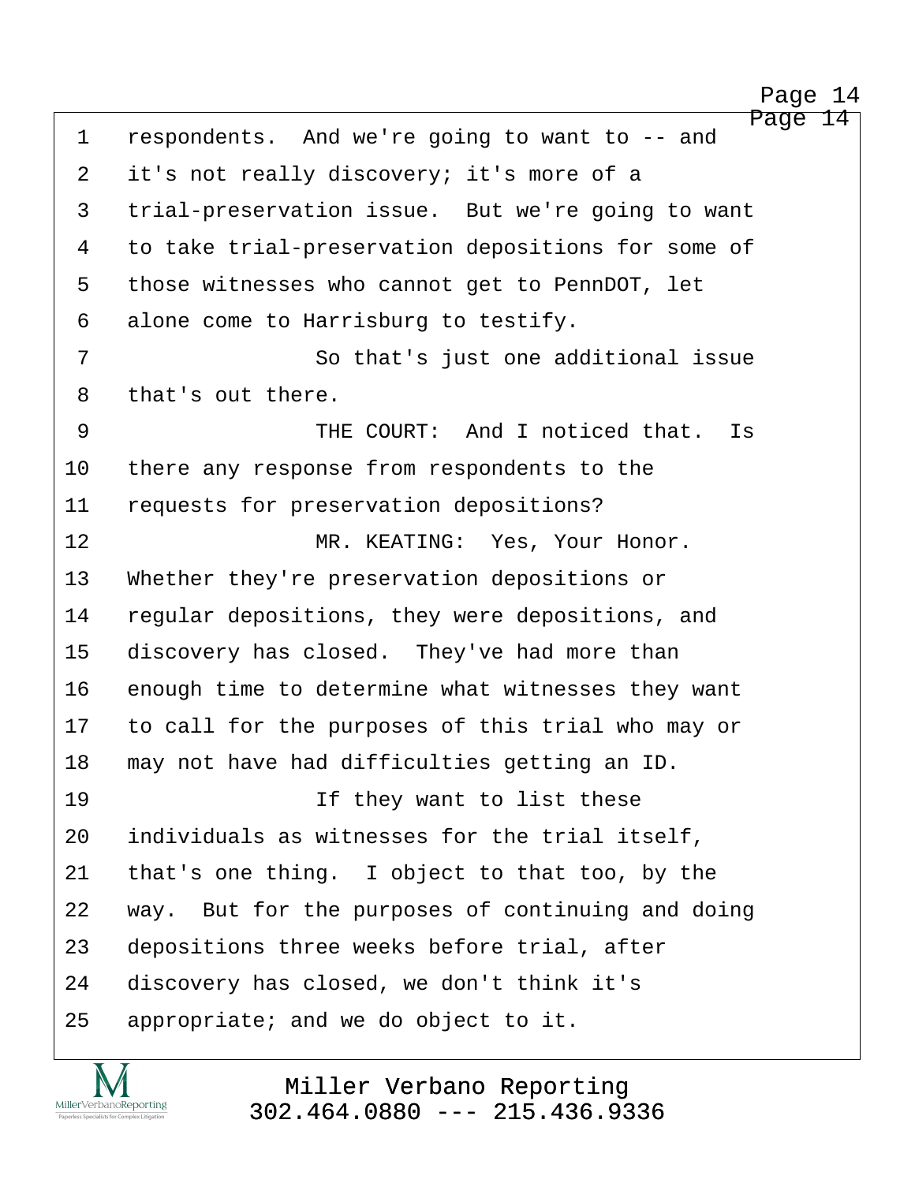1 respondents. And we're going to want to -- and
2 it's not really discovery; it's more of a
3 trial-preservation issue. But we're going to want
4 to take trial-preservation depositions for some of
5 those witnesses who cannot get to PennDOT, let
6 alone come to Harrisburg to testify.
7 So that's just one additional issue
8 that's out there.
9 THE COURT: And I noticed that. Is
10 there any response from respondents to the
11 requests for preservation depositions?
12 MR. KEATING: Yes, Your Honor.
13 Whether they're preservation depositions or
14 regular depositions, they were depositions, and
15 discovery has closed. They've had more than
16 enough time to determine what witnesses they want
17 to call for the purposes of this trial who may or
18 may not have had difficulties getting an ID.
19 If they want to list these
20 individuals as witnesses for the trial itself,
21 that's one thing. I object to that too, by the
22 way. But for the purposes of continuing and doing
23 depositions three weeks before trial, after
24 discovery has closed, we don't think it's
25 appropriate; and we do object to it.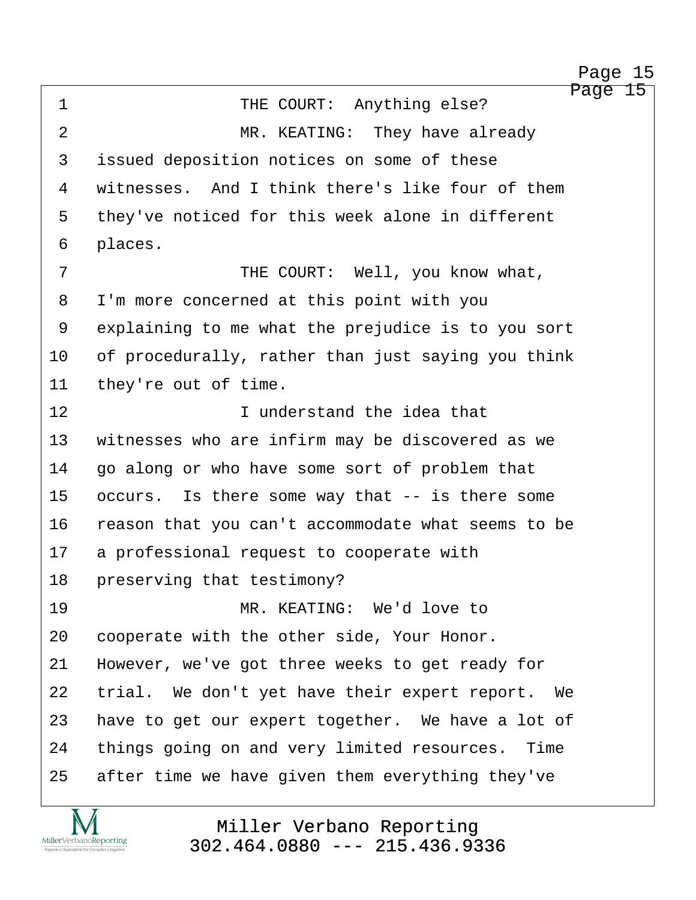1 THE COURT: Anything else?
2 MR. KEATING: They have already
3 issued deposition notices on some of these
4 witnesses. And I think there's like four of them
5 they've noticed for this week alone in different
6 places.
7 THE COURT: Well, you know what,
8 I'm more concerned at this point with you
9 explaining to me what the prejudice is to you sort
10 of procedurally, rather than just saying you think
11 they're out of time.
12 I understand the idea that
13 witnesses who are infirm may be discovered as we
14 go along or who have some sort of problem that
15 occurs. Is there some way that -- is there some
16 reason that you can't accommodate what seems to be
17 a professional request to cooperate with
18 preserving that testimony?
19 MR. KEATING: We'd love to
20 cooperate with the other side, Your Honor.
21 However, we've got three weeks to get ready for
22 trial. We don't yet have their expert report. We
23 have to get our expert together. We have a lot of
24 things going on and very limited resources. Time
25 after time we have given them everything they've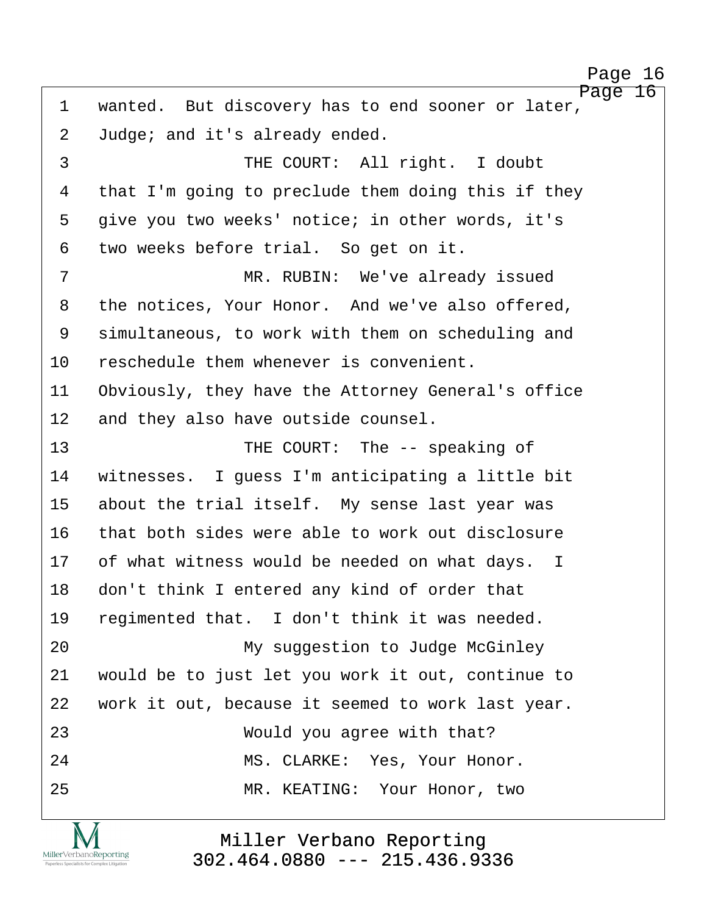1 wanted. But discovery has to end sooner or later,
2 Judge; and it's already ended.
3 THE COURT: All right. I doubt
4 that I'm going to preclude them doing this if they
5 give you two weeks' notice; in other words, it's
6 two weeks before trial. So get on it.
7 MR. RUBIN: We've already issued
8 the notices, Your Honor. And we've also offered,
9 simultaneous, to work with them on scheduling and
10 reschedule them whenever is convenient.
11 Obviously, they have the Attorney General's office
12 and they also have outside counsel.
13 THE COURT: The -- speaking of
14 witnesses. I guess I'm anticipating a little bit
15 about the trial itself. My sense last year was
16 that both sides were able to work out disclosure
17 of what witness would be needed on what days. I
18 don't think I entered any kind of order that
19 regimented that. I don't think it was needed.
20 My suggestion to Judge McGinley
21 would be to just let you work it out, continue to
22 work it out, because it seemed to work last year.
23 Would you agree with that?
24 MS. CLARKE: Yes, Your Honor.
25 MR. KEATING: Your Honor, two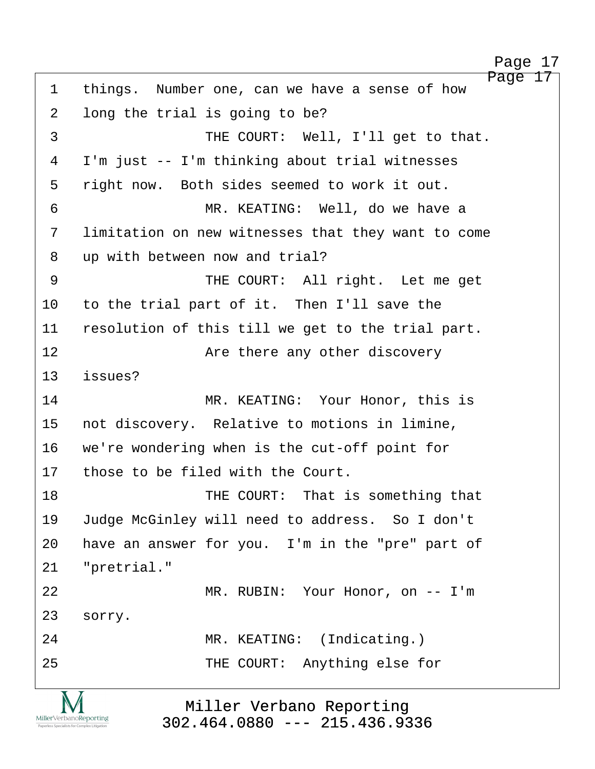1 things. Number one, can we have a sense of how

2 long the trial is going to be?

3 THE COURT: Well, I'll get to that.

4 I'm just -- I'm thinking about trial witnesses

5 right now. Both sides seemed to work it out.

6 MR. KEATING: Well, do we have a

7 limitation on new witnesses that they want to come

8 up with between now and trial?

9 THE COURT: All right. Let me get

10 to the trial part of it. Then I'll save the

11 resolution of this till we get to the trial part.

12 Are there any other discovery

13 issues?

14 MR. KEATING: Your Honor, this is

15 not discovery. Relative to motions in limine,

16 we're wondering when is the cut-off point for

17 those to be filed with the Court.

18 THE COURT: That is something that

19 Judge McGinley will need to address. So I don't

20 have an answer for you. I'm in the "pre" part of

21 "pretrial."

22 MR. RUBIN: Your Honor, on -- I'm

23 sorry.

24 MR. KEATING: (Indicating.)

25 THE COURT: Anything else for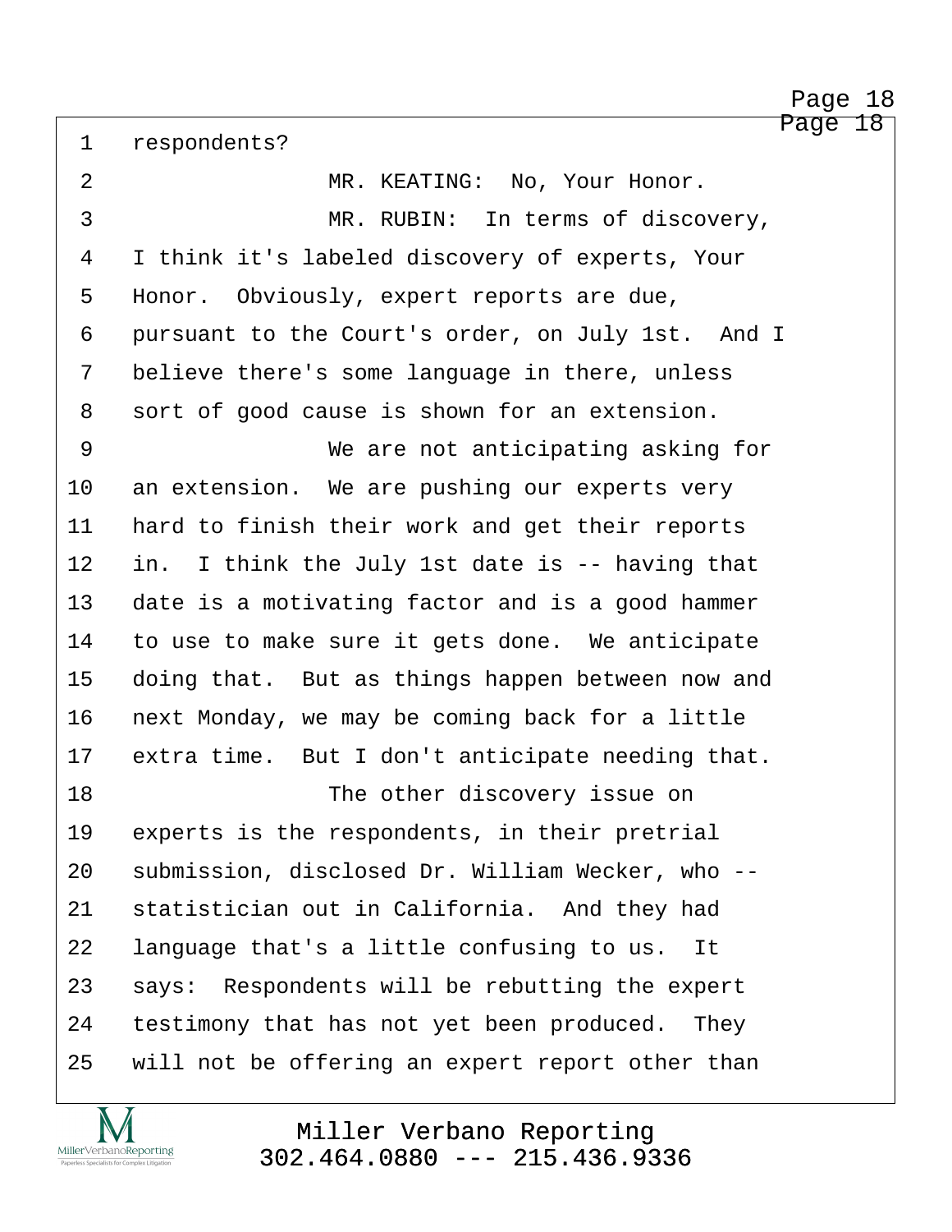respondents?

MR. KEATING: No, Your Honor.

MR. RUBIN: In terms of discovery, I think it's labeled discovery of experts, Your Honor. Obviously, expert reports are due, pursuant to the Court's order, on July 1st. And I believe there's some language in there, unless sort of good cause is shown for an extension.

We are not anticipating asking for an extension. We are pushing our experts very hard to finish their work and get their reports in. I think the July 1st date is -- having that date is a motivating factor and is a good hammer to use to make sure it gets done. We anticipate doing that. But as things happen between now and next Monday, we may be coming back for a little extra time. But I don't anticipate needing that.

The other discovery issue on experts is the respondents, in their pretrial submission, disclosed Dr. William Wecker, who -- statistician out in California. And they had language that's a little confusing to us. It says: Respondents will be rebutting the expert testimony that has not yet been produced. They will not be offering an expert report other than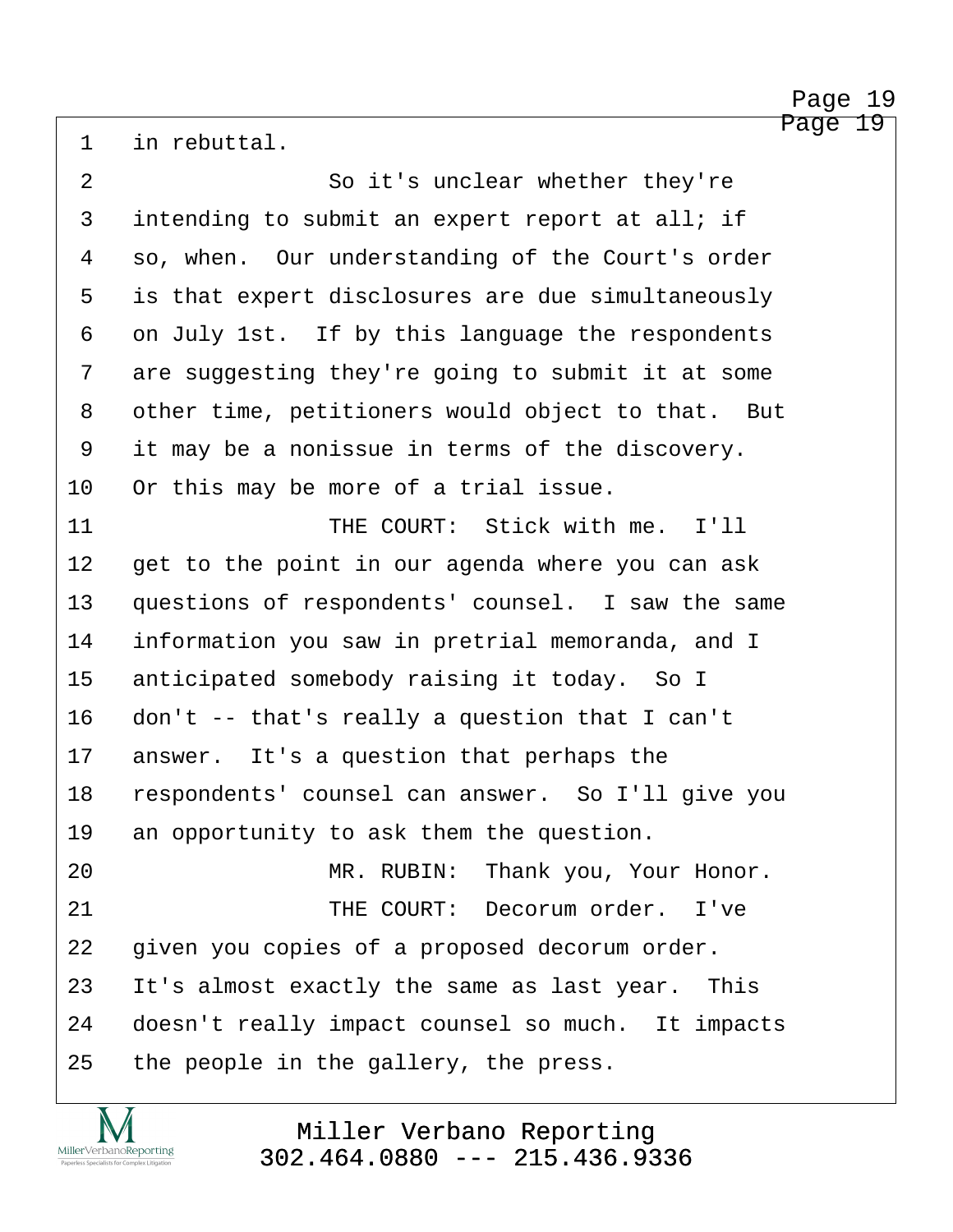in rebuttal.

So it's unclear whether they're intending to submit an expert report at all; if so, when. Our understanding of the Court's order is that expert disclosures are due simultaneously on July 1st. If by this language the respondents are suggesting they're going to submit it at some other time, petitioners would object to that. But it may be a nonissue in terms of the discovery. Or this may be more of a trial issue.

THE COURT: Stick with me. I'll get to the point in our agenda where you can ask questions of respondents' counsel. I saw the same information you saw in pretrial memoranda, and I anticipated somebody raising it today. So I don't -- that's really a question that I can't answer. It's a question that perhaps the respondents' counsel can answer. So I'll give you an opportunity to ask them the question.

MR. RUBIN: Thank you, Your Honor.

THE COURT: Decorum order. I've given you copies of a proposed decorum order. It's almost exactly the same as last year. This doesn't really impact counsel so much. It impacts the people in the gallery, the press.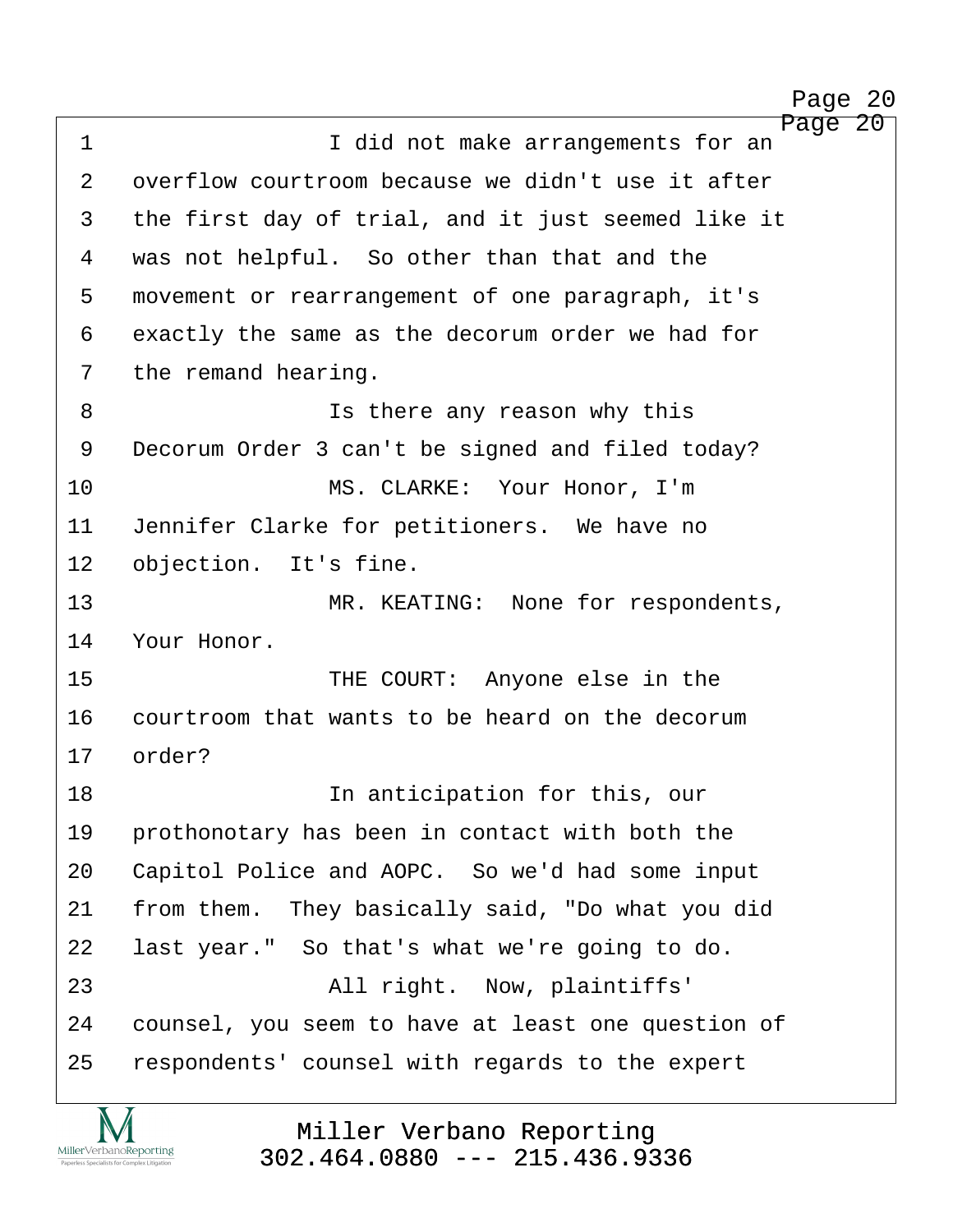1 I did not make arrangements for an
2 overflow courtroom because we didn't use it after
3 the first day of trial, and it just seemed like it
4 was not helpful. So other than that and the
5 movement or rearrangement of one paragraph, it's
6 exactly the same as the decorum order we had for
7 the remand hearing.
8 Is there any reason why this
9 Decorum Order 3 can't be signed and filed today?
10 MS. CLARKE: Your Honor, I'm
11 Jennifer Clarke for petitioners. We have no
12 objection. It's fine.
13 MR. KEATING: None for respondents,
14 Your Honor.
15 THE COURT: Anyone else in the
16 courtroom that wants to be heard on the decorum
17 order?
18 In anticipation for this, our
19 prothonotary has been in contact with both the
20 Capitol Police and AOPC. So we'd had some input
21 from them. They basically said, "Do what you did
22 last year." So that's what we're going to do.
23 All right. Now, plaintiffs'
24 counsel, you seem to have at least one question of
25 respondents' counsel with regards to the expert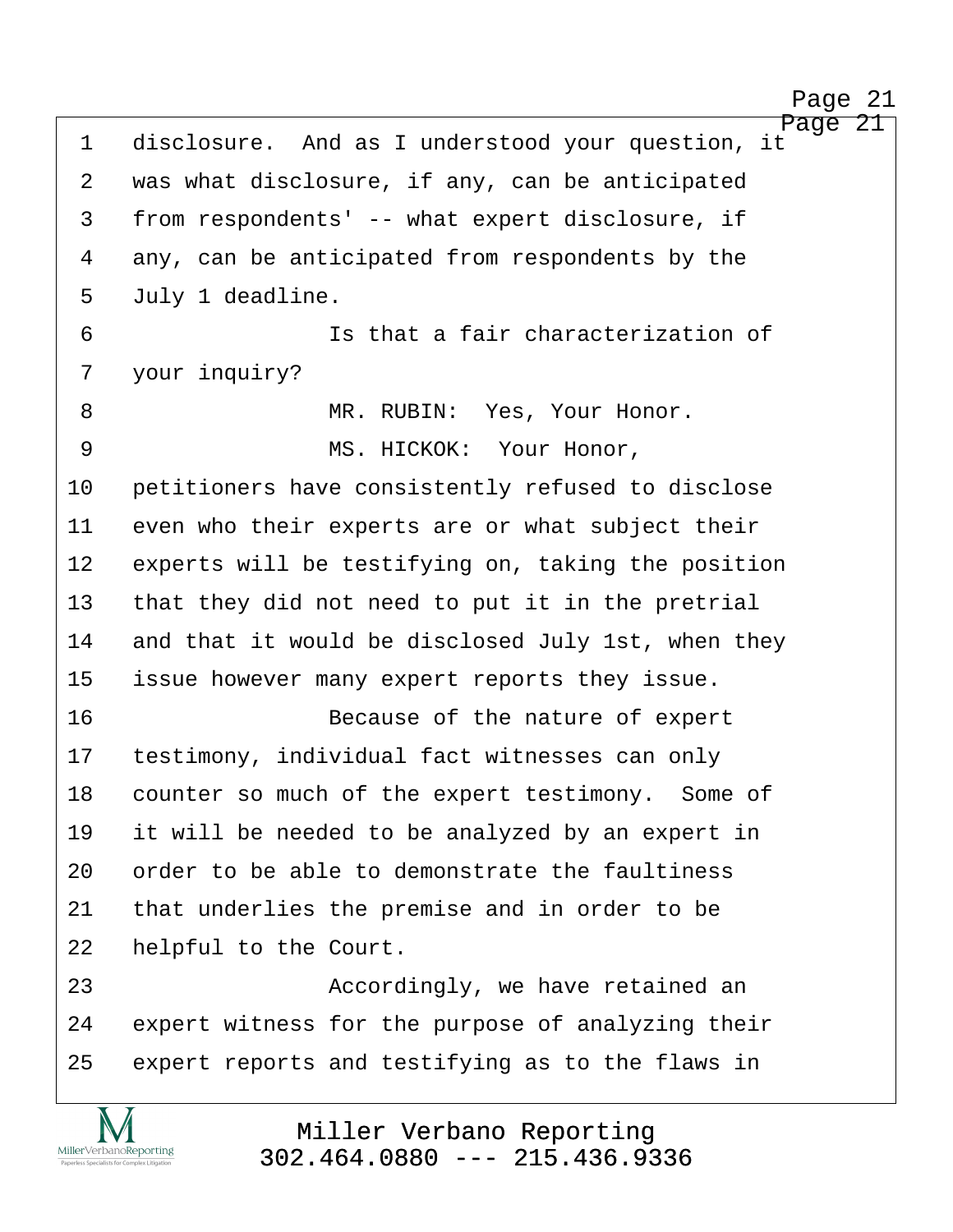disclosure. And as I understood your question, it was what disclosure, if any, can be anticipated from respondents' -- what expert disclosure, if any, can be anticipated from respondents by the July 1 deadline.

Is that a fair characterization of your inquiry?

MR. RUBIN: Yes, Your Honor.

MS. HICKOK: Your Honor, petitioners have consistently refused to disclose even who their experts are or what subject their experts will be testifying on, taking the position that they did not need to put it in the pretrial and that it would be disclosed July 1st, when they issue however many expert reports they issue.

Because of the nature of expert testimony, individual fact witnesses can only counter so much of the expert testimony. Some of it will be needed to be analyzed by an expert in order to be able to demonstrate the faultiness that underlies the premise and in order to be helpful to the Court.

Accordingly, we have retained an expert witness for the purpose of analyzing their expert reports and testifying as to the flaws in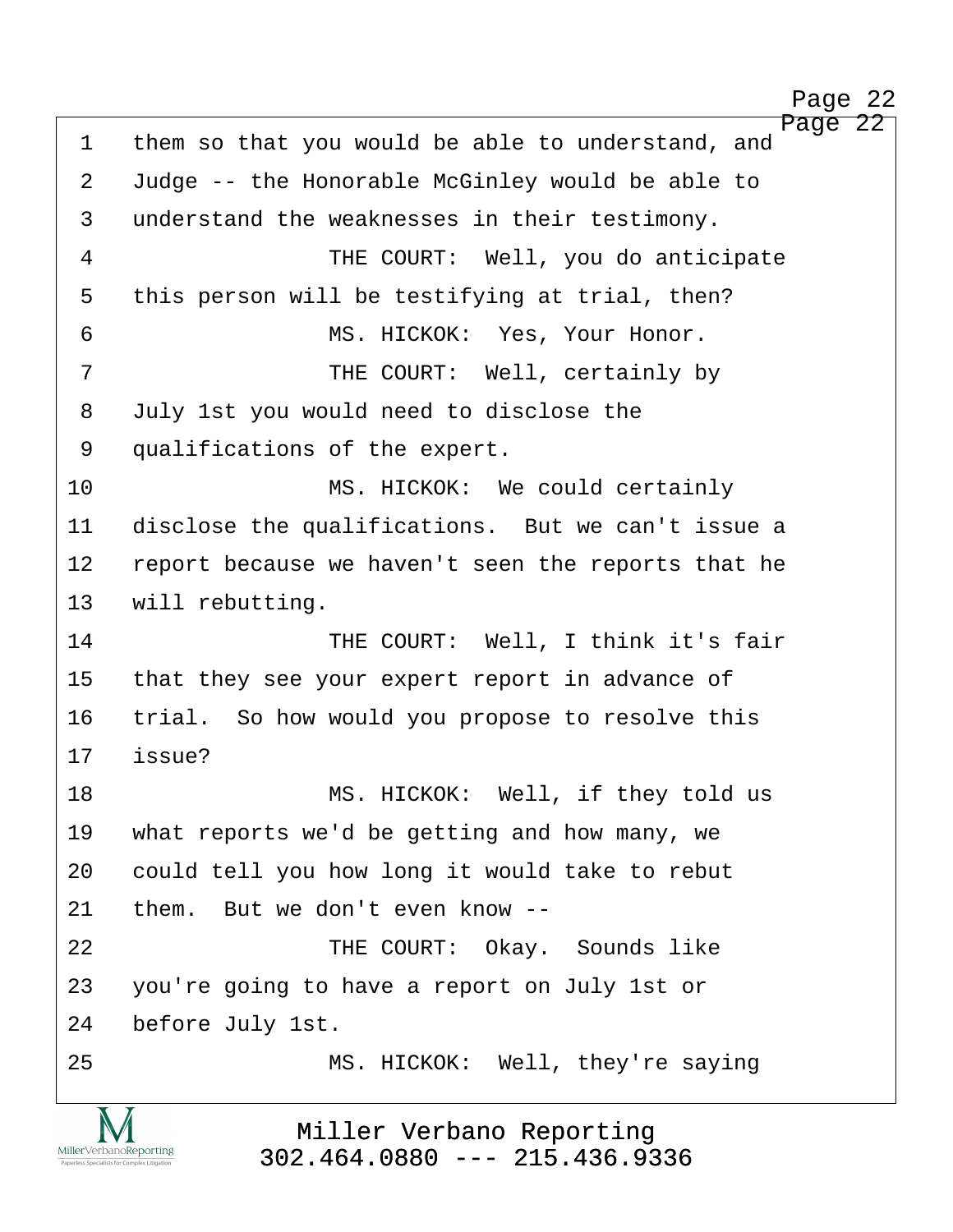1 them so that you would be able to understand, and
2 Judge -- the Honorable McGinley would be able to
3 understand the weaknesses in their testimony.
4 THE COURT: Well, you do anticipate
5 this person will be testifying at trial, then?
6 MS. HICKOK: Yes, Your Honor.
7 THE COURT: Well, certainly by
8 July 1st you would need to disclose the
9 qualifications of the expert.
10 MS. HICKOK: We could certainly
11 disclose the qualifications. But we can't issue a
12 report because we haven't seen the reports that he
13 will rebutting.
14 THE COURT: Well, I think it's fair
15 that they see your expert report in advance of
16 trial. So how would you propose to resolve this
17 issue?
18 MS. HICKOK: Well, if they told us
19 what reports we'd be getting and how many, we
20 could tell you how long it would take to rebut
21 them. But we don't even know --
22 THE COURT: Okay. Sounds like
23 you're going to have a report on July 1st or
24 before July 1st.
25 MS. HICKOK: Well, they're saying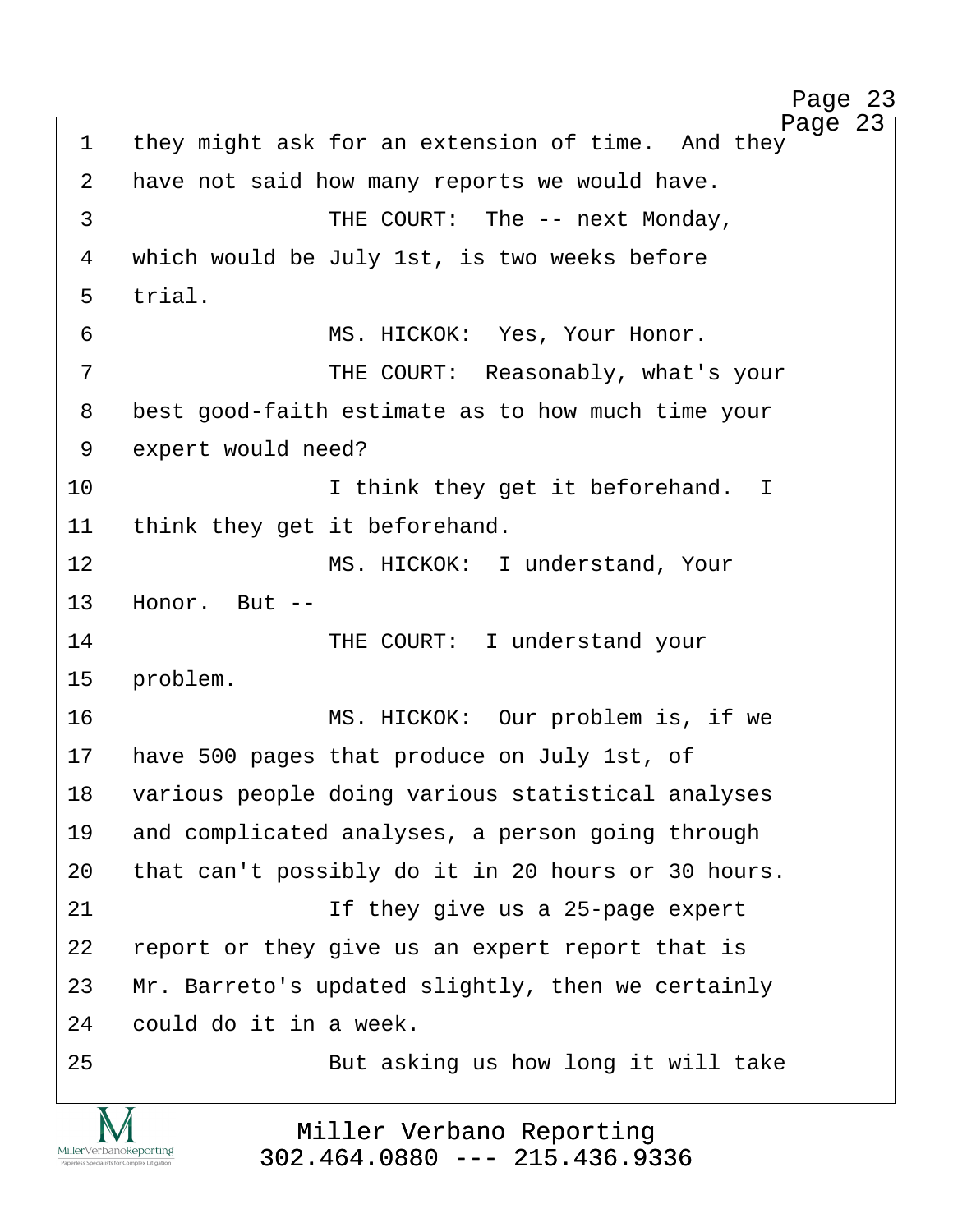1 they might ask for an extension of time. And they

2 have not said how many reports we would have.

3 THE COURT: The -- next Monday,

4 which would be July 1st, is two weeks before

5 trial.

6 MS. HICKOK: Yes, Your Honor.

7 THE COURT: Reasonably, what's your

8 best good-faith estimate as to how much time your

9 expert would need?

10 I think they get it beforehand. I

11 think they get it beforehand.

12 MS. HICKOK: I understand, Your

13 Honor. But --

14 THE COURT: I understand your

15 problem.

16 MS. HICKOK: Our problem is, if we

17 have 500 pages that produce on July 1st, of

18 various people doing various statistical analyses

19 and complicated analyses, a person going through

20 that can't possibly do it in 20 hours or 30 hours.

21 If they give us a 25-page expert

22 report or they give us an expert report that is

23 Mr. Barreto's updated slightly, then we certainly

24 could do it in a week.

25 But asking us how long it will take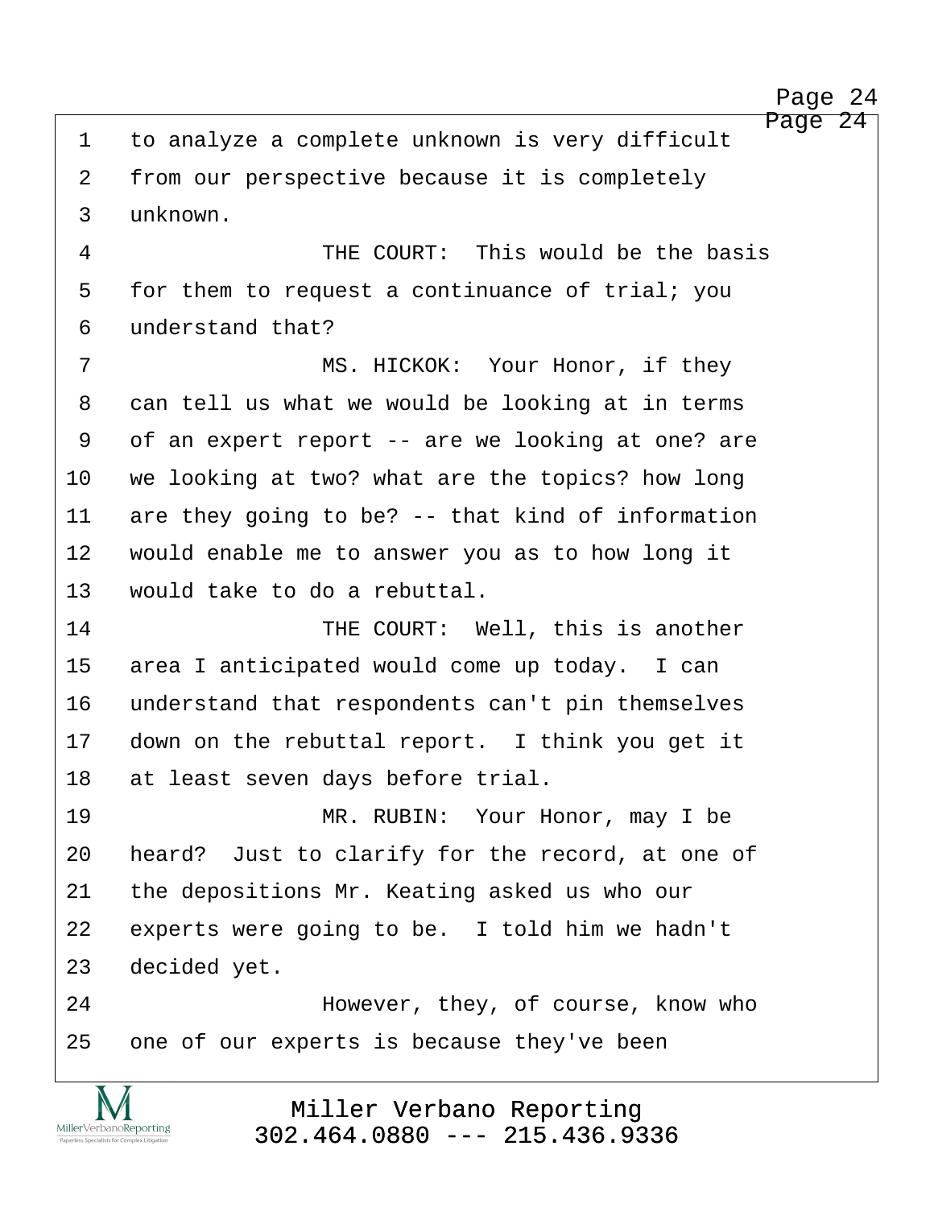to analyze a complete unknown is very difficult from our perspective because it is completely unknown.

THE COURT: This would be the basis for them to request a continuance of trial; you understand that?

MS. HICKOK: Your Honor, if they can tell us what we would be looking at in terms of an expert report -- are we looking at one? are we looking at two? what are the topics? how long are they going to be? -- that kind of information would enable me to answer you as to how long it would take to do a rebuttal.

THE COURT: Well, this is another area I anticipated would come up today. I can understand that respondents can't pin themselves down on the rebuttal report. I think you get it at least seven days before trial.

MR. RUBIN: Your Honor, may I be heard? Just to clarify for the record, at one of the depositions Mr. Keating asked us who our experts were going to be. I told him we hadn't decided yet.

However, they, of course, know who one of our experts is because they've been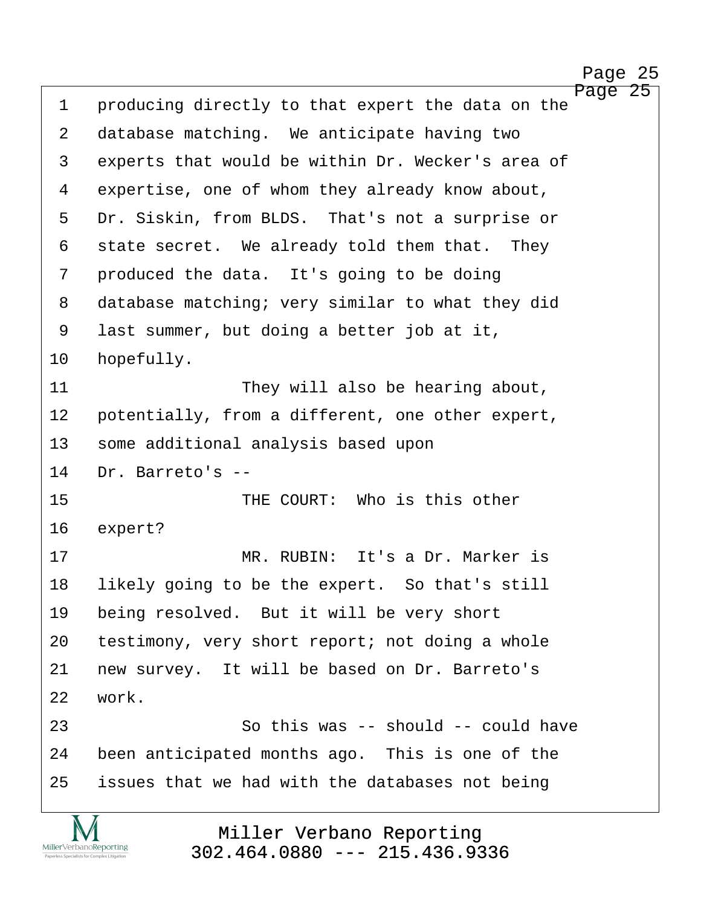1 producing directly to that expert the data on the
2 database matching. We anticipate having two
3 experts that would be within Dr. Wecker's area of
4 expertise, one of whom they already know about,
5 Dr. Siskin, from BLDS. That's not a surprise or
6 state secret. We already told them that. They
7 produced the data. It's going to be doing
8 database matching; very similar to what they did
9 last summer, but doing a better job at it,
10 hopefully.
11 They will also be hearing about,
12 potentially, from a different, one other expert,
13 some additional analysis based upon
14 Dr. Barreto's --
15 THE COURT: Who is this other
16 expert?
17 MR. RUBIN: It's a Dr. Marker is
18 likely going to be the expert. So that's still
19 being resolved. But it will be very short
20 testimony, very short report; not doing a whole
21 new survey. It will be based on Dr. Barreto's
22 work.
23 So this was -- should -- could have
24 been anticipated months ago. This is one of the
25 issues that we had with the databases not being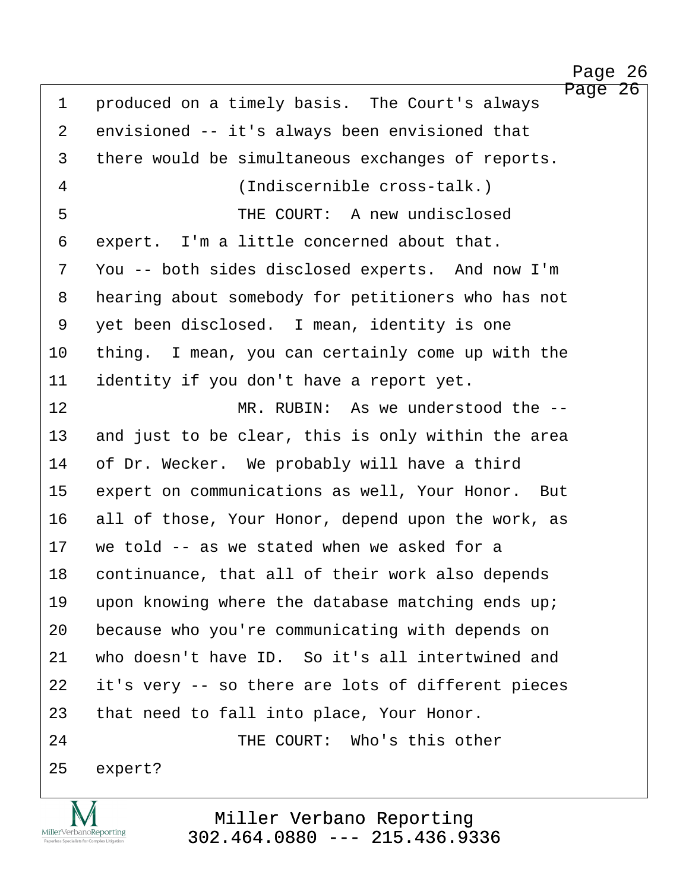1 produced on a timely basis. The Court's always
2 envisioned -- it's always been envisioned that
3 there would be simultaneous exchanges of reports.
4 (Indiscernible cross-talk.)
5 THE COURT: A new undisclosed
6 expert. I'm a little concerned about that.
7 You -- both sides disclosed experts. And now I'm
8 hearing about somebody for petitioners who has not
9 yet been disclosed. I mean, identity is one
10 thing. I mean, you can certainly come up with the
11 identity if you don't have a report yet.
12 MR. RUBIN: As we understood the --
13 and just to be clear, this is only within the area
14 of Dr. Wecker. We probably will have a third
15 expert on communications as well, Your Honor. But
16 all of those, Your Honor, depend upon the work, as
17 we told -- as we stated when we asked for a
18 continuance, that all of their work also depends
19 upon knowing where the database matching ends up;
20 because who you're communicating with depends on
21 who doesn't have ID. So it's all intertwined and
22 it's very -- so there are lots of different pieces
23 that need to fall into place, Your Honor.
24 THE COURT: Who's this other
25 expert?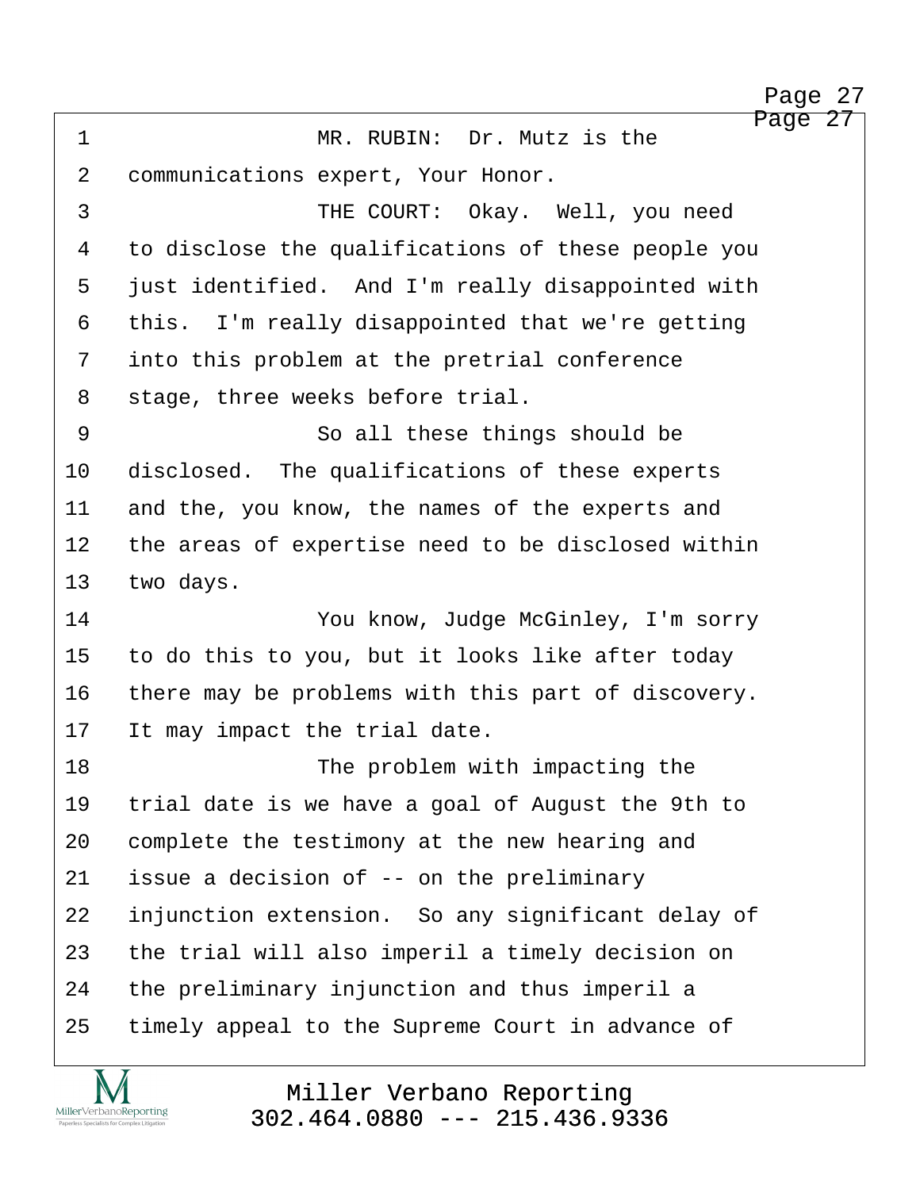1 MR. RUBIN: Dr. Mutz is the
2 communications expert, Your Honor.
3 THE COURT: Okay. Well, you need
4 to disclose the qualifications of these people you
5 just identified. And I'm really disappointed with
6 this. I'm really disappointed that we're getting
7 into this problem at the pretrial conference
8 stage, three weeks before trial.
9 So all these things should be
10 disclosed. The qualifications of these experts
11 and the, you know, the names of the experts and
12 the areas of expertise need to be disclosed within
13 two days.
14 You know, Judge McGinley, I'm sorry
15 to do this to you, but it looks like after today
16 there may be problems with this part of discovery.
17 It may impact the trial date.
18 The problem with impacting the
19 trial date is we have a goal of August the 9th to
20 complete the testimony at the new hearing and
21 issue a decision of -- on the preliminary
22 injunction extension. So any significant delay of
23 the trial will also imperil a timely decision on
24 the preliminary injunction and thus imperil a
25 timely appeal to the Supreme Court in advance of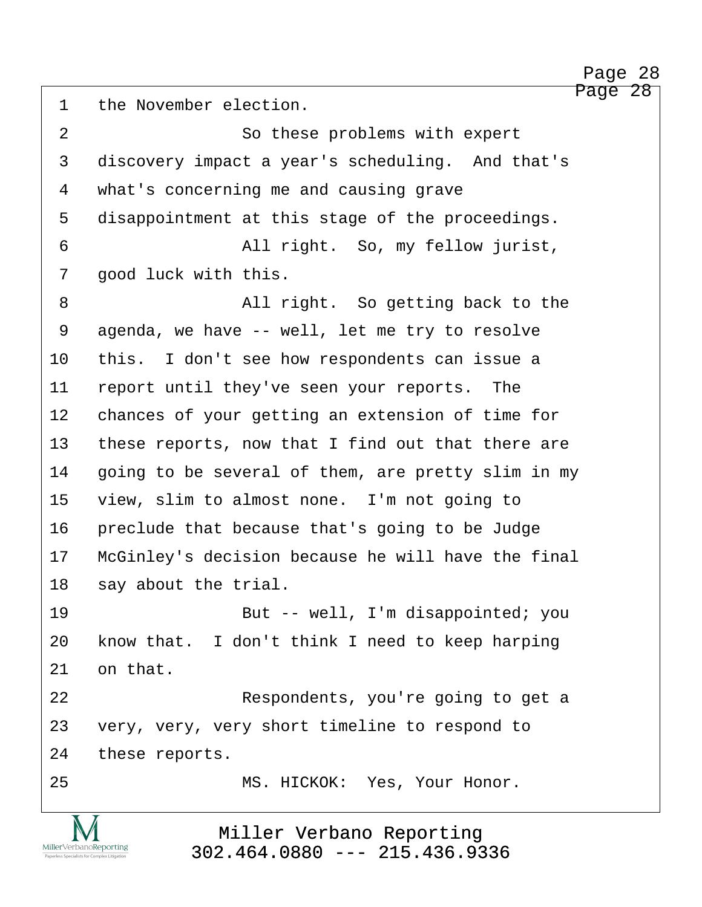1 the November election.

2 So these problems with expert

3 discovery impact a year's scheduling. And that's

4 what's concerning me and causing grave

5 disappointment at this stage of the proceedings.

6 All right. So, my fellow jurist,

7 good luck with this.

8 All right. So getting back to the

9 agenda, we have -- well, let me try to resolve

10 this. I don't see how respondents can issue a

11 report until they've seen your reports. The

12 chances of your getting an extension of time for

13 these reports, now that I find out that there are

14 going to be several of them, are pretty slim in my

15 view, slim to almost none. I'm not going to

16 preclude that because that's going to be Judge

17 McGinley's decision because he will have the final

18 say about the trial.

19 But -- well, I'm disappointed; you

20 know that. I don't think I need to keep harping

21 on that.

22 Respondents, you're going to get a

23 very, very, very short timeline to respond to

24 these reports.

25 MS. HICKOK: Yes, Your Honor.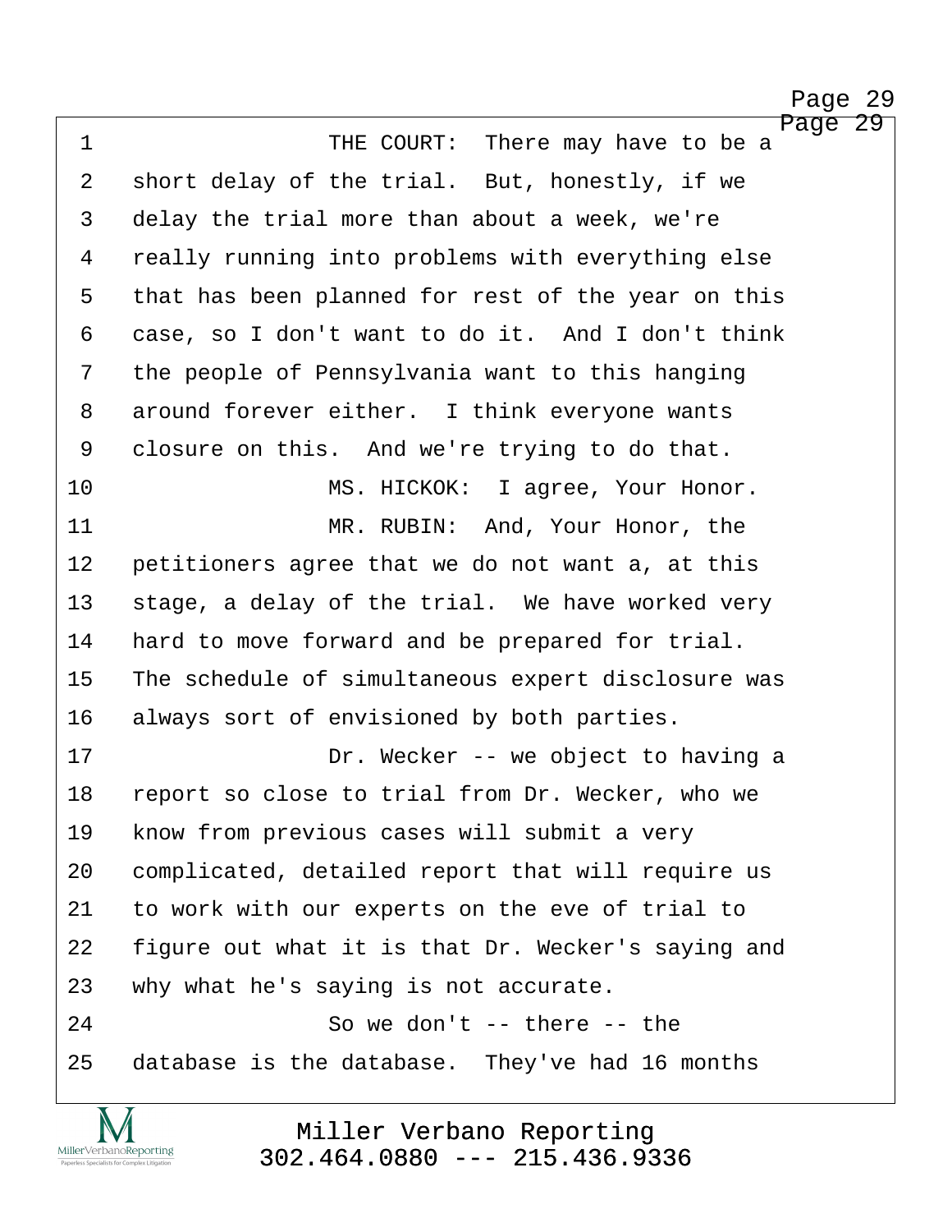THE COURT: There may have to be a short delay of the trial. But, honestly, if we delay the trial more than about a week, we're really running into problems with everything else that has been planned for rest of the year on this case, so I don't want to do it. And I don't think the people of Pennsylvania want to this hanging around forever either. I think everyone wants closure on this. And we're trying to do that.

MS. HICKOK: I agree, Your Honor.

MR. RUBIN: And, Your Honor, the petitioners agree that we do not want a, at this stage, a delay of the trial. We have worked very hard to move forward and be prepared for trial. The schedule of simultaneous expert disclosure was always sort of envisioned by both parties.

Dr. Wecker -- we object to having a report so close to trial from Dr. Wecker, who we know from previous cases will submit a very complicated, detailed report that will require us to work with our experts on the eve of trial to figure out what it is that Dr. Wecker's saying and why what he's saying is not accurate.

So we don't -- there -- the database is the database. They've had 16 months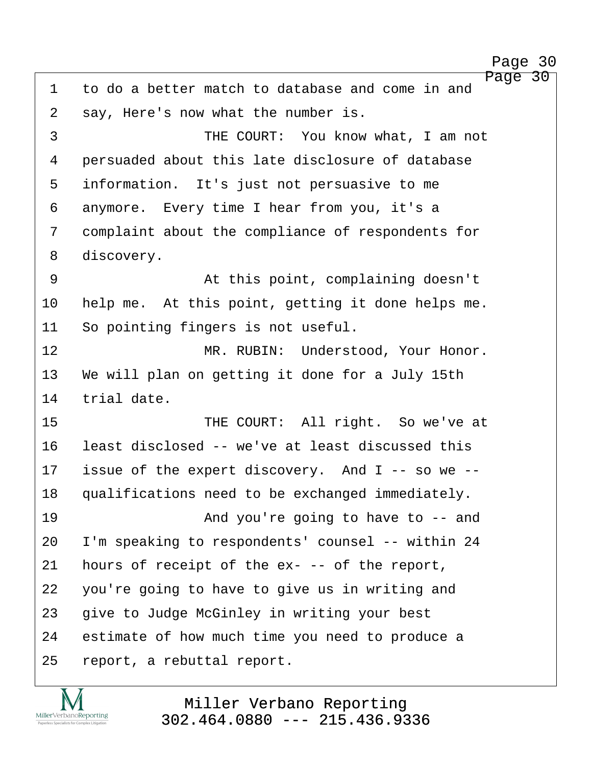1 to do a better match to database and come in and
2 say, Here's now what the number is.
3 THE COURT: You know what, I am not
4 persuaded about this late disclosure of database
5 information. It's just not persuasive to me
6 anymore. Every time I hear from you, it's a
7 complaint about the compliance of respondents for
8 discovery.
9 At this point, complaining doesn't
10 help me. At this point, getting it done helps me.
11 So pointing fingers is not useful.
12 MR. RUBIN: Understood, Your Honor.
13 We will plan on getting it done for a July 15th
14 trial date.
15 THE COURT: All right. So we've at
16 least disclosed -- we've at least discussed this
17 issue of the expert discovery. And I -- so we --
18 qualifications need to be exchanged immediately.
19 And you're going to have to -- and
20 I'm speaking to respondents' counsel -- within 24
21 hours of receipt of the ex- -- of the report,
22 you're going to have to give us in writing and
23 give to Judge McGinley in writing your best
24 estimate of how much time you need to produce a
25 report, a rebuttal report.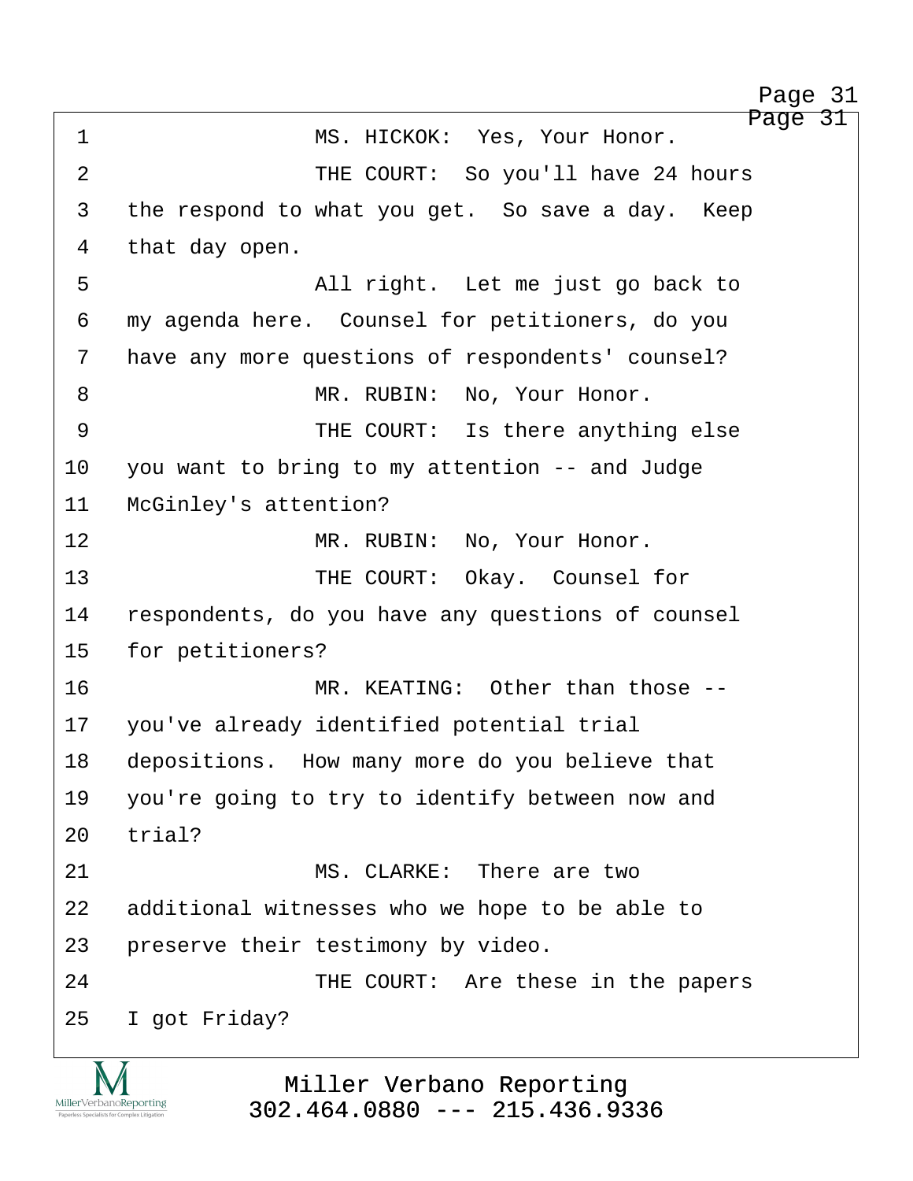MS. HICKOK: Yes, Your Honor.

THE COURT: So you'll have 24 hours the respond to what you get. So save a day. Keep that day open.

All right. Let me just go back to my agenda here. Counsel for petitioners, do you have any more questions of respondents' counsel?

MR. RUBIN: No, Your Honor.

THE COURT: Is there anything else you want to bring to my attention -- and Judge McGinley's attention?

MR. RUBIN: No, Your Honor.

THE COURT: Okay. Counsel for respondents, do you have any questions of counsel for petitioners?

MR. KEATING: Other than those -- you've already identified potential trial depositions. How many more do you believe that you're going to try to identify between now and trial?

MS. CLARKE: There are two additional witnesses who we hope to be able to preserve their testimony by video.

THE COURT: Are these in the papers I got Friday?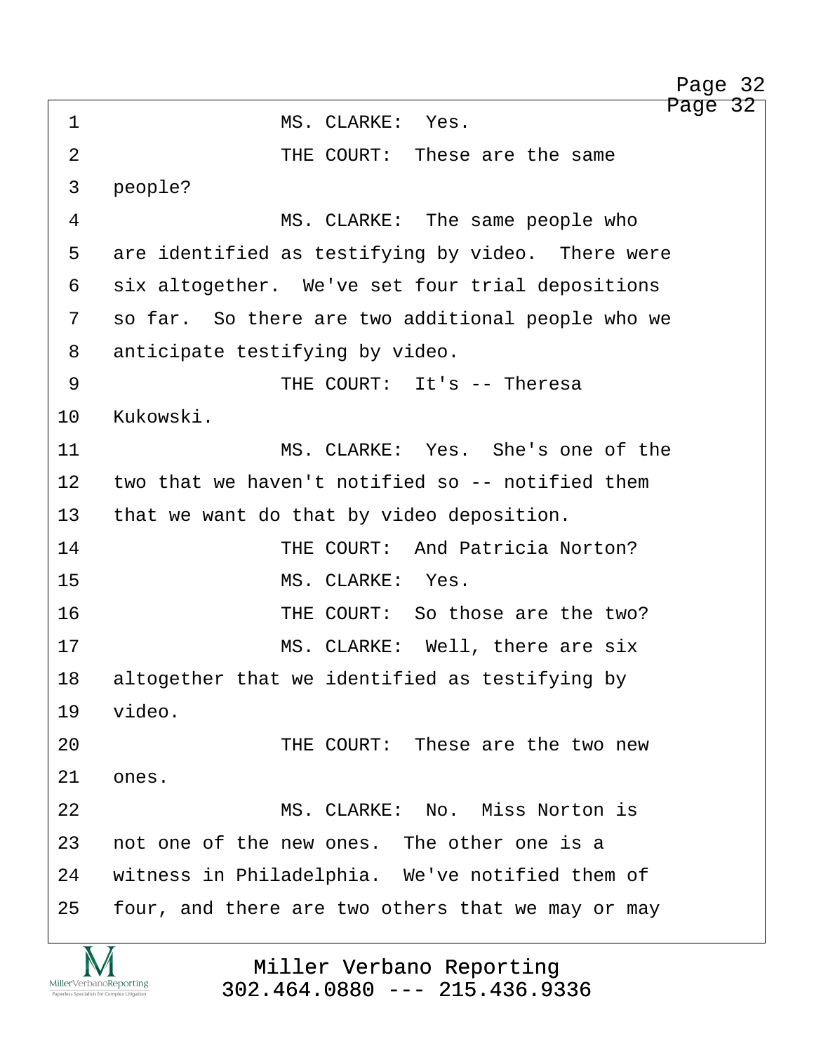1 MS. CLARKE: Yes.

2 THE COURT: These are the same

3 people?

4 MS. CLARKE: The same people who

5 are identified as testifying by video. There were

6 six altogether. We've set four trial depositions

7 so far. So there are two additional people who we

8 anticipate testifying by video.

9 THE COURT: It's -- Theresa

10 Kukowski.

11 MS. CLARKE: Yes. She's one of the

12 two that we haven't notified so -- notified them

13 that we want do that by video deposition.

14 THE COURT: And Patricia Norton?

15 MS. CLARKE: Yes.

16 THE COURT: So those are the two?

17 MS. CLARKE: Well, there are six

18 altogether that we identified as testifying by

19 video.

20 THE COURT: These are the two new

21 ones.

22 MS. CLARKE: No. Miss Norton is

23 not one of the new ones. The other one is a

24 witness in Philadelphia. We've notified them of

25 four, and there are two others that we may or may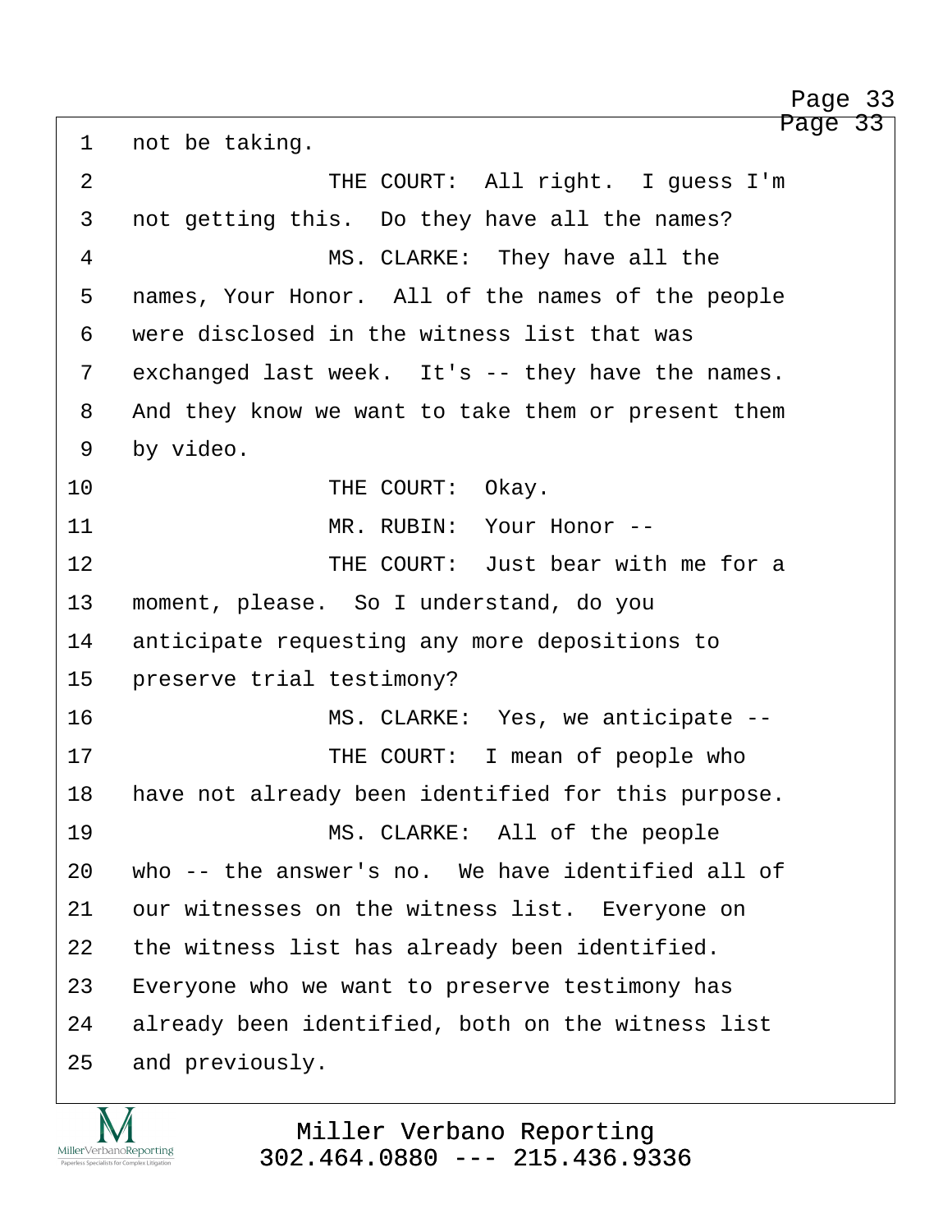1 not be taking.

2 THE COURT: All right. I guess I'm

3 not getting this. Do they have all the names?

4 MS. CLARKE: They have all the

5 names, Your Honor. All of the names of the people

6 were disclosed in the witness list that was

7 exchanged last week. It's -- they have the names.

8 And they know we want to take them or present them

9 by video.

10 THE COURT: Okay.

11 MR. RUBIN: Your Honor --

12 THE COURT: Just bear with me for a

13 moment, please. So I understand, do you

14 anticipate requesting any more depositions to

15 preserve trial testimony?

16 MS. CLARKE: Yes, we anticipate --

17 THE COURT: I mean of people who

18 have not already been identified for this purpose.

19 MS. CLARKE: All of the people

20 who -- the answer's no. We have identified all of

21 our witnesses on the witness list. Everyone on

22 the witness list has already been identified.

23 Everyone who we want to preserve testimony has

24 already been identified, both on the witness list

25 and previously.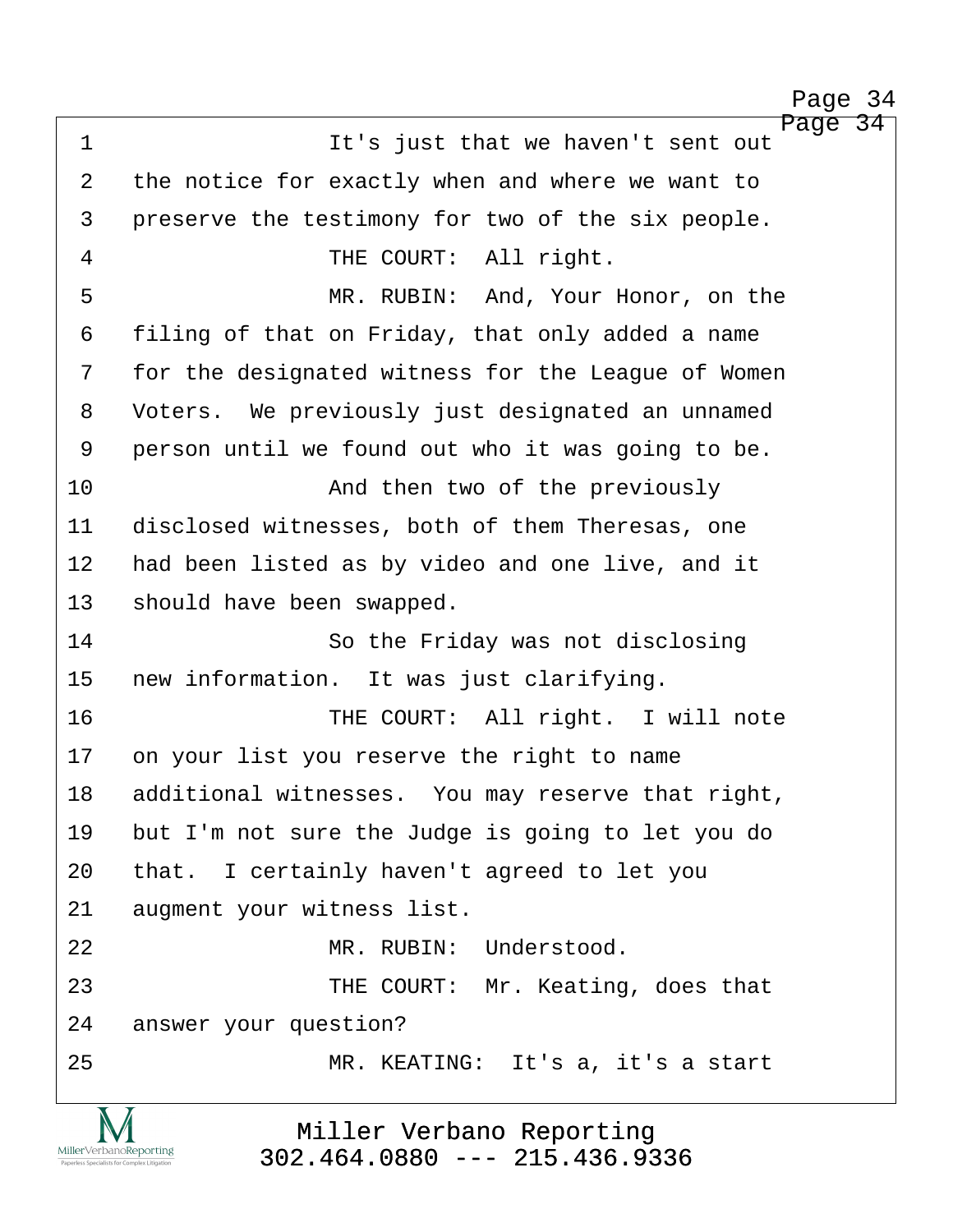1 It's just that we haven't sent out
2 the notice for exactly when and where we want to
3 preserve the testimony for two of the six people.
4 THE COURT: All right.
5 MR. RUBIN: And, Your Honor, on the
6 filing of that on Friday, that only added a name
7 for the designated witness for the League of Women
8 Voters. We previously just designated an unnamed
9 person until we found out who it was going to be.
10 And then two of the previously
11 disclosed witnesses, both of them Theresas, one
12 had been listed as by video and one live, and it
13 should have been swapped.
14 So the Friday was not disclosing
15 new information. It was just clarifying.
16 THE COURT: All right. I will note
17 on your list you reserve the right to name
18 additional witnesses. You may reserve that right,
19 but I'm not sure the Judge is going to let you do
20 that. I certainly haven't agreed to let you
21 augment your witness list.
22 MR. RUBIN: Understood.
23 THE COURT: Mr. Keating, does that
24 answer your question?
25 MR. KEATING: It's a, it's a start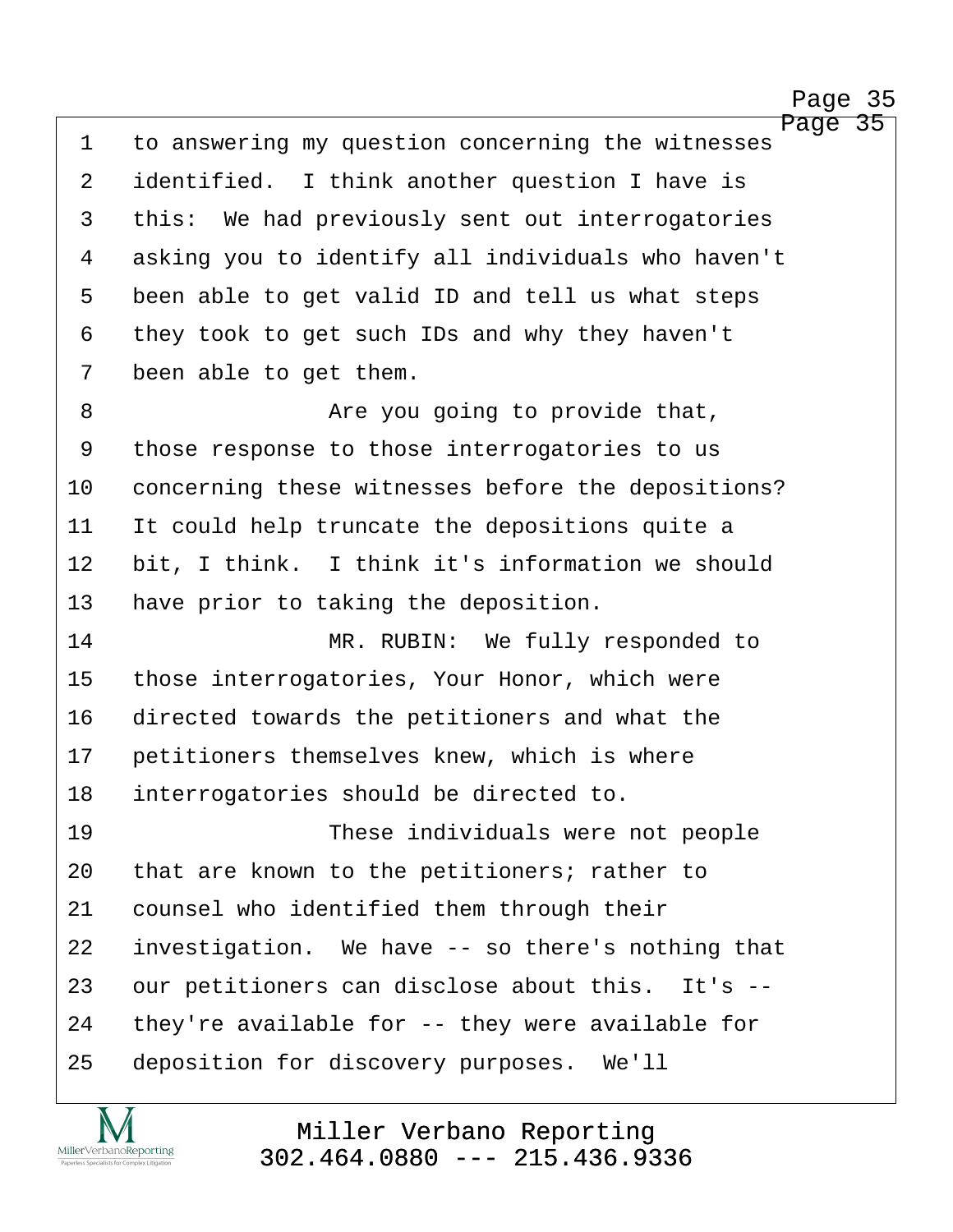1 to answering my question concerning the witnesses
2 identified. I think another question I have is
3 this: We had previously sent out interrogatories
4 asking you to identify all individuals who haven't
5 been able to get valid ID and tell us what steps
6 they took to get such IDs and why they haven't
7 been able to get them.
8 Are you going to provide that,
9 those response to those interrogatories to us
10 concerning these witnesses before the depositions?
11 It could help truncate the depositions quite a
12 bit, I think. I think it's information we should
13 have prior to taking the deposition.
14 MR. RUBIN: We fully responded to
15 those interrogatories, Your Honor, which were
16 directed towards the petitioners and what the
17 petitioners themselves knew, which is where
18 interrogatories should be directed to.
19 These individuals were not people
20 that are known to the petitioners; rather to
21 counsel who identified them through their
22 investigation. We have -- so there's nothing that
23 our petitioners can disclose about this. It's --
24 they're available for -- they were available for
25 deposition for discovery purposes. We'll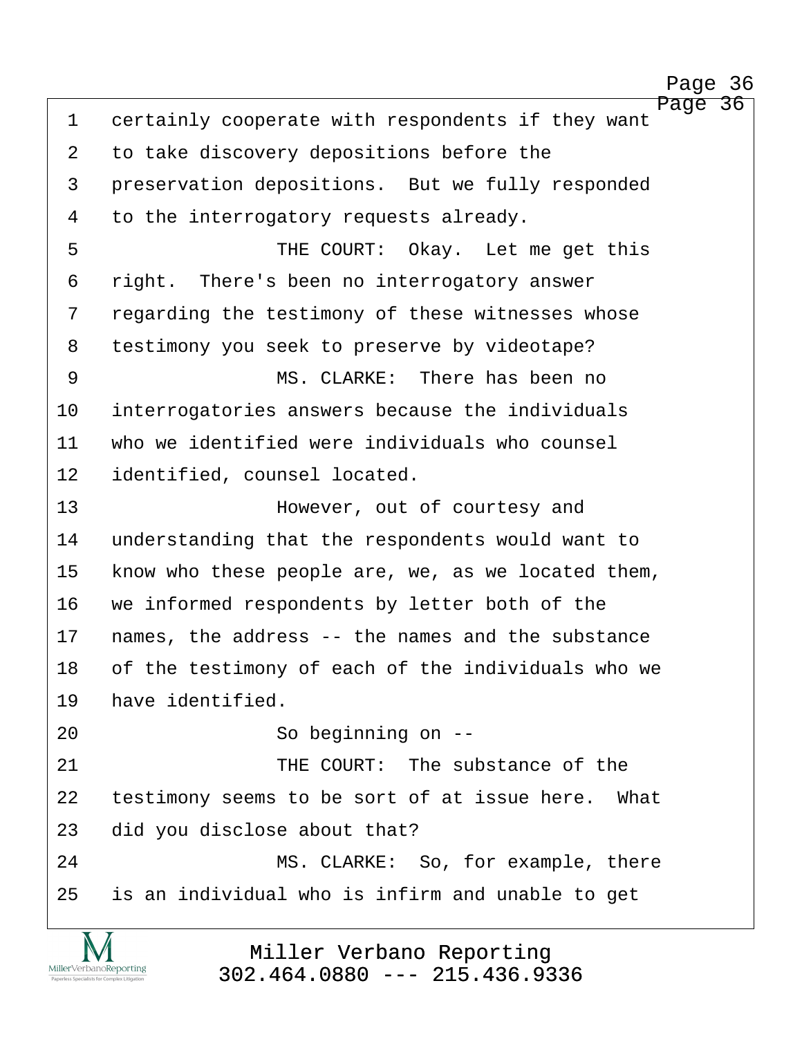certainly cooperate with respondents if they want to take discovery depositions before the preservation depositions. But we fully responded to the interrogatory requests already.

THE COURT: Okay. Let me get this right. There's been no interrogatory answer regarding the testimony of these witnesses whose testimony you seek to preserve by videotape?

MS. CLARKE: There has been no interrogatories answers because the individuals who we identified were individuals who counsel identified, counsel located.

However, out of courtesy and understanding that the respondents would want to know who these people are, we, as we located them, we informed respondents by letter both of the names, the address -- the names and the substance of the testimony of each of the individuals who we have identified.

So beginning on --

THE COURT: The substance of the testimony seems to be sort of at issue here. What did you disclose about that?

MS. CLARKE: So, for example, there is an individual who is infirm and unable to get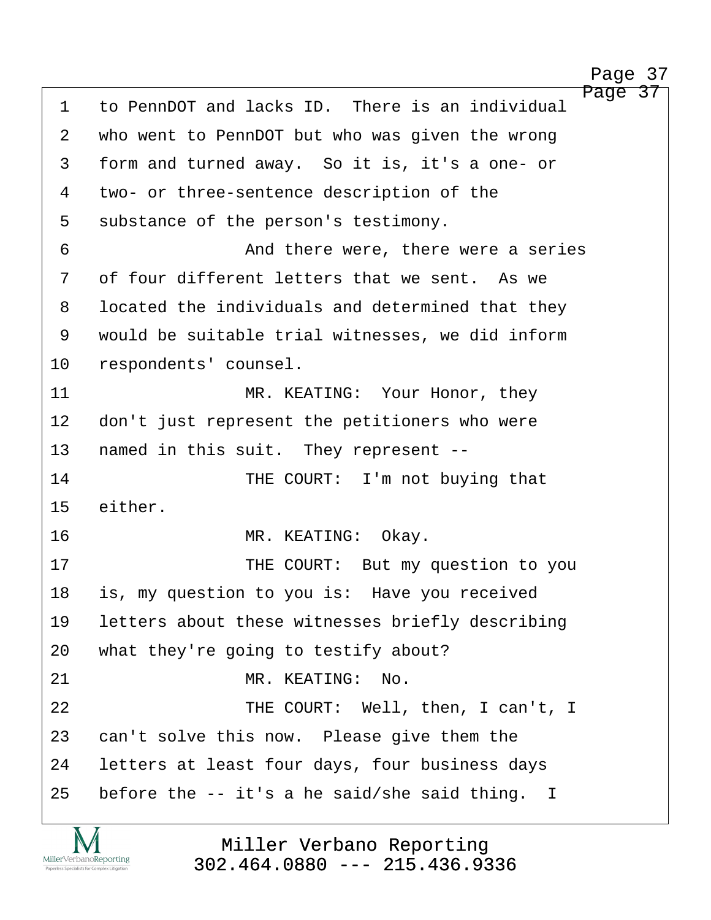1 to PennDOT and lacks ID. There is an individual
2 who went to PennDOT but who was given the wrong
3 form and turned away. So it is, it's a one- or
4 two- or three-sentence description of the
5 substance of the person's testimony.
6 And there were, there were a series
7 of four different letters that we sent. As we
8 located the individuals and determined that they
9 would be suitable trial witnesses, we did inform
10 respondents' counsel.
11 MR. KEATING: Your Honor, they
12 don't just represent the petitioners who were
13 named in this suit. They represent --
14 THE COURT: I'm not buying that
15 either.
16 MR. KEATING: Okay.
17 THE COURT: But my question to you
18 is, my question to you is: Have you received
19 letters about these witnesses briefly describing
20 what they're going to testify about?
21 MR. KEATING: No.
22 THE COURT: Well, then, I can't, I
23 can't solve this now. Please give them the
24 letters at least four days, four business days
25 before the -- it's a he said/she said thing. I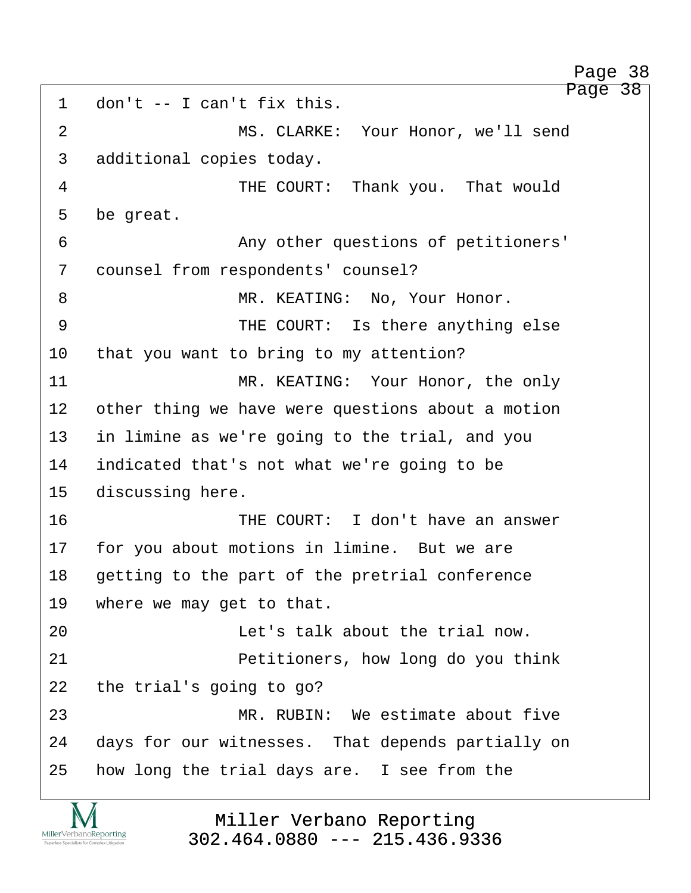1 don't -- I can't fix this.

2 MS. CLARKE: Your Honor, we'll send

3 additional copies today.

4 THE COURT: Thank you. That would

5 be great.

6 Any other questions of petitioners'

7 counsel from respondents' counsel?

8 MR. KEATING: No, Your Honor.

9 THE COURT: Is there anything else

10 that you want to bring to my attention?

11 MR. KEATING: Your Honor, the only

12 other thing we have were questions about a motion

13 in limine as we're going to the trial, and you

14 indicated that's not what we're going to be

15 discussing here.

16 THE COURT: I don't have an answer

17 for you about motions in limine. But we are

18 getting to the part of the pretrial conference

19 where we may get to that.

20 Let's talk about the trial now.

21 Petitioners, how long do you think

22 the trial's going to go?

23 MR. RUBIN: We estimate about five

24 days for our witnesses. That depends partially on

25 how long the trial days are. I see from the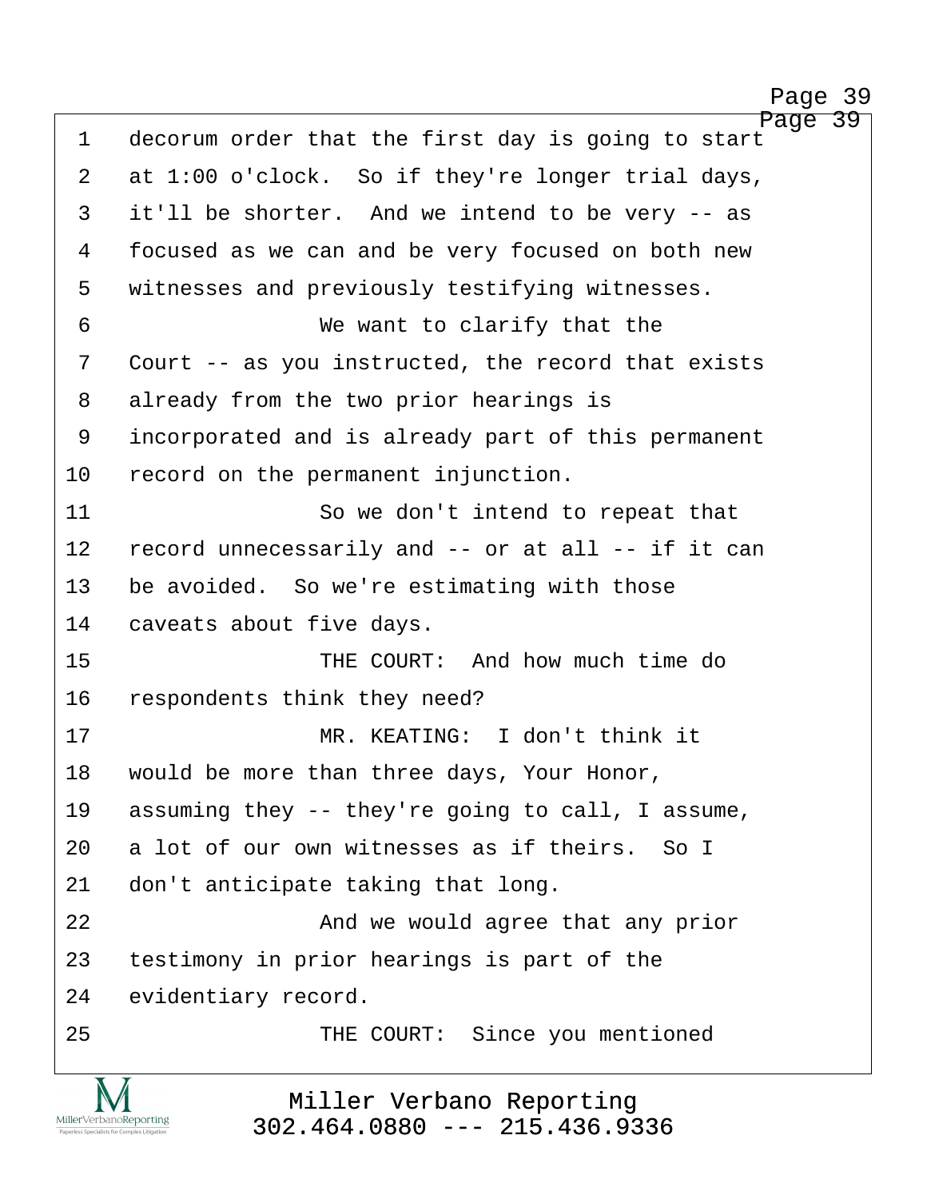decorum order that the first day is going to start at 1:00 o'clock. So if they're longer trial days, it'll be shorter. And we intend to be very -- as focused as we can and be very focused on both new witnesses and previously testifying witnesses.

We want to clarify that the Court -- as you instructed, the record that exists already from the two prior hearings is incorporated and is already part of this permanent record on the permanent injunction.

So we don't intend to repeat that record unnecessarily and -- or at all -- if it can be avoided. So we're estimating with those caveats about five days.

THE COURT: And how much time do respondents think they need?

MR. KEATING: I don't think it would be more than three days, Your Honor, assuming they -- they're going to call, I assume, a lot of our own witnesses as if theirs. So I don't anticipate taking that long.

And we would agree that any prior testimony in prior hearings is part of the evidentiary record.

THE COURT: Since you mentioned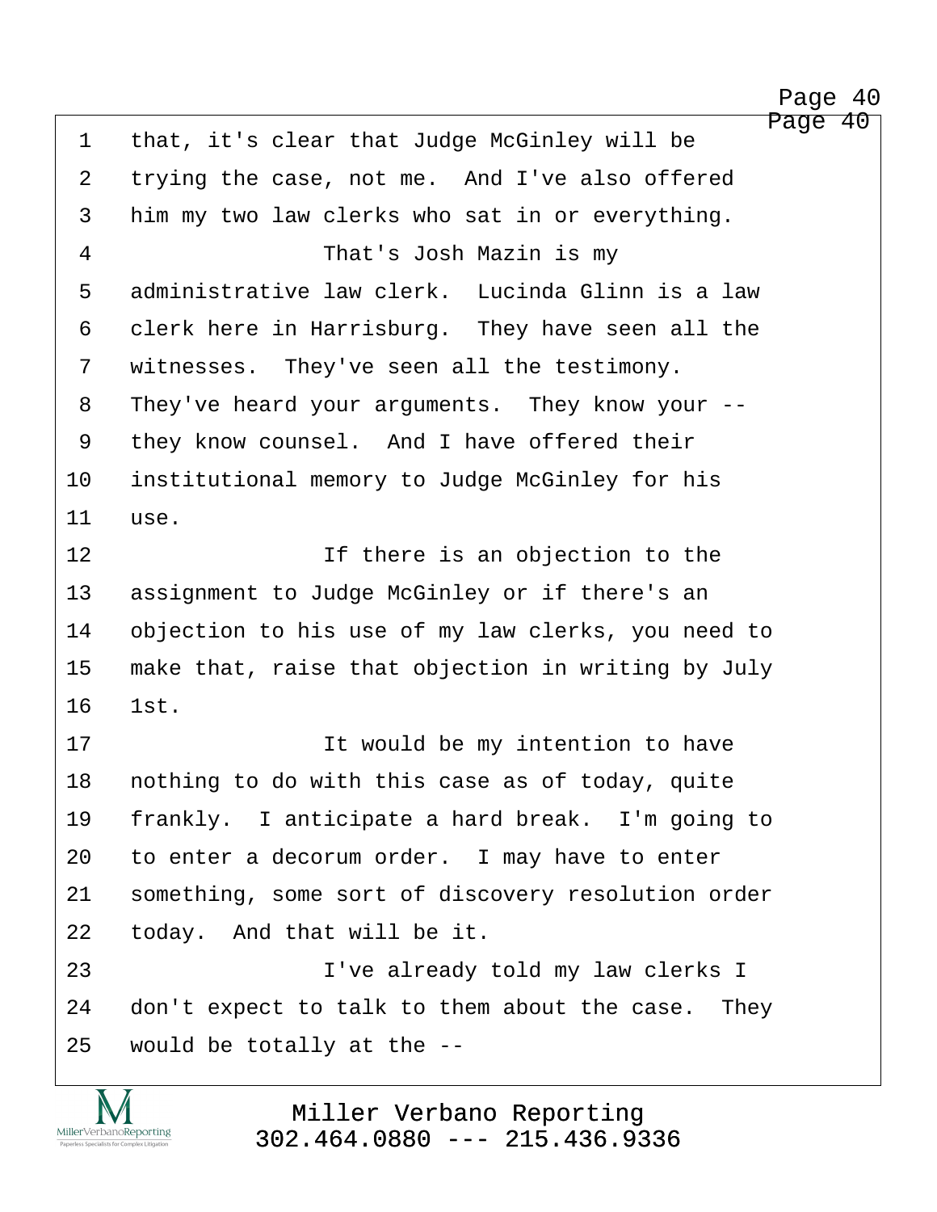1 that, it's clear that Judge McGinley will be
2 trying the case, not me. And I've also offered
3 him my two law clerks who sat in or everything.
4 That's Josh Mazin is my
5 administrative law clerk. Lucinda Glinn is a law
6 clerk here in Harrisburg. They have seen all the
7 witnesses. They've seen all the testimony.
8 They've heard your arguments. They know your --
9 they know counsel. And I have offered their
10 institutional memory to Judge McGinley for his
11 use.
12 If there is an objection to the
13 assignment to Judge McGinley or if there's an
14 objection to his use of my law clerks, you need to
15 make that, raise that objection in writing by July
16 1st.
17 It would be my intention to have
18 nothing to do with this case as of today, quite
19 frankly. I anticipate a hard break. I'm going to
20 to enter a decorum order. I may have to enter
21 something, some sort of discovery resolution order
22 today. And that will be it.
23 I've already told my law clerks I
24 don't expect to talk to them about the case. They
25 would be totally at the --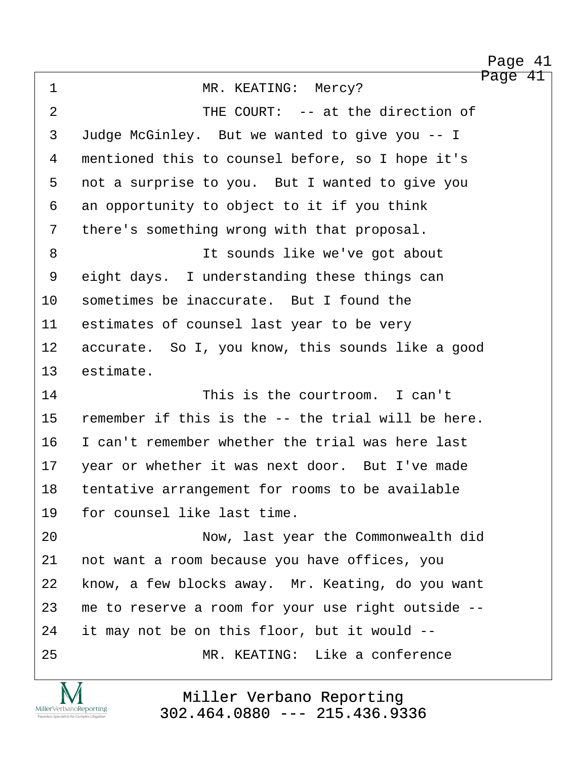1 MR. KEATING: Mercy?

2 THE COURT: -- at the direction of

3 Judge McGinley. But we wanted to give you -- I

4 mentioned this to counsel before, so I hope it's

5 not a surprise to you. But I wanted to give you

6 an opportunity to object to it if you think

7 there's something wrong with that proposal.

8 It sounds like we've got about

9 eight days. I understanding these things can

10 sometimes be inaccurate. But I found the

11 estimates of counsel last year to be very

12 accurate. So I, you know, this sounds like a good

13 estimate.

14 This is the courtroom. I can't

15 remember if this is the -- the trial will be here.

16 I can't remember whether the trial was here last

17 year or whether it was next door. But I've made

18 tentative arrangement for rooms to be available

19 for counsel like last time.

20 Now, last year the Commonwealth did

21 not want a room because you have offices, you

22 know, a few blocks away. Mr. Keating, do you want

23 me to reserve a room for your use right outside --

24 it may not be on this floor, but it would --

25 MR. KEATING: Like a conference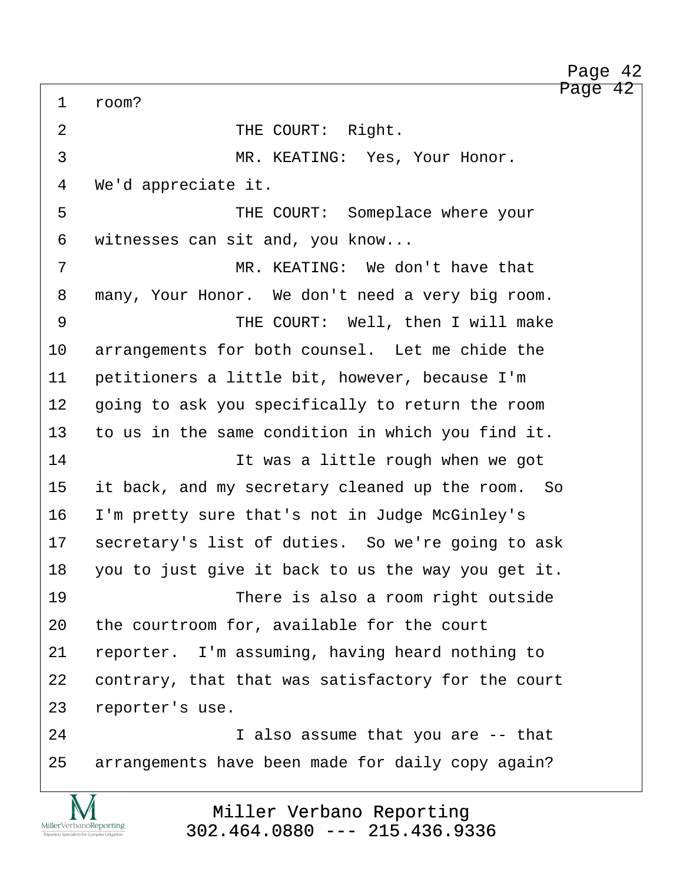1 room?

2 THE COURT: Right.

3 MR. KEATING: Yes, Your Honor.

4 We'd appreciate it.

5 THE COURT: Someplace where your

6 witnesses can sit and, you know...

7 MR. KEATING: We don't have that

8 many, Your Honor. We don't need a very big room.

9 THE COURT: Well, then I will make

10 arrangements for both counsel. Let me chide the

11 petitioners a little bit, however, because I'm

12 going to ask you specifically to return the room

13 to us in the same condition in which you find it.

14 It was a little rough when we got

15 it back, and my secretary cleaned up the room. So

16 I'm pretty sure that's not in Judge McGinley's

17 secretary's list of duties. So we're going to ask

18 you to just give it back to us the way you get it.

19 There is also a room right outside

20 the courtroom for, available for the court

21 reporter. I'm assuming, having heard nothing to

22 contrary, that that was satisfactory for the court

23 reporter's use.

24 I also assume that you are -- that

25 arrangements have been made for daily copy again?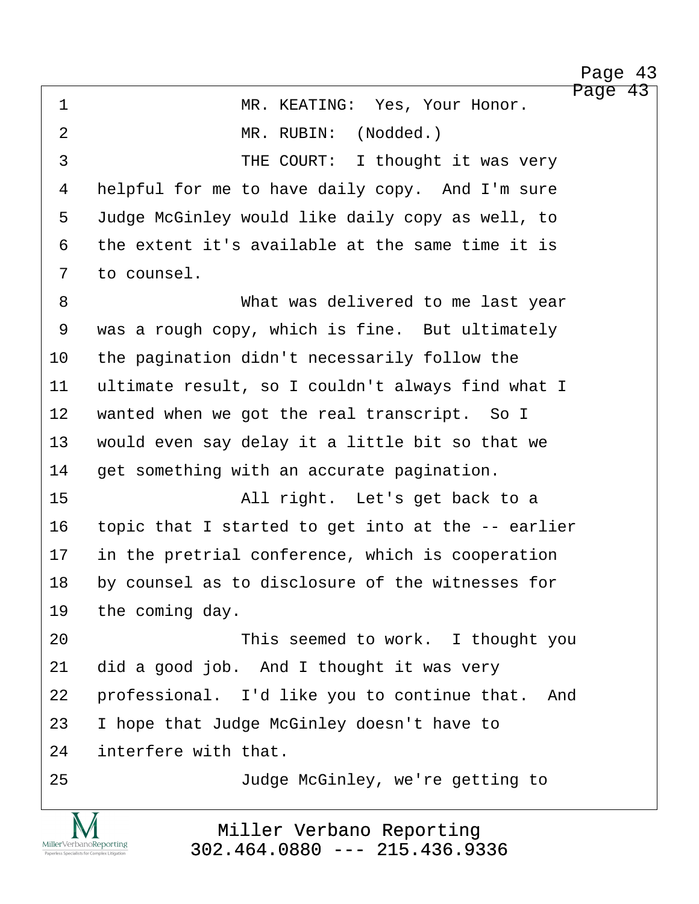1 MR. KEATING: Yes, Your Honor.

2 MR. RUBIN: (Nodded.)

3 THE COURT: I thought it was very
4 helpful for me to have daily copy. And I'm sure
5 Judge McGinley would like daily copy as well, to
6 the extent it's available at the same time it is
7 to counsel.

8 What was delivered to me last year
9 was a rough copy, which is fine. But ultimately
10 the pagination didn't necessarily follow the
11 ultimate result, so I couldn't always find what I
12 wanted when we got the real transcript. So I
13 would even say delay it a little bit so that we
14 get something with an accurate pagination.

15 All right. Let's get back to a
16 topic that I started to get into at the -- earlier
17 in the pretrial conference, which is cooperation
18 by counsel as to disclosure of the witnesses for
19 the coming day.

20 This seemed to work. I thought you
21 did a good job. And I thought it was very
22 professional. I'd like you to continue that. And
23 I hope that Judge McGinley doesn't have to
24 interfere with that.

25 Judge McGinley, we're getting to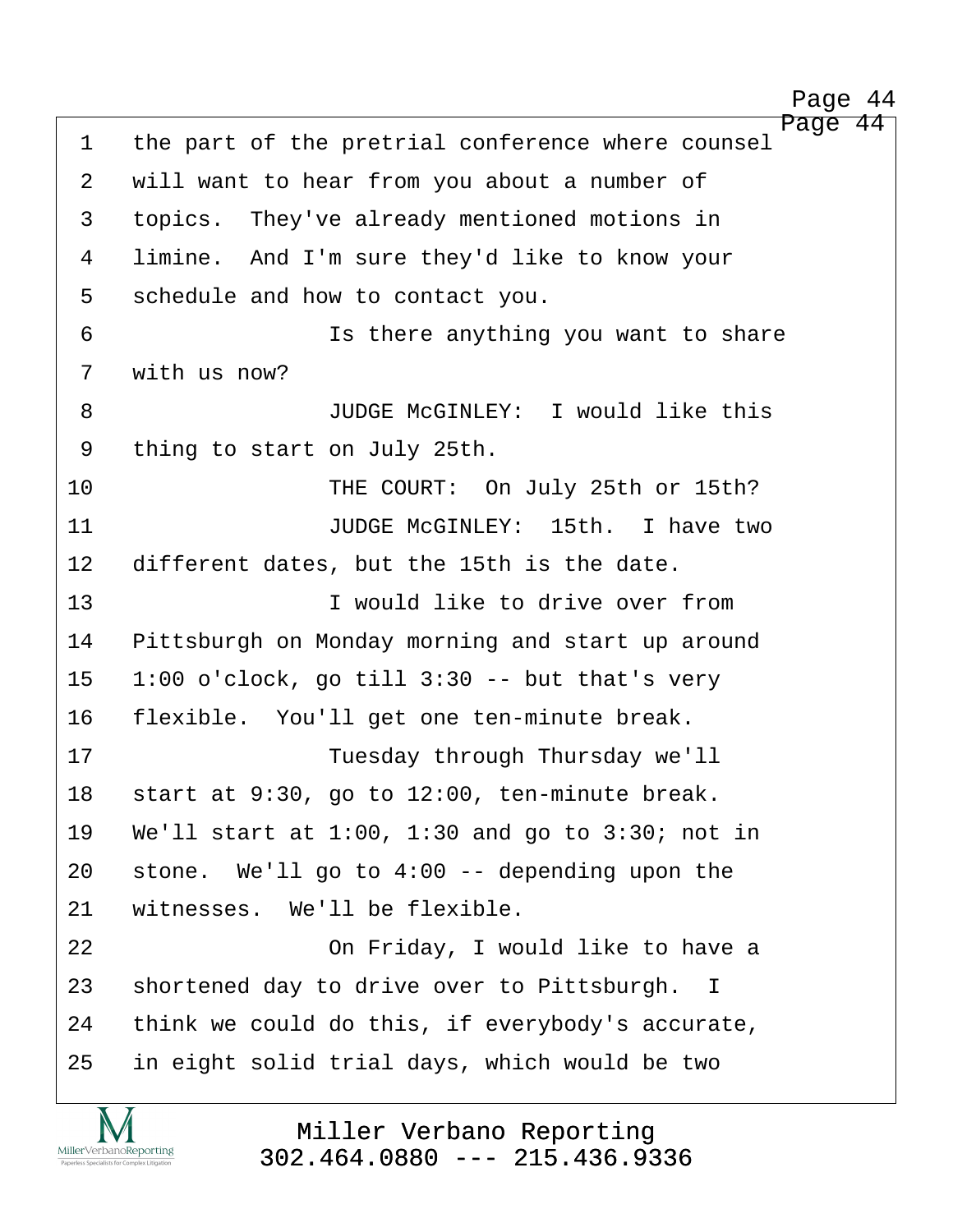1 the part of the pretrial conference where counsel
2 will want to hear from you about a number of
3 topics. They've already mentioned motions in
4 limine. And I'm sure they'd like to know your
5 schedule and how to contact you.
6 Is there anything you want to share
7 with us now?
8 JUDGE McGINLEY: I would like this
9 thing to start on July 25th.
10 THE COURT: On July 25th or 15th?
11 JUDGE McGINLEY: 15th. I have two
12 different dates, but the 15th is the date.
13 I would like to drive over from
14 Pittsburgh on Monday morning and start up around
15 1:00 o'clock, go till 3:30 -- but that's very
16 flexible. You'll get one ten-minute break.
17 Tuesday through Thursday we'll
18 start at 9:30, go to 12:00, ten-minute break.
19 We'll start at 1:00, 1:30 and go to 3:30; not in
20 stone. We'll go to 4:00 -- depending upon the
21 witnesses. We'll be flexible.
22 On Friday, I would like to have a
23 shortened day to drive over to Pittsburgh. I
24 think we could do this, if everybody's accurate,
25 in eight solid trial days, which would be two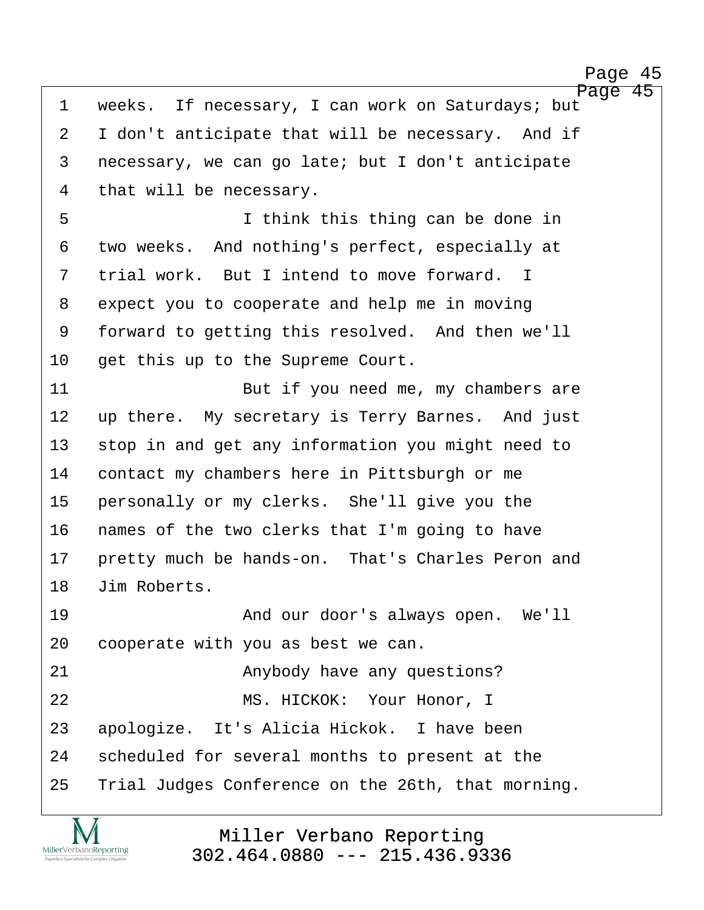1 weeks. If necessary, I can work on Saturdays; but
2 I don't anticipate that will be necessary. And if
3 necessary, we can go late; but I don't anticipate
4 that will be necessary.
5 I think this thing can be done in
6 two weeks. And nothing's perfect, especially at
7 trial work. But I intend to move forward. I
8 expect you to cooperate and help me in moving
9 forward to getting this resolved. And then we'll
10 get this up to the Supreme Court.
11 But if you need me, my chambers are
12 up there. My secretary is Terry Barnes. And just
13 stop in and get any information you might need to
14 contact my chambers here in Pittsburgh or me
15 personally or my clerks. She'll give you the
16 names of the two clerks that I'm going to have
17 pretty much be hands-on. That's Charles Peron and
18 Jim Roberts.
19 And our door's always open. We'll
20 cooperate with you as best we can.
21 Anybody have any questions?
22 MS. HICKOK: Your Honor, I
23 apologize. It's Alicia Hickok. I have been
24 scheduled for several months to present at the
25 Trial Judges Conference on the 26th, that morning.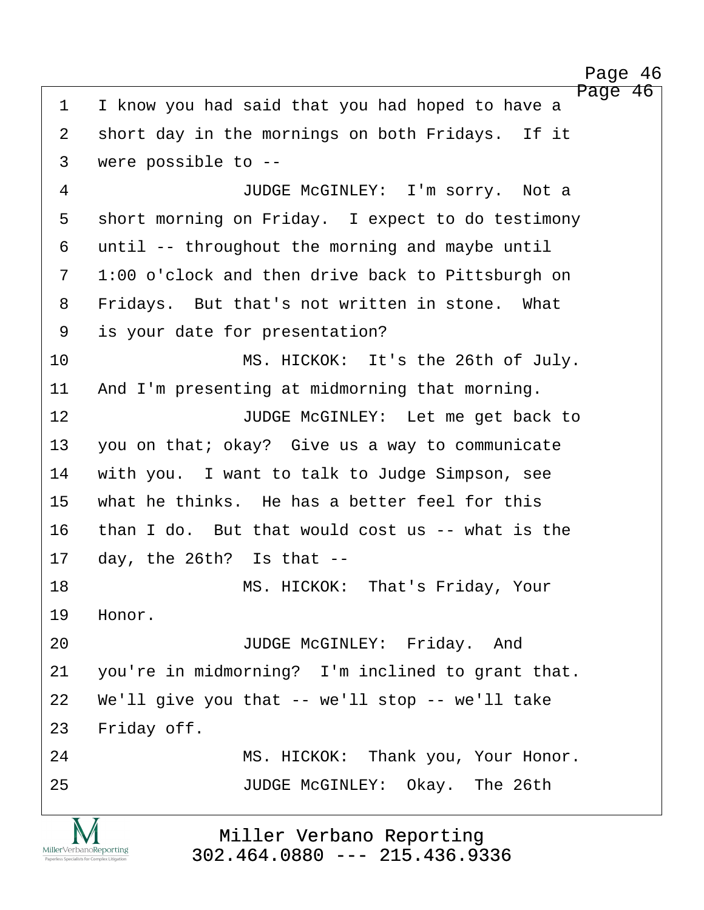1 I know you had said that you had hoped to have a
2 short day in the mornings on both Fridays. If it
3 were possible to --
4 JUDGE McGINLEY: I'm sorry. Not a
5 short morning on Friday. I expect to do testimony
6 until -- throughout the morning and maybe until
7 1:00 o'clock and then drive back to Pittsburgh on
8 Fridays. But that's not written in stone. What
9 is your date for presentation?
10 MS. HICKOK: It's the 26th of July.
11 And I'm presenting at midmorning that morning.
12 JUDGE McGINLEY: Let me get back to
13 you on that; okay? Give us a way to communicate
14 with you. I want to talk to Judge Simpson, see
15 what he thinks. He has a better feel for this
16 than I do. But that would cost us -- what is the
17 day, the 26th? Is that --
18 MS. HICKOK: That's Friday, Your
19 Honor.
20 JUDGE McGINLEY: Friday. And
21 you're in midmorning? I'm inclined to grant that.
22 We'll give you that -- we'll stop -- we'll take
23 Friday off.
24 MS. HICKOK: Thank you, Your Honor.
25 JUDGE McGINLEY: Okay. The 26th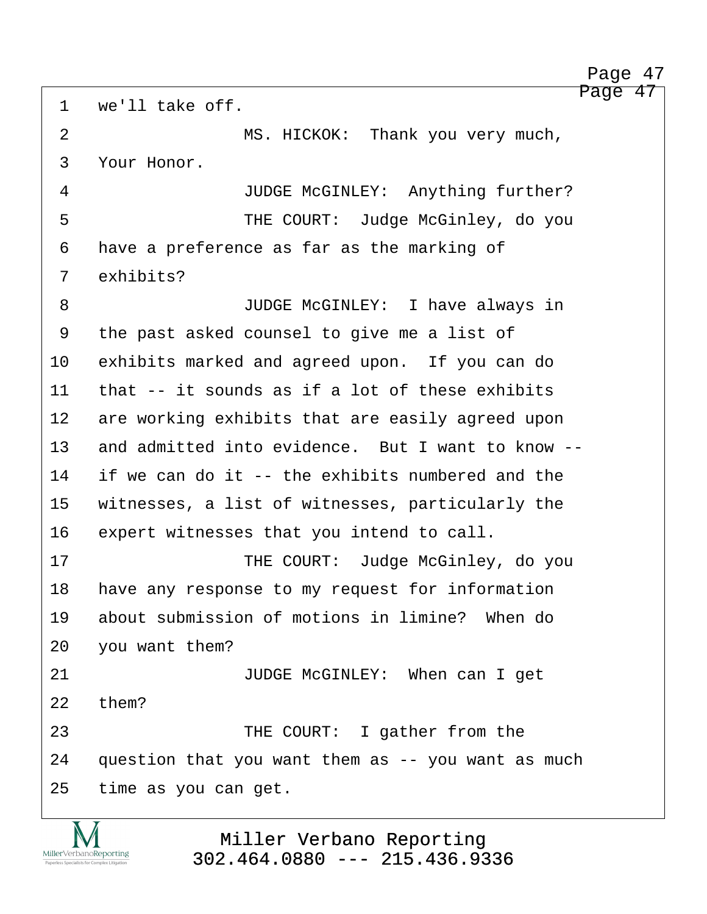1 we'll take off.

2 MS. HICKOK: Thank you very much,

3 Your Honor.

4 JUDGE McGINLEY: Anything further?

5 THE COURT: Judge McGinley, do you

6 have a preference as far as the marking of

7 exhibits?

8 JUDGE McGINLEY: I have always in

9 the past asked counsel to give me a list of

10 exhibits marked and agreed upon. If you can do

11 that -- it sounds as if a lot of these exhibits

12 are working exhibits that are easily agreed upon

13 and admitted into evidence. But I want to know --

14 if we can do it -- the exhibits numbered and the

15 witnesses, a list of witnesses, particularly the

16 expert witnesses that you intend to call.

17 THE COURT: Judge McGinley, do you

18 have any response to my request for information

19 about submission of motions in limine? When do

20 you want them?

21 JUDGE McGINLEY: When can I get

22 them?

23 THE COURT: I gather from the

24 question that you want them as -- you want as much

25 time as you can get.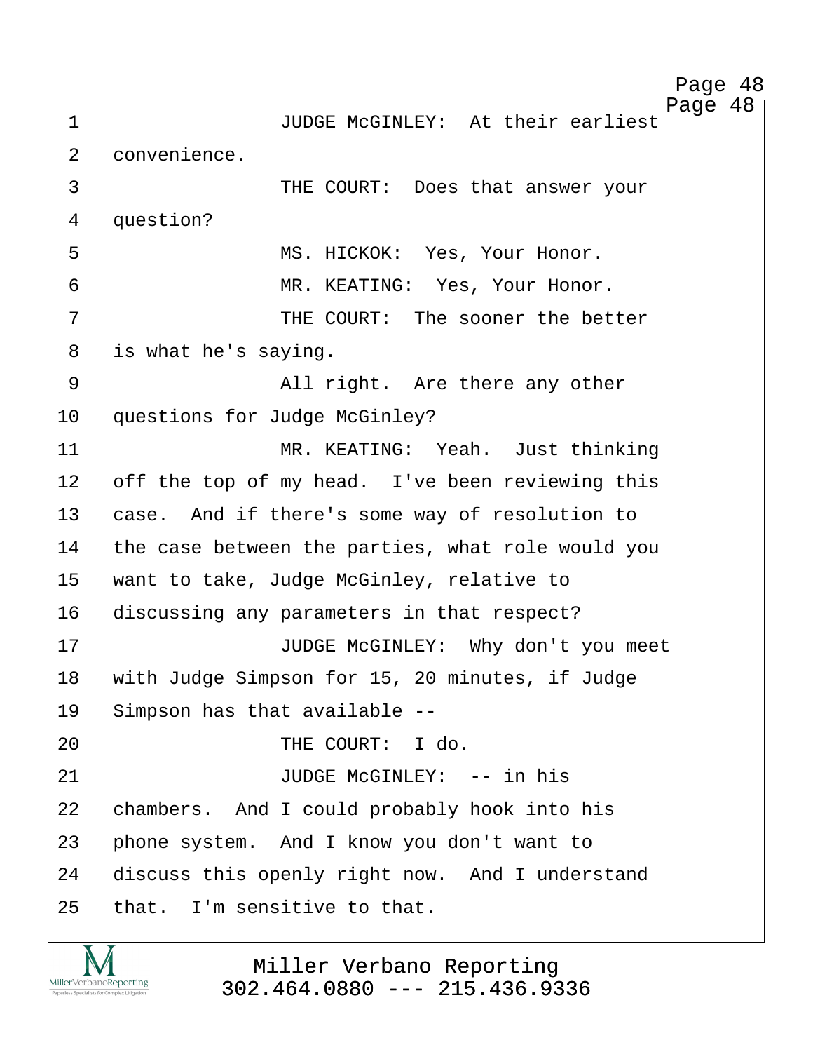1 JUDGE McGINLEY: At their earliest
2 convenience.
3 THE COURT: Does that answer your
4 question?
5 MS. HICKOK: Yes, Your Honor.
6 MR. KEATING: Yes, Your Honor.
7 THE COURT: The sooner the better
8 is what he's saying.
9 All right. Are there any other
10 questions for Judge McGinley?
11 MR. KEATING: Yeah. Just thinking
12 off the top of my head. I've been reviewing this
13 case. And if there's some way of resolution to
14 the case between the parties, what role would you
15 want to take, Judge McGinley, relative to
16 discussing any parameters in that respect?
17 JUDGE McGINLEY: Why don't you meet
18 with Judge Simpson for 15, 20 minutes, if Judge
19 Simpson has that available --
20 THE COURT: I do.
21 JUDGE McGINLEY: -- in his
22 chambers. And I could probably hook into his
23 phone system. And I know you don't want to
24 discuss this openly right now. And I understand
25 that. I'm sensitive to that.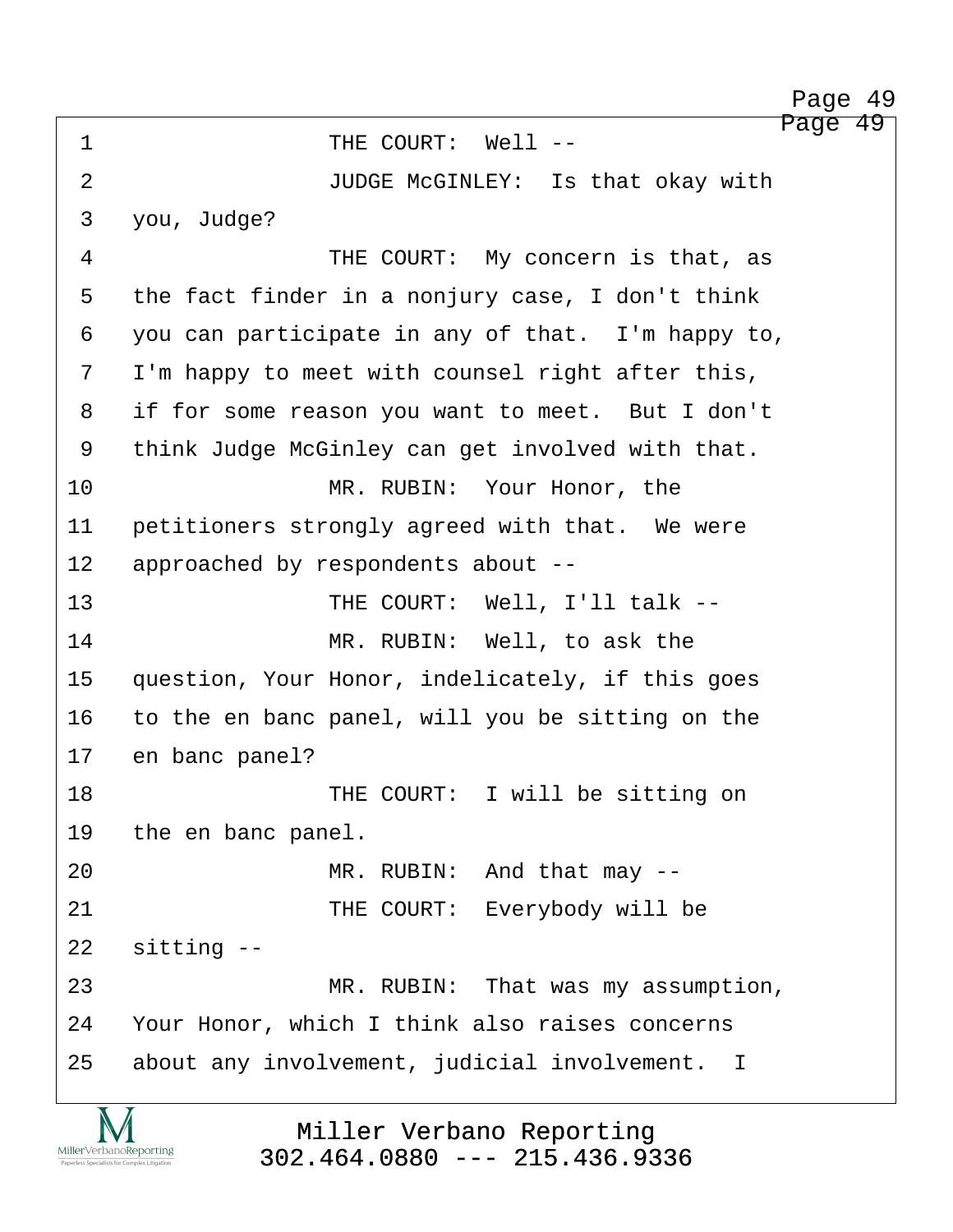1 THE COURT: Well --

2 JUDGE McGINLEY: Is that okay with

3 you, Judge?

4 THE COURT: My concern is that, as

5 the fact finder in a nonjury case, I don't think

6 you can participate in any of that. I'm happy to,

7 I'm happy to meet with counsel right after this,

8 if for some reason you want to meet. But I don't

9 think Judge McGinley can get involved with that.

10 MR. RUBIN: Your Honor, the

11 petitioners strongly agreed with that. We were

12 approached by respondents about --

13 THE COURT: Well, I'll talk --

14 MR. RUBIN: Well, to ask the

15 question, Your Honor, indelicately, if this goes

16 to the en banc panel, will you be sitting on the

17 en banc panel?

18 THE COURT: I will be sitting on

19 the en banc panel.

20 MR. RUBIN: And that may --

21 THE COURT: Everybody will be

22 sitting --

23 MR. RUBIN: That was my assumption,

24 Your Honor, which I think also raises concerns

25 about any involvement, judicial involvement. I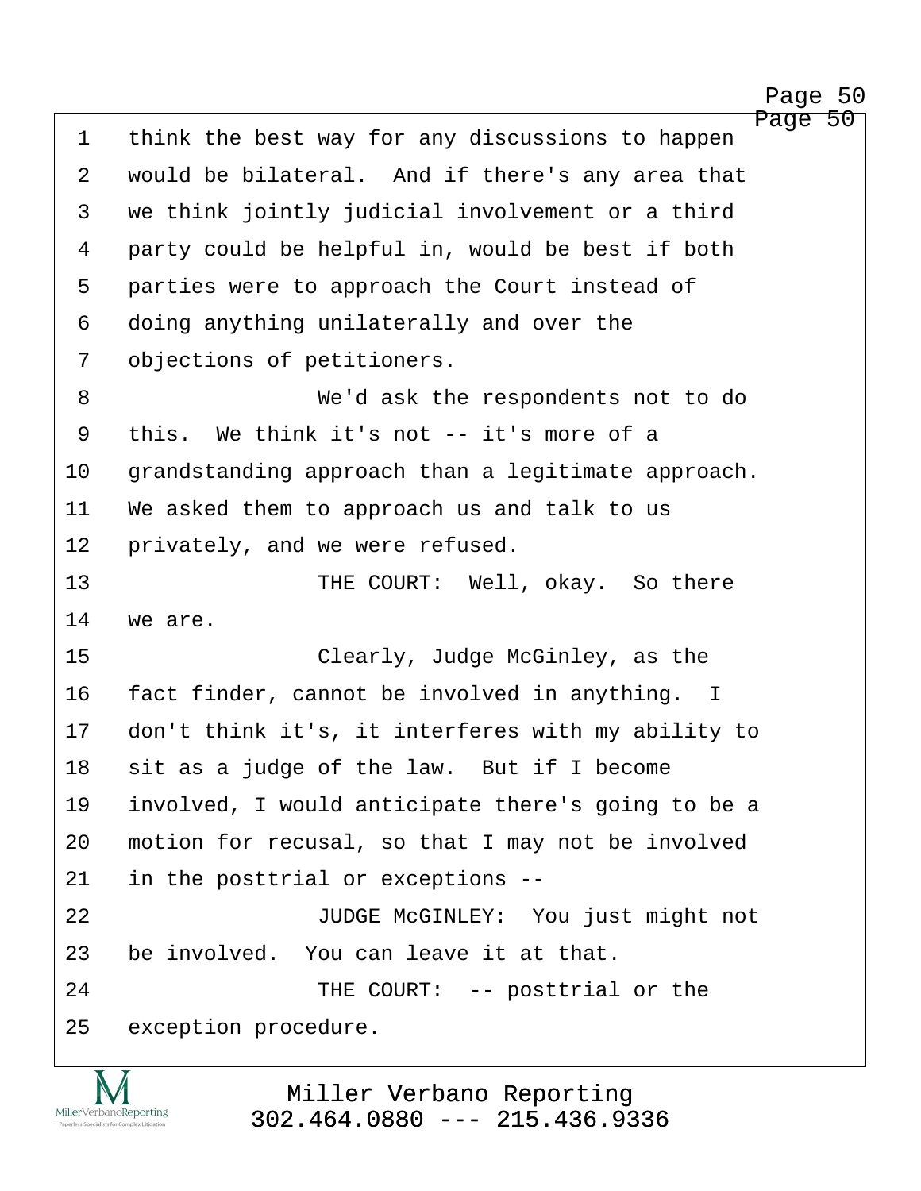think the best way for any discussions to happen would be bilateral. And if there's any area that we think jointly judicial involvement or a third party could be helpful in, would be best if both parties were to approach the Court instead of doing anything unilaterally and over the objections of petitioners.

We'd ask the respondents not to do this. We think it's not -- it's more of a grandstanding approach than a legitimate approach. We asked them to approach us and talk to us privately, and we were refused.

THE COURT: Well, okay. So there we are.

Clearly, Judge McGinley, as the fact finder, cannot be involved in anything. I don't think it's, it interferes with my ability to sit as a judge of the law. But if I become involved, I would anticipate there's going to be a motion for recusal, so that I may not be involved in the posttrial or exceptions --

JUDGE McGINLEY: You just might not be involved. You can leave it at that.

THE COURT: -- posttrial or the exception procedure.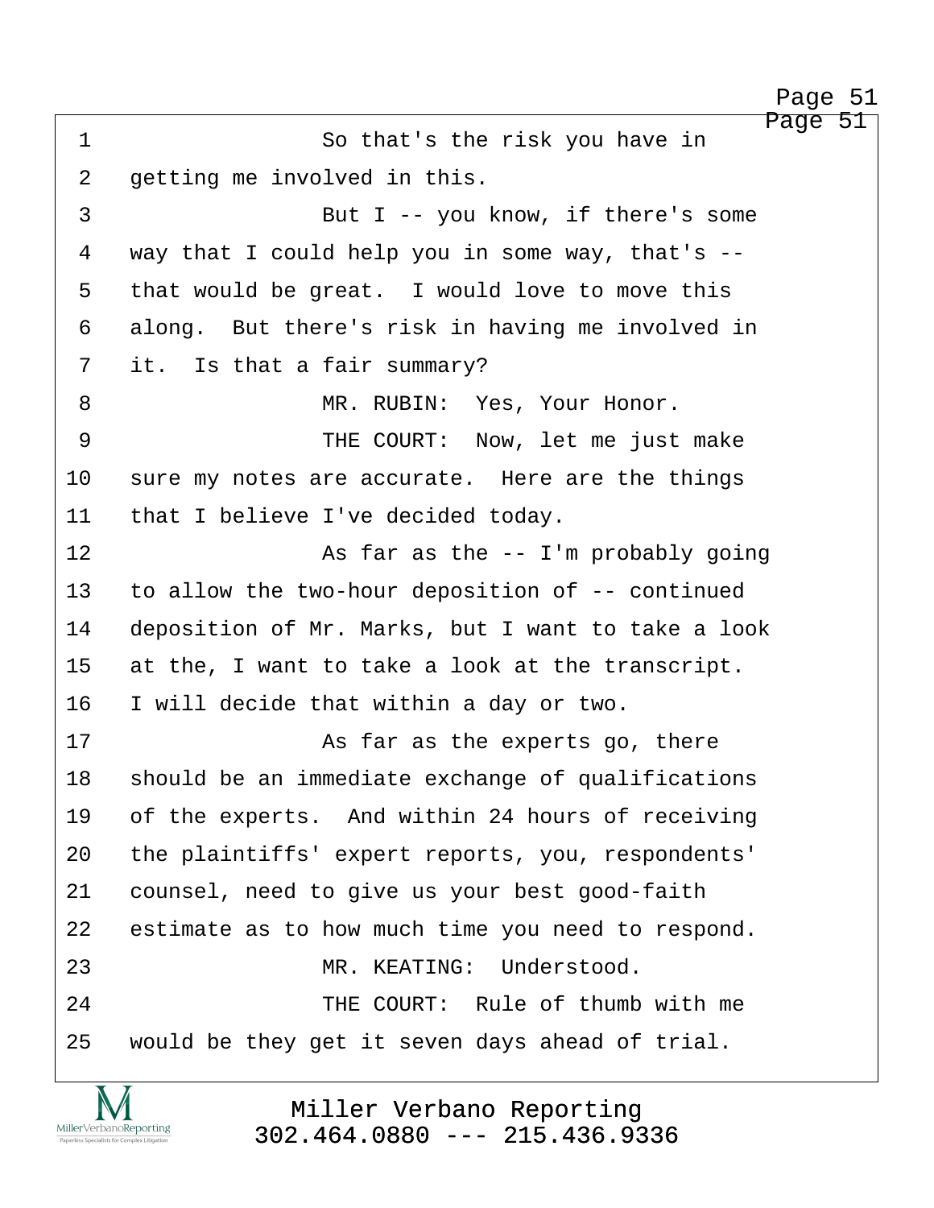1 So that's the risk you have in
2 getting me involved in this.
3 But I -- you know, if there's some
4 way that I could help you in some way, that's --
5 that would be great. I would love to move this
6 along. But there's risk in having me involved in
7 it. Is that a fair summary?
8 MR. RUBIN: Yes, Your Honor.
9 THE COURT: Now, let me just make
10 sure my notes are accurate. Here are the things
11 that I believe I've decided today.
12 As far as the -- I'm probably going
13 to allow the two-hour deposition of -- continued
14 deposition of Mr. Marks, but I want to take a look
15 at the, I want to take a look at the transcript.
16 I will decide that within a day or two.
17 As far as the experts go, there
18 should be an immediate exchange of qualifications
19 of the experts. And within 24 hours of receiving
20 the plaintiffs' expert reports, you, respondents'
21 counsel, need to give us your best good-faith
22 estimate as to how much time you need to respond.
23 MR. KEATING: Understood.
24 THE COURT: Rule of thumb with me
25 would be they get it seven days ahead of trial.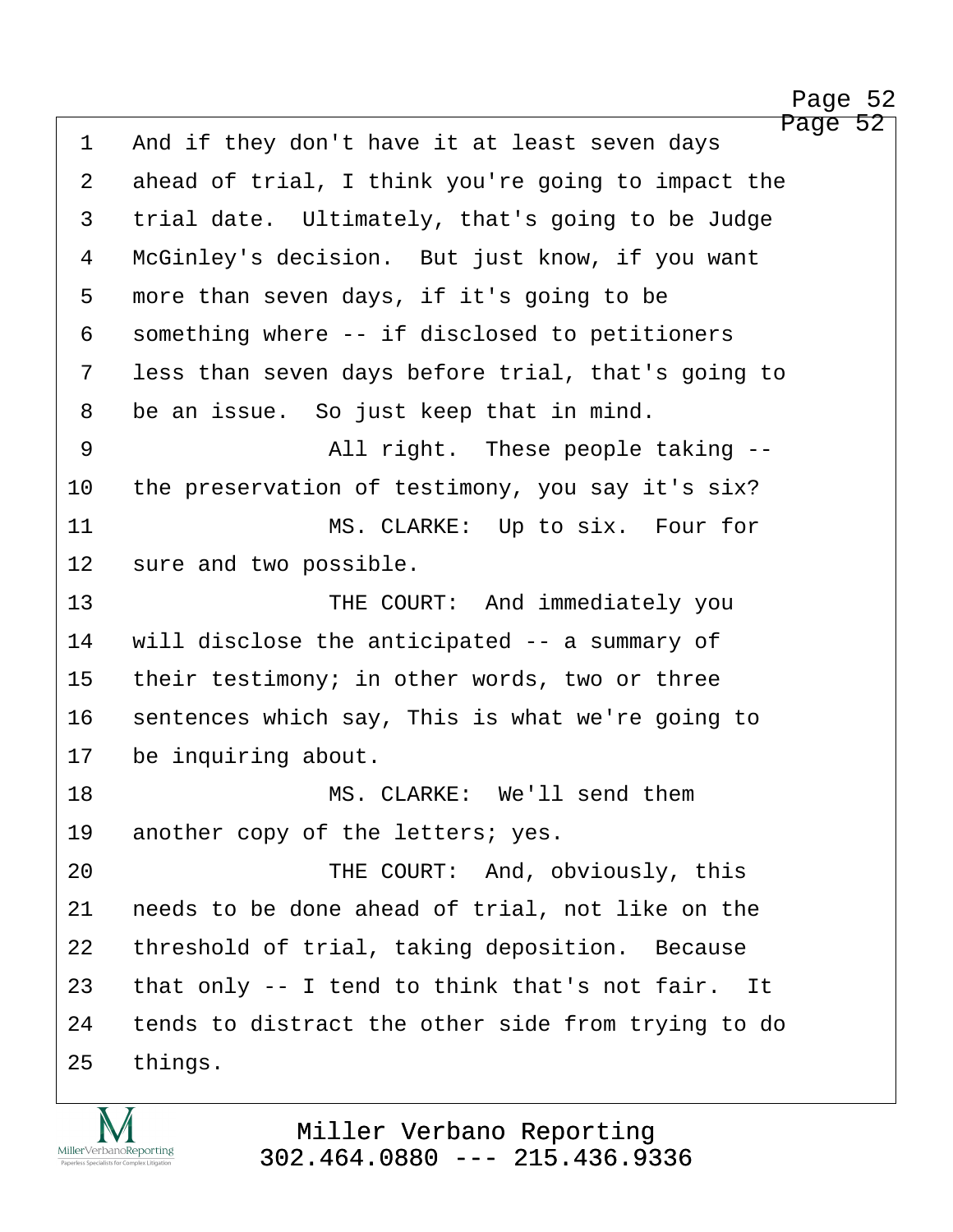1 And if they don't have it at least seven days
2 ahead of trial, I think you're going to impact the
3 trial date. Ultimately, that's going to be Judge
4 McGinley's decision. But just know, if you want
5 more than seven days, if it's going to be
6 something where -- if disclosed to petitioners
7 less than seven days before trial, that's going to
8 be an issue. So just keep that in mind.
9 All right. These people taking --
10 the preservation of testimony, you say it's six?
11 MS. CLARKE: Up to six. Four for
12 sure and two possible.
13 THE COURT: And immediately you
14 will disclose the anticipated -- a summary of
15 their testimony; in other words, two or three
16 sentences which say, This is what we're going to
17 be inquiring about.
18 MS. CLARKE: We'll send them
19 another copy of the letters; yes.
20 THE COURT: And, obviously, this
21 needs to be done ahead of trial, not like on the
22 threshold of trial, taking deposition. Because
23 that only -- I tend to think that's not fair. It
24 tends to distract the other side from trying to do
25 things.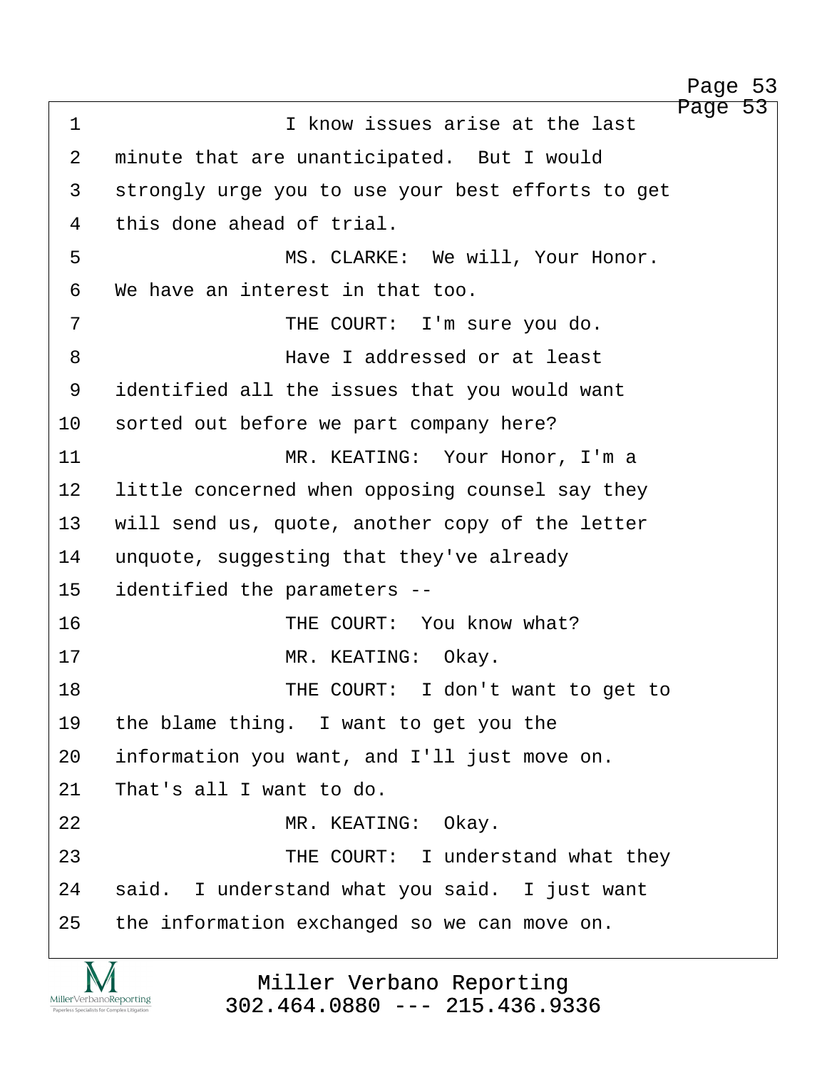1 I know issues arise at the last
2 minute that are unanticipated. But I would
3 strongly urge you to use your best efforts to get
4 this done ahead of trial.
5 MS. CLARKE: We will, Your Honor.
6 We have an interest in that too.
7 THE COURT: I'm sure you do.
8 Have I addressed or at least
9 identified all the issues that you would want
10 sorted out before we part company here?
11 MR. KEATING: Your Honor, I'm a
12 little concerned when opposing counsel say they
13 will send us, quote, another copy of the letter
14 unquote, suggesting that they've already
15 identified the parameters --
16 THE COURT: You know what?
17 MR. KEATING: Okay.
18 THE COURT: I don't want to get to
19 the blame thing. I want to get you the
20 information you want, and I'll just move on.
21 That's all I want to do.
22 MR. KEATING: Okay.
23 THE COURT: I understand what they
24 said. I understand what you said. I just want
25 the information exchanged so we can move on.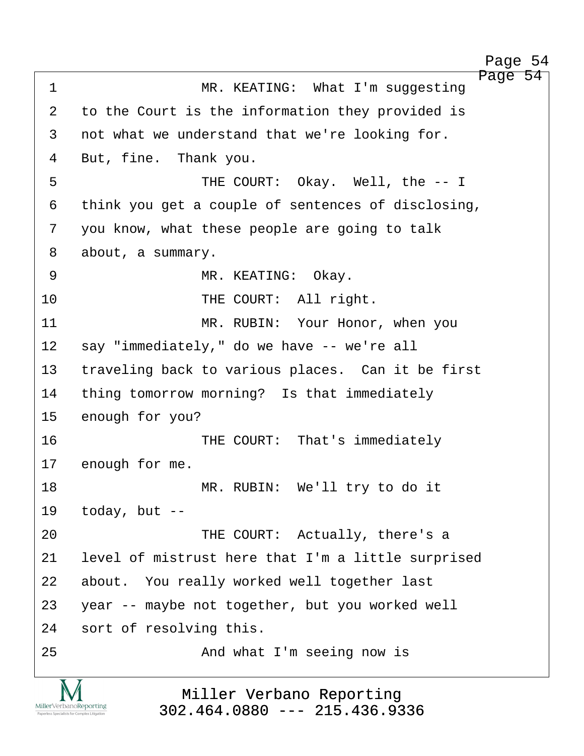1 MR. KEATING: What I'm suggesting
2 to the Court is the information they provided is
3 not what we understand that we're looking for.
4 But, fine. Thank you.
5 THE COURT: Okay. Well, the -- I
6 think you get a couple of sentences of disclosing,
7 you know, what these people are going to talk
8 about, a summary.
9 MR. KEATING: Okay.
10 THE COURT: All right.
11 MR. RUBIN: Your Honor, when you
12 say "immediately," do we have -- we're all
13 traveling back to various places. Can it be first
14 thing tomorrow morning? Is that immediately
15 enough for you?
16 THE COURT: That's immediately
17 enough for me.
18 MR. RUBIN: We'll try to do it
19 today, but --
20 THE COURT: Actually, there's a
21 level of mistrust here that I'm a little surprised
22 about. You really worked well together last
23 year -- maybe not together, but you worked well
24 sort of resolving this.
25 And what I'm seeing now is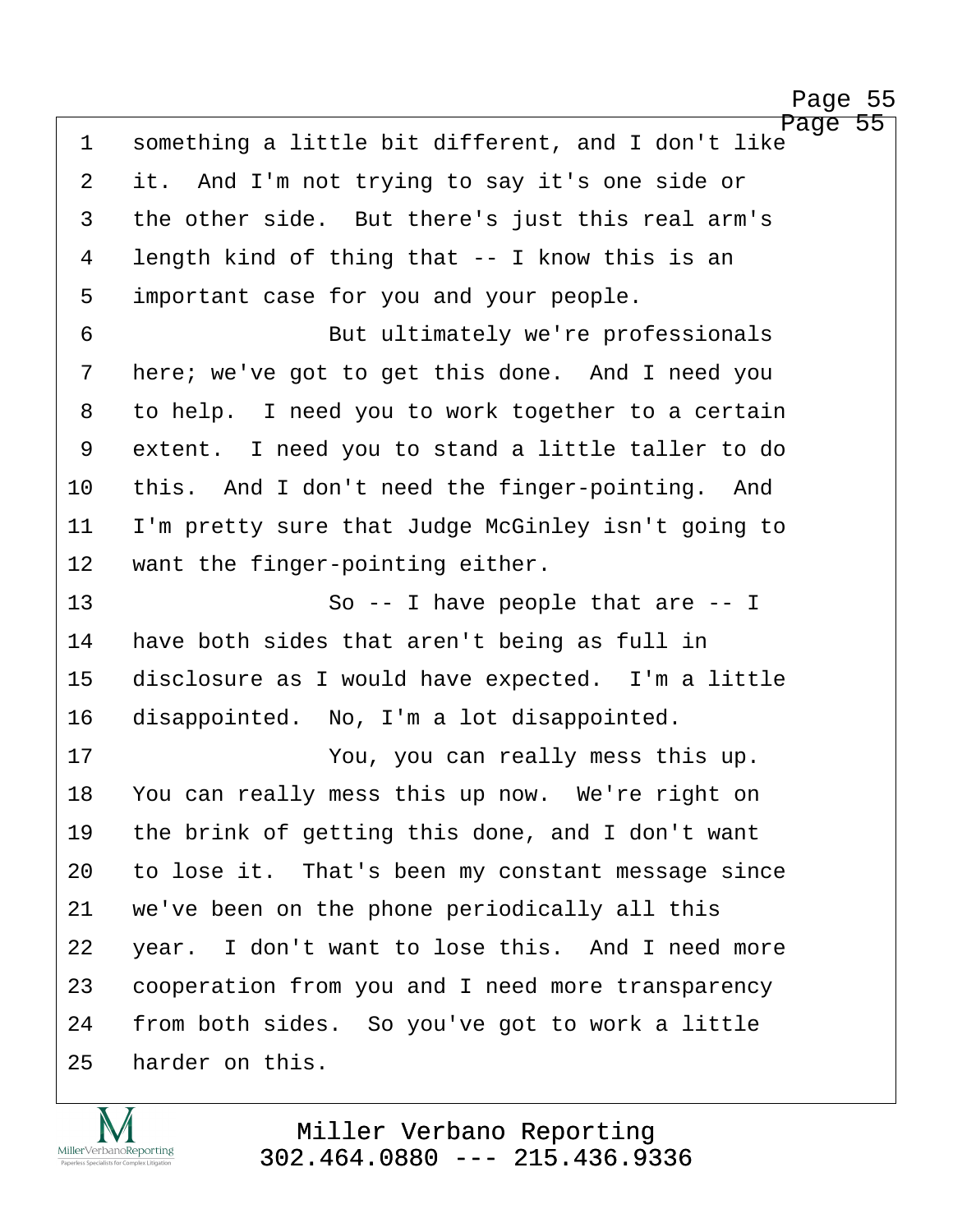1 something a little bit different, and I don't like
2 it. And I'm not trying to say it's one side or
3 the other side. But there's just this real arm's
4 length kind of thing that -- I know this is an
5 important case for you and your people.
6 But ultimately we're professionals
7 here; we've got to get this done. And I need you
8 to help. I need you to work together to a certain
9 extent. I need you to stand a little taller to do
10 this. And I don't need the finger-pointing. And
11 I'm pretty sure that Judge McGinley isn't going to
12 want the finger-pointing either.
13 So -- I have people that are -- I
14 have both sides that aren't being as full in
15 disclosure as I would have expected. I'm a little
16 disappointed. No, I'm a lot disappointed.
17 You, you can really mess this up.
18 You can really mess this up now. We're right on
19 the brink of getting this done, and I don't want
20 to lose it. That's been my constant message since
21 we've been on the phone periodically all this
22 year. I don't want to lose this. And I need more
23 cooperation from you and I need more transparency
24 from both sides. So you've got to work a little
25 harder on this.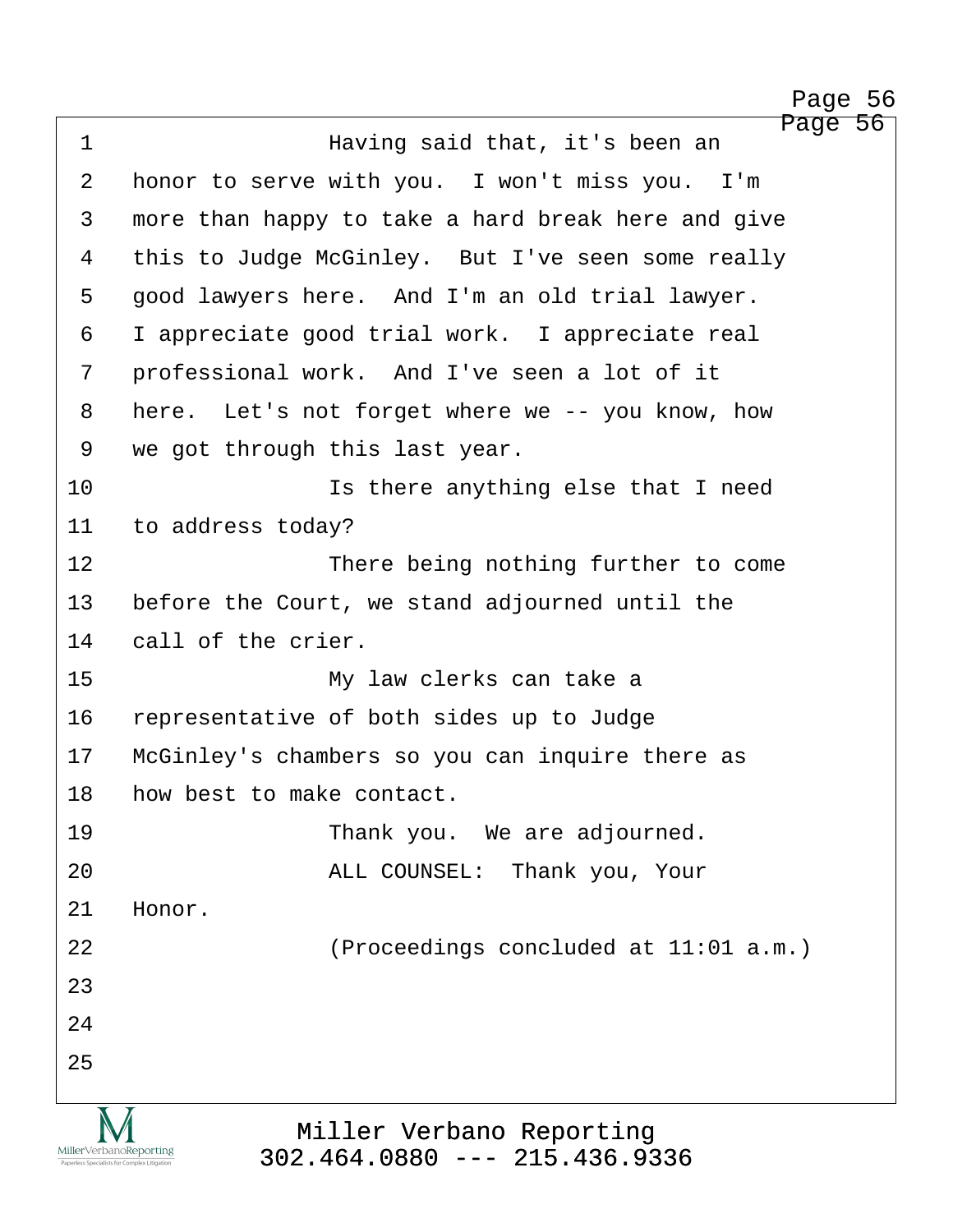1 Having said that, it's been an
2 honor to serve with you. I won't miss you. I'm
3 more than happy to take a hard break here and give
4 this to Judge McGinley. But I've seen some really
5 good lawyers here. And I'm an old trial lawyer.
6 I appreciate good trial work. I appreciate real
7 professional work. And I've seen a lot of it
8 here. Let's not forget where we -- you know, how
9 we got through this last year.
10 Is there anything else that I need
11 to address today?
12 There being nothing further to come
13 before the Court, we stand adjourned until the
14 call of the crier.
15 My law clerks can take a
16 representative of both sides up to Judge
17 McGinley's chambers so you can inquire there as
18 how best to make contact.
19 Thank you. We are adjourned.
20 ALL COUNSEL: Thank you, Your
21 Honor.
22 (Proceedings concluded at 11:01 a.m.)
23
24
25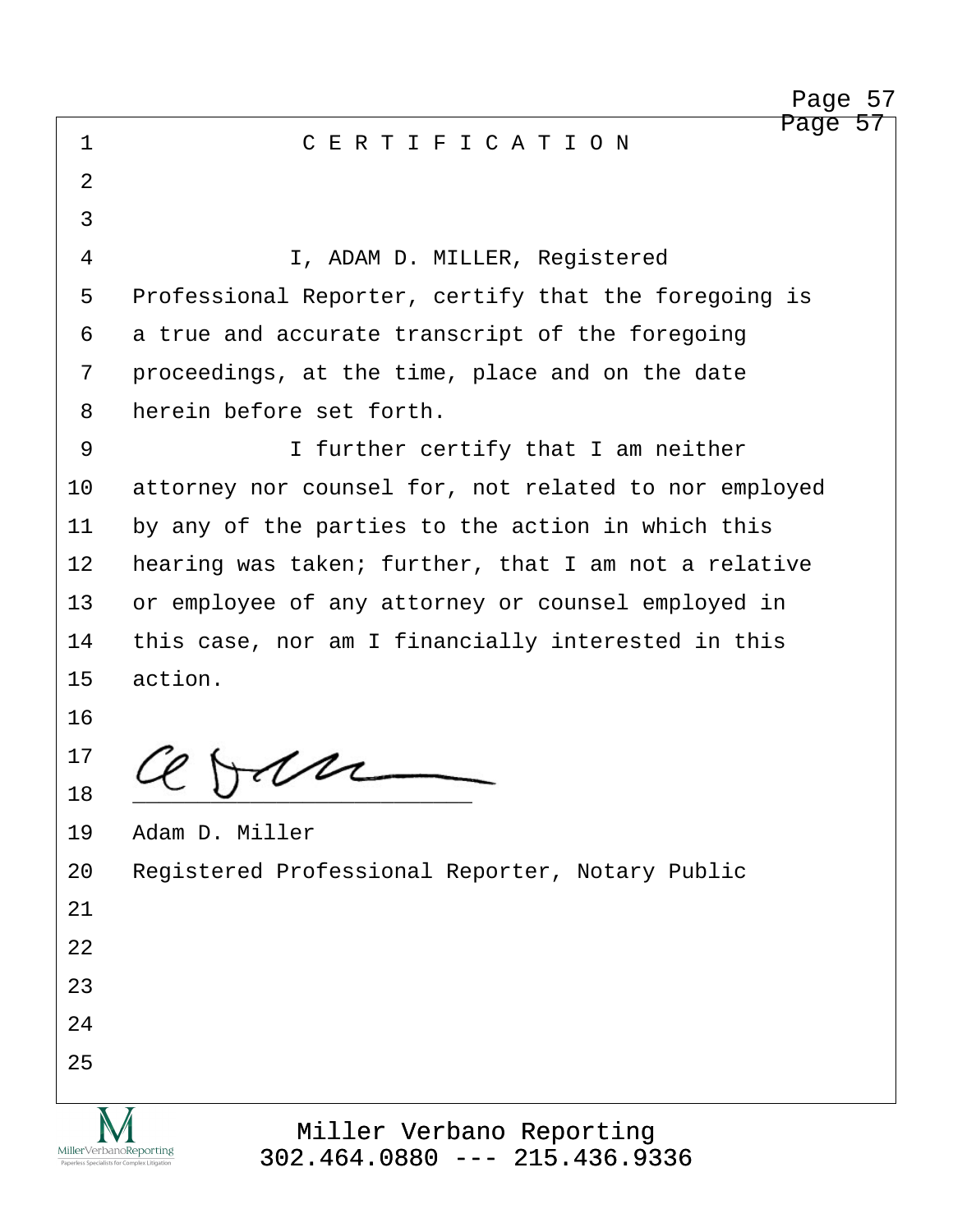# C E R T I F I C A T I O N

I, ADAM D. MILLER, Registered Professional Reporter, certify that the foregoing is a true and accurate transcript of the foregoing proceedings, at the time, place and on the date herein before set forth.

I further certify that I am neither attorney nor counsel for, not related to nor employed by any of the parties to the action in which this hearing was taken; further, that I am not a relative or employee of any attorney or counsel employed in this case, nor am I financially interested in this action.

\_\_\_\_\_\_\_\_\_\_\_\_\_\_\_\_\_\_\_\_\_\_\_\_\_\_

Adam D. Miller

Registered Professional Reporter, Notary Public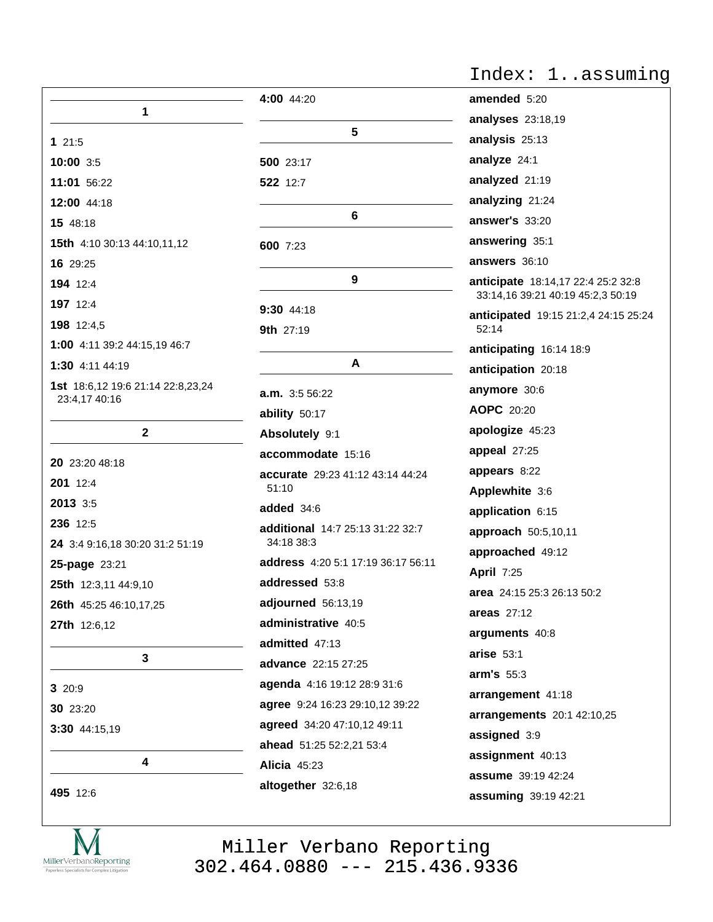### 1

**1** 21:5

**10:00** 3:5

**11:01** 56:22

**12:00** 44:18

**15** 48:18

**15th** 4:10 30:13 44:10,11,12

**16** 29:25

**194** 12:4

**197** 12:4

**198** 12:4,5

**1:00** 4:11 39:2 44:15,19 46:7

**1:30** 4:11 44:19

**1st** 18:6,12 19:6 21:14 22:8,23,24 23:4,17 40:16

### 2

**20** 23:20 48:18

**201** 12:4

**2013** 3:5

**236** 12:5

**24** 3:4 9:16,18 30:20 31:2 51:19

**25-page** 23:21

**25th** 12:3,11 44:9,10

**26th** 45:25 46:10,17,25

**27th** 12:6,12

### 3

**3** 20:9

**30** 23:20

**3:30** 44:15,19

### 4

**495** 12:6

**4:00** 44:20

### 5

**500** 23:17

**522** 12:7

### 6

**600** 7:23

### 9

**9:30** 44:18

**9th** 27:19

### A

**a.m.** 3:5 56:22

**ability** 50:17

**Absolutely** 9:1

**accommodate** 15:16

**accurate** 29:23 41:12 43:14 44:24 51:10

**added** 34:6

**additional** 14:7 25:13 31:22 32:7 34:18 38:3

**address** 4:20 5:1 17:19 36:17 56:11

**addressed** 53:8

**adjourned** 56:13,19

**administrative** 40:5

**admitted** 47:13

**advance** 22:15 27:25

**agenda** 4:16 19:12 28:9 31:6

**agree** 9:24 16:23 29:10,12 39:22

**agreed** 34:20 47:10,12 49:11

**ahead** 51:25 52:2,21 53:4

**Alicia** 45:23

**altogether** 32:6,18

**amended** 5:20

**analyses** 23:18,19

**analysis** 25:13

**analyze** 24:1

**analyzed** 21:19

**analyzing** 21:24

**answer's** 33:20

**answering** 35:1

**answers** 36:10

**anticipate** 18:14,17 22:4 25:2 32:8 33:14,16 39:21 40:19 45:2,3 50:19

**anticipated** 19:15 21:2,4 24:15 25:24 52:14

**anticipating** 16:14 18:9

**anticipation** 20:18

**anymore** 30:6

**AOPC** 20:20

**apologize** 45:23

**appeal** 27:25

**appears** 8:22

**Applewhite** 3:6

**application** 6:15

**approach** 50:5,10,11

**approached** 49:12

**April** 7:25

**area** 24:15 25:3 26:13 50:2

**areas** 27:12

**arguments** 40:8

**arise** 53:1

**arm's** 55:3

**arrangement** 41:18

**arrangements** 20:1 42:10,25

**assigned** 3:9

**assignment** 40:13

**assume** 39:19 42:24

**assuming** 39:19 42:21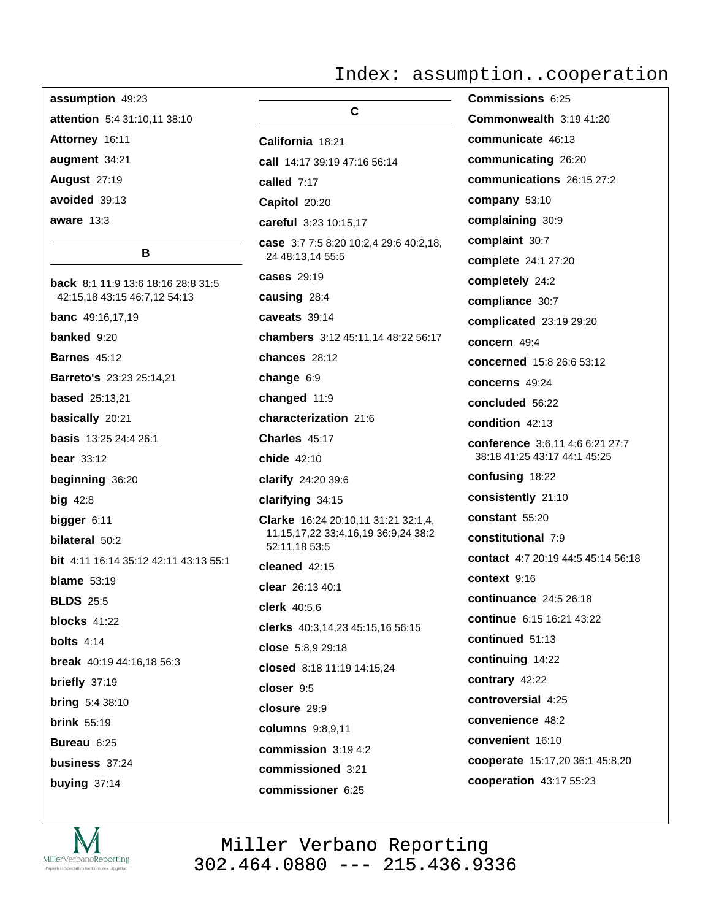# Index: assumption..cooperation

**assumption** 49:23

**attention** 5:4 31:10,11 38:10

**Attorney** 16:11

**augment** 34:21

**August** 27:19

**avoided** 39:13

**aware** 13:3

## B

**back** 8:1 11:9 13:6 18:16 28:8 31:5 42:15,18 43:15 46:7,12 54:13

**banc** 49:16,17,19

**banked** 9:20

**Barnes** 45:12

**Barreto's** 23:23 25:14,21

**based** 25:13,21

**basically** 20:21

**basis** 13:25 24:4 26:1

**bear** 33:12

**beginning** 36:20

**big** 42:8

**bigger** 6:11

**bilateral** 50:2

**bit** 4:11 16:14 35:12 42:11 43:13 55:1

**blame** 53:19

**BLDS** 25:5

**blocks** 41:22

**bolts** 4:14

**break** 40:19 44:16,18 56:3

**briefly** 37:19

**bring** 5:4 38:10

**brink** 55:19

**Bureau** 6:25

**business** 37:24

**buying** 37:14

## C

**California** 18:21

**call** 14:17 39:19 47:16 56:14

**called** 7:17

**Capitol** 20:20

**careful** 3:23 10:15,17

**case** 3:7 7:5 8:20 10:2,4 29:6 40:2,18, 24 48:13,14 55:5

**cases** 29:19

**causing** 28:4

**caveats** 39:14

**chambers** 3:12 45:11,14 48:22 56:17

**chances** 28:12

**change** 6:9

**changed** 11:9

**characterization** 21:6

**Charles** 45:17

**chide** 42:10

**clarify** 24:20 39:6

**clarifying** 34:15

**Clarke** 16:24 20:10,11 31:21 32:1,4, 11,15,17,22 33:4,16,19 36:9,24 38:2 52:11,18 53:5

**cleaned** 42:15

**clear** 26:13 40:1

**clerk** 40:5,6

**clerks** 40:3,14,23 45:15,16 56:15

**close** 5:8,9 29:18

**closed** 8:18 11:19 14:15,24

**closer** 9:5

**closure** 29:9

**columns** 9:8,9,11

**commission** 3:19 4:2

**commissioned** 3:21

**commissioner** 6:25

**Commissions** 6:25

**Commonwealth** 3:19 41:20

**communicate** 46:13

**communicating** 26:20

**communications** 26:15 27:2

**company** 53:10

**complaining** 30:9

**complaint** 30:7

**complete** 24:1 27:20

**completely** 24:2

**compliance** 30:7

**complicated** 23:19 29:20

**concern** 49:4

**concerned** 15:8 26:6 53:12

**concerns** 49:24

**concluded** 56:22

**condition** 42:13

**conference** 3:6,11 4:6 6:21 27:7 38:18 41:25 43:17 44:1 45:25

**confusing** 18:22

**consistently** 21:10

**constant** 55:20

**constitutional** 7:9

**contact** 4:7 20:19 44:5 45:14 56:18

**context** 9:16

**continuance** 24:5 26:18

**continue** 6:15 16:21 43:22

**continued** 51:13

**continuing** 14:22

**contrary** 42:22

**controversial** 4:25

**convenience** 48:2

**convenient** 16:10

**cooperate** 15:17,20 36:1 45:8,20

**cooperation** 43:17 55:23

Miller Verbano Reporting
302.464.0880 --- 215.436.9336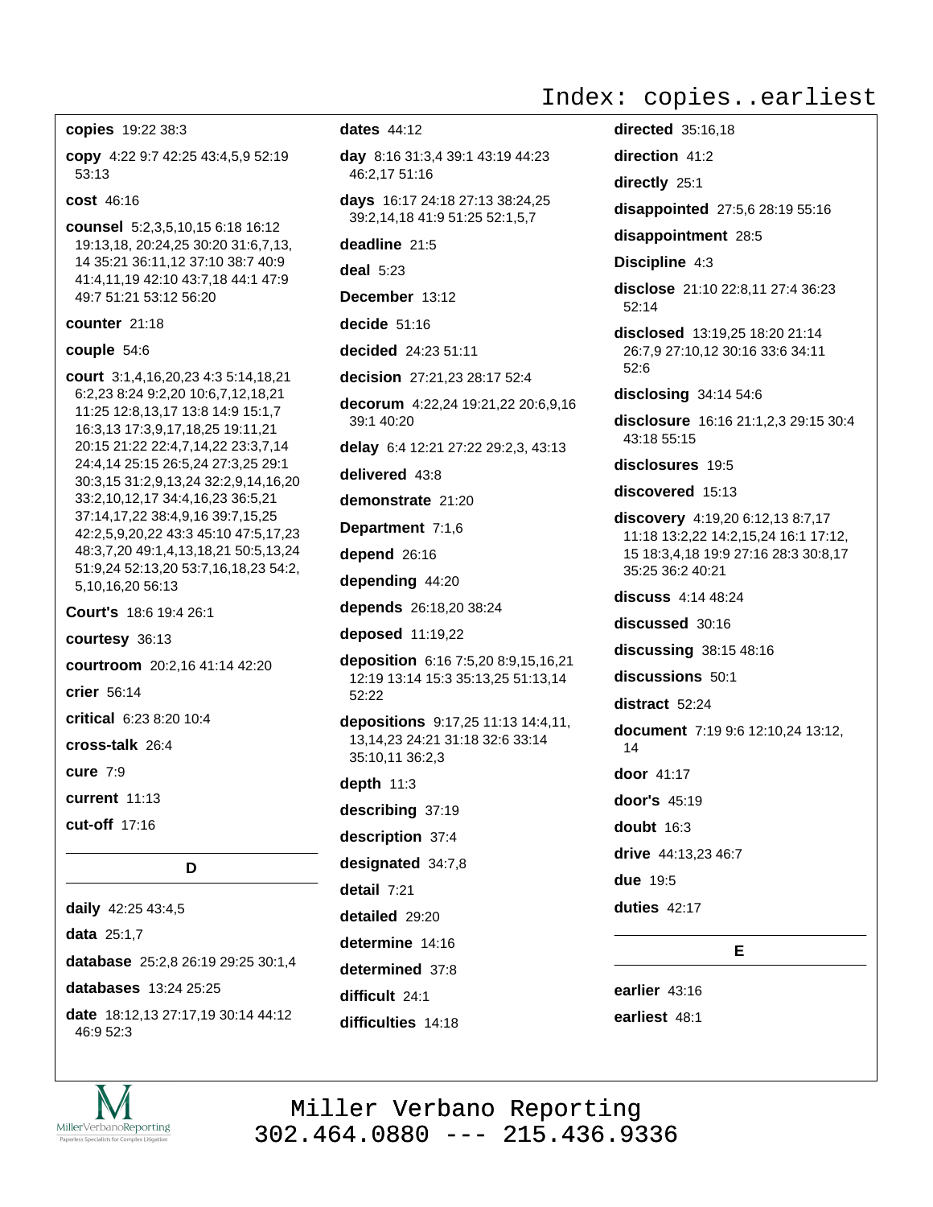**copies** 19:22 38:3

**copy** 4:22 9:7 42:25 43:4,5,9 52:19 53:13

**cost** 46:16

**counsel** 5:2,3,5,10,15 6:18 16:12 19:13,18, 20:24,25 30:20 31:6,7,13, 14 35:21 36:11,12 37:10 38:7 40:9 41:4,11,19 42:10 43:7,18 44:1 47:9 49:7 51:21 53:12 56:20

**counter** 21:18

**couple** 54:6

**court** 3:1,4,16,20,23 4:3 5:14,18,21 6:2,23 8:24 9:2,20 10:6,7,12,18,21 11:25 12:8,13,17 13:8 14:9 15:1,7 16:3,13 17:3,9,17,18,25 19:11,21 20:15 21:22 22:4,7,14,22 23:3,7,14 24:4,14 25:15 26:5,24 27:3,25 29:1 30:3,15 31:2,9,13,24 32:2,9,14,16,20 33:2,10,12,17 34:4,16,23 36:5,21 37:14,17,22 38:4,9,16 39:7,15,25 42:2,5,9,20,22 43:3 45:10 47:5,17,23 48:3,7,20 49:1,4,13,18,21 50:5,13,24 51:9,24 52:13,20 53:7,16,18,23 54:2, 5,10,16,20 56:13

**Court's** 18:6 19:4 26:1

**courtesy** 36:13

**courtroom** 20:2,16 41:14 42:20

**crier** 56:14

**critical** 6:23 8:20 10:4

**cross-talk** 26:4

**cure** 7:9

**current** 11:13

**cut-off** 17:16

## D

**daily** 42:25 43:4,5

**data** 25:1,7

**database** 25:2,8 26:19 29:25 30:1,4

**databases** 13:24 25:25

**date** 18:12,13 27:17,19 30:14 44:12 46:9 52:3

**dates** 44:12

**day** 8:16 31:3,4 39:1 43:19 44:23 46:2,17 51:16

**days** 16:17 24:18 27:13 38:24,25 39:2,14,18 41:9 51:25 52:1,5,7

**deadline** 21:5

**deal** 5:23

**December** 13:12

**decide** 51:16

**decided** 24:23 51:11

**decision** 27:21,23 28:17 52:4

**decorum** 4:22,24 19:21,22 20:6,9,16 39:1 40:20

**delay** 6:4 12:21 27:22 29:2,3, 43:13

**delivered** 43:8

**demonstrate** 21:20

**Department** 7:1,6

**depend** 26:16

**depending** 44:20

**depends** 26:18,20 38:24

**deposed** 11:19,22

**deposition** 6:16 7:5,20 8:9,15,16,21 12:19 13:14 15:3 35:13,25 51:13,14 52:22

**depositions** 9:17,25 11:13 14:4,11, 13,14,23 24:21 31:18 32:6 33:14 35:10,11 36:2,3

**depth** 11:3

**describing** 37:19

**description** 37:4

**designated** 34:7,8

**detail** 7:21

**detailed** 29:20

**determine** 14:16

**determined** 37:8

**difficult** 24:1

**difficulties** 14:18

**directed** 35:16,18

**direction** 41:2

**directly** 25:1

**disappointed** 27:5,6 28:19 55:16

**disappointment** 28:5

**Discipline** 4:3

**disclose** 21:10 22:8,11 27:4 36:23 52:14

**disclosed** 13:19,25 18:20 21:14 26:7,9 27:10,12 30:16 33:6 34:11 52:6

**disclosing** 34:14 54:6

**disclosure** 16:16 21:1,2,3 29:15 30:4 43:18 55:15

**disclosures** 19:5

**discovered** 15:13

**discovery** 4:19,20 6:12,13 8:7,17 11:18 13:2,22 14:2,15,24 16:1 17:12, 15 18:3,4,18 19:9 27:16 28:3 30:8,17 35:25 36:2 40:21

**discuss** 4:14 48:24

**discussed** 30:16

**discussing** 38:15 48:16

**discussions** 50:1

**distract** 52:24

**document** 7:19 9:6 12:10,24 13:12, 14

**door** 41:17

**door's** 45:19

**doubt** 16:3

**drive** 44:13,23 46:7

**due** 19:5

**duties** 42:17

## E

**earlier** 43:16

**earliest** 48:1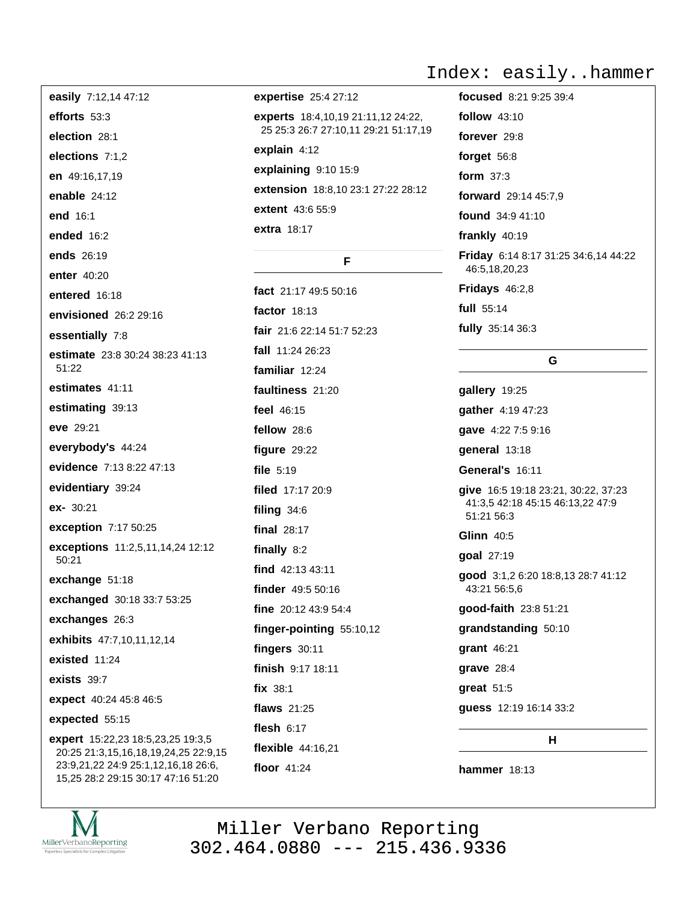**easily** 7:12,14 47:12

**efforts** 53:3

**election** 28:1

**elections** 7:1,2

**en** 49:16,17,19

**enable** 24:12

**end** 16:1

**ended** 16:2

**ends** 26:19

**enter** 40:20

**entered** 16:18

**envisioned** 26:2 29:16

**essentially** 7:8

**estimate** 23:8 30:24 38:23 41:13 51:22

**estimates** 41:11

**estimating** 39:13

**eve** 29:21

**everybody's** 44:24

**evidence** 7:13 8:22 47:13

**evidentiary** 39:24

**ex-** 30:21

**exception** 7:17 50:25

**exceptions** 11:2,5,11,14,24 12:12 50:21

**exchange** 51:18

**exchanged** 30:18 33:7 53:25

**exchanges** 26:3

**exhibits** 47:7,10,11,12,14

**existed** 11:24

**exists** 39:7

**expect** 40:24 45:8 46:5

**expected** 55:15

**expert** 15:22,23 18:5,23,25 19:3,5 20:25 21:3,15,16,18,19,24,25 22:9,15 23:9,21,22 24:9 25:1,12,16,18 26:6, 15,25 28:2 29:15 30:17 47:16 51:20

**expertise** 25:4 27:12

**experts** 18:4,10,19 21:11,12 24:22, 25 25:3 26:7 27:10,11 29:21 51:17,19

**explain** 4:12

**explaining** 9:10 15:9

**extension** 18:8,10 23:1 27:22 28:12

**extent** 43:6 55:9

**extra** 18:17

## F

**fact** 21:17 49:5 50:16

**factor** 18:13

**fair** 21:6 22:14 51:7 52:23

**fall** 11:24 26:23

**familiar** 12:24

**faultiness** 21:20

**feel** 46:15

**fellow** 28:6

**figure** 29:22

**file** 5:19

**filed** 17:17 20:9

**filing** 34:6

**final** 28:17

**finally** 8:2

**find** 42:13 43:11

**finder** 49:5 50:16

**fine** 20:12 43:9 54:4

**finger-pointing** 55:10,12

**fingers** 30:11

**finish** 9:17 18:11

**fix** 38:1

**flaws** 21:25

**flesh** 6:17

**flexible** 44:16,21

**floor** 41:24

**focused** 8:21 9:25 39:4

**follow** 43:10

**forever** 29:8

**forget** 56:8

**form** 37:3

**forward** 29:14 45:7,9

**found** 34:9 41:10

**frankly** 40:19

**Friday** 6:14 8:17 31:25 34:6,14 44:22 46:5,18,20,23

**Fridays** 46:2,8

**full** 55:14

**fully** 35:14 36:3

## G

**gallery** 19:25

**gather** 4:19 47:23

**gave** 4:22 7:5 9:16

**general** 13:18

**General's** 16:11

**give** 16:5 19:18 23:21, 30:22, 37:23 41:3,5 42:18 45:15 46:13,22 47:9 51:21 56:3

**Glinn** 40:5

**goal** 27:19

**good** 3:1,2 6:20 18:8,13 28:7 41:12 43:21 56:5,6

**good-faith** 23:8 51:21

**grandstanding** 50:10

**grant** 46:21

**grave** 28:4

**great** 51:5

**guess** 12:19 16:14 33:2

## H

**hammer** 18:13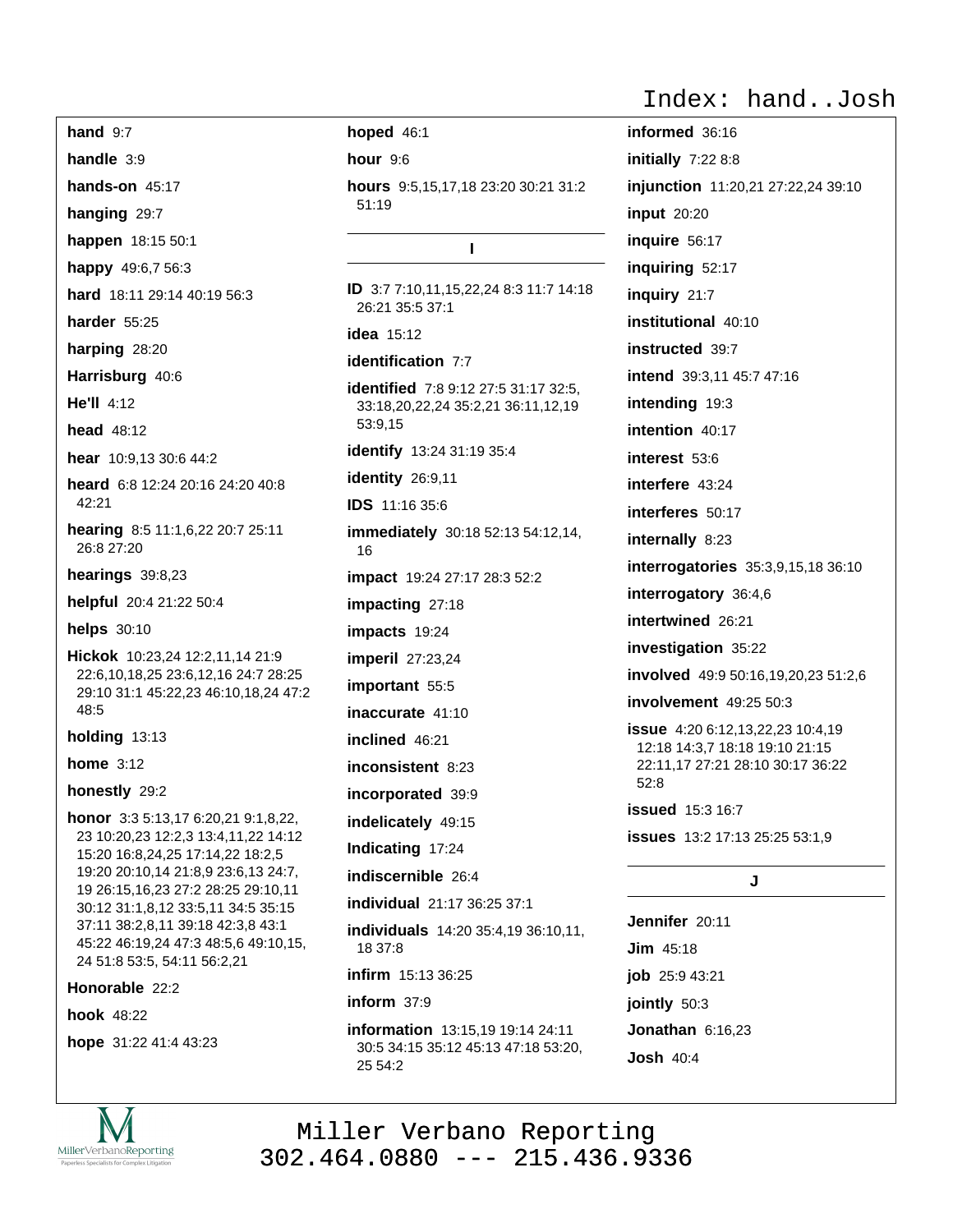**hand** 9:7

**handle** 3:9

**hands-on** 45:17

**hanging** 29:7

**happen** 18:15 50:1

**happy** 49:6,7 56:3

**hard** 18:11 29:14 40:19 56:3

**harder** 55:25

**harping** 28:20

**Harrisburg** 40:6

**He'll** 4:12

**head** 48:12

**hear** 10:9,13 30:6 44:2

**heard** 6:8 12:24 20:16 24:20 40:8 42:21

**hearing** 8:5 11:1,6,22 20:7 25:11 26:8 27:20

**hearings** 39:8,23

**helpful** 20:4 21:22 50:4

**helps** 30:10

**Hickok** 10:23,24 12:2,11,14 21:9 22:6,10,18,25 23:6,12,16 24:7 28:25 29:10 31:1 45:22,23 46:10,18,24 47:2 48:5

**holding** 13:13

**home** 3:12

**honestly** 29:2

**honor** 3:3 5:13,17 6:20,21 9:1,8,22, 23 10:20,23 12:2,3 13:4,11,22 14:12 15:20 16:8,24,25 17:14,22 18:2,5 19:20 20:10,14 21:8,9 23:6,13 24:7, 19 26:15,16,23 27:2 28:25 29:10,11 30:12 31:1,8,12 33:5,11 34:5 35:15 37:11 38:2,8,11 39:18 42:3,8 43:1 45:22 46:19,24 47:3 48:5,6 49:10,15, 24 51:8 53:5, 54:11 56:2,21

**Honorable** 22:2

**hook** 48:22

**hope** 31:22 41:4 43:23

**hoped** 46:1

**hour** 9:6

**hours** 9:5,15,17,18 23:20 30:21 31:2 51:19

## I

**ID** 3:7 7:10,11,15,22,24 8:3 11:7 14:18 26:21 35:5 37:1

**idea** 15:12

**identification** 7:7

**identified** 7:8 9:12 27:5 31:17 32:5, 33:18,20,22,24 35:2,21 36:11,12,19 53:9,15

**identify** 13:24 31:19 35:4

**identity** 26:9,11

**IDS** 11:16 35:6

**immediately** 30:18 52:13 54:12,14, 16

**impact** 19:24 27:17 28:3 52:2

**impacting** 27:18

**impacts** 19:24

**imperil** 27:23,24

**important** 55:5

**inaccurate** 41:10

**inclined** 46:21

**inconsistent** 8:23

**incorporated** 39:9

**indelicately** 49:15

**Indicating** 17:24

**indiscernible** 26:4

**individual** 21:17 36:25 37:1

**individuals** 14:20 35:4,19 36:10,11, 18 37:8

**infirm** 15:13 36:25

**inform** 37:9

**information** 13:15,19 19:14 24:11 30:5 34:15 35:12 45:13 47:18 53:20, 25 54:2

**informed** 36:16

**initially** 7:22 8:8

**injunction** 11:20,21 27:22,24 39:10

**input** 20:20

**inquire** 56:17

**inquiring** 52:17

**inquiry** 21:7

**institutional** 40:10

**instructed** 39:7

**intend** 39:3,11 45:7 47:16

**intending** 19:3

**intention** 40:17

**interest** 53:6

**interfere** 43:24

**interferes** 50:17

**internally** 8:23

**interrogatories** 35:3,9,15,18 36:10

**interrogatory** 36:4,6

**intertwined** 26:21

**investigation** 35:22

**involved** 49:9 50:16,19,20,23 51:2,6

**involvement** 49:25 50:3

**issue** 4:20 6:12,13,22,23 10:4,19 12:18 14:3,7 18:18 19:10 21:15 22:11,17 27:21 28:10 30:17 36:22 52:8

**issued** 15:3 16:7

**issues** 13:2 17:13 25:25 53:1,9

## J

**Jennifer** 20:11

**Jim** 45:18

**job** 25:9 43:21

**jointly** 50:3

**Jonathan** 6:16,23

**Josh** 40:4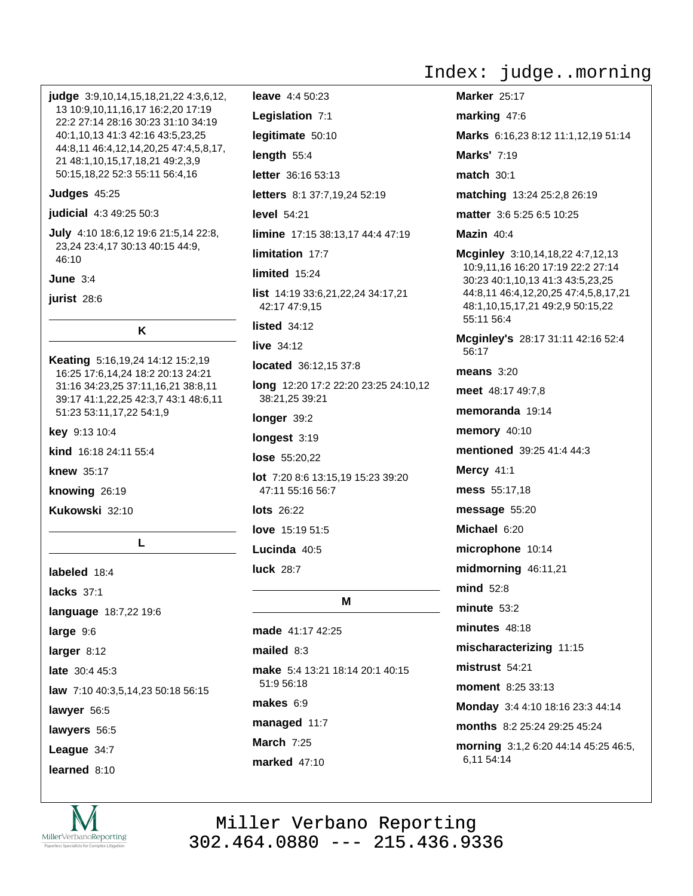Index: judge..morning

**judge** 3:9,10,14,15,18,21,22 4:3,6,12,13 10:9,10,11,16,17 16:2,20 17:19 22:2 27:14 28:16 30:23 31:10 34:19 40:1,10,13 41:3 42:16 43:5,23,25 44:8,11 46:4,12,14,20,25 47:4,5,8,17,21 48:1,10,15,17,18,21 49:2,3,9 50:15,18,22 52:3 55:11 56:4,16

**Judges** 45:25

**judicial** 4:3 49:25 50:3

**July** 4:10 18:6,12 19:6 21:5,14 22:8,23,24 23:4,17 30:13 40:15 44:9,46:10

**June** 3:4

**jurist** 28:6

## K

**Keating** 5:16,19,24 14:12 15:2,19 16:25 17:6,14,24 18:2 20:13 24:21 31:16 34:23,25 37:11,16,21 38:8,11 39:17 41:1,22,25 42:3,7 43:1 48:6,11 51:23 53:11,17,22 54:1,9

**key** 9:13 10:4

**kind** 16:18 24:11 55:4

**knew** 35:17

**knowing** 26:19

**Kukowski** 32:10

## L

**labeled** 18:4

**lacks** 37:1

**language** 18:7,22 19:6

**large** 9:6

**larger** 8:12

**late** 30:4 45:3

**law** 7:10 40:3,5,14,23 50:18 56:15

**lawyer** 56:5

**lawyers** 56:5

**League** 34:7

**learned** 8:10

**leave** 4:4 50:23

**Legislation** 7:1

**legitimate** 50:10

**length** 55:4

**letter** 36:16 53:13

**letters** 8:1 37:7,19,24 52:19

**level** 54:21

**limine** 17:15 38:13,17 44:4 47:19

**limitation** 17:7

**limited** 15:24

**list** 14:19 33:6,21,22,24 34:17,21 42:17 47:9,15

**listed** 34:12

**live** 34:12

**located** 36:12,15 37:8

**long** 12:20 17:2 22:20 23:25 24:10,12 38:21,25 39:21

**longer** 39:2

**longest** 3:19

**lose** 55:20,22

**lot** 7:20 8:6 13:15,19 15:23 39:20 47:11 55:16 56:7

**lots** 26:22

**love** 15:19 51:5

**Lucinda** 40:5

**luck** 28:7

## M

**made** 41:17 42:25

**mailed** 8:3

**make** 5:4 13:21 18:14 20:1 40:15 51:9 56:18

**makes** 6:9

**managed** 11:7

**March** 7:25

**marked** 47:10

**Marker** 25:17

**marking** 47:6

**Marks** 6:16,23 8:12 11:1,12,19 51:14

**Marks'** 7:19

**match** 30:1

**matching** 13:24 25:2,8 26:19

**matter** 3:6 5:25 6:5 10:25

**Mazin** 40:4

**Mcginley** 3:10,14,18,22 4:7,12,13 10:9,11,16 16:20 17:19 22:2 27:14 30:23 40:1,10,13 41:3 43:5,23,25 44:8,11 46:4,12,20,25 47:4,5,8,17,21 48:1,10,15,17,21 49:2,9 50:15,22 55:11 56:4

**Mcginley's** 28:17 31:11 42:16 52:4 56:17

**means** 3:20

**meet** 48:17 49:7,8

**memoranda** 19:14

**memory** 40:10

**mentioned** 39:25 41:4 44:3

**Mercy** 41:1

**mess** 55:17,18

**message** 55:20

**Michael** 6:20

**microphone** 10:14

**midmorning** 46:11,21

**mind** 52:8

**minute** 53:2

**minutes** 48:18

**mischaracterizing** 11:15

**mistrust** 54:21

**moment** 8:25 33:13

**Monday** 3:4 4:10 18:16 23:3 44:14

**months** 8:2 25:24 29:25 45:24

**morning** 3:1,2 6:20 44:14 45:25 46:5,6,11 54:14

Miller Verbano Reporting
302.464.0880 --- 215.436.9336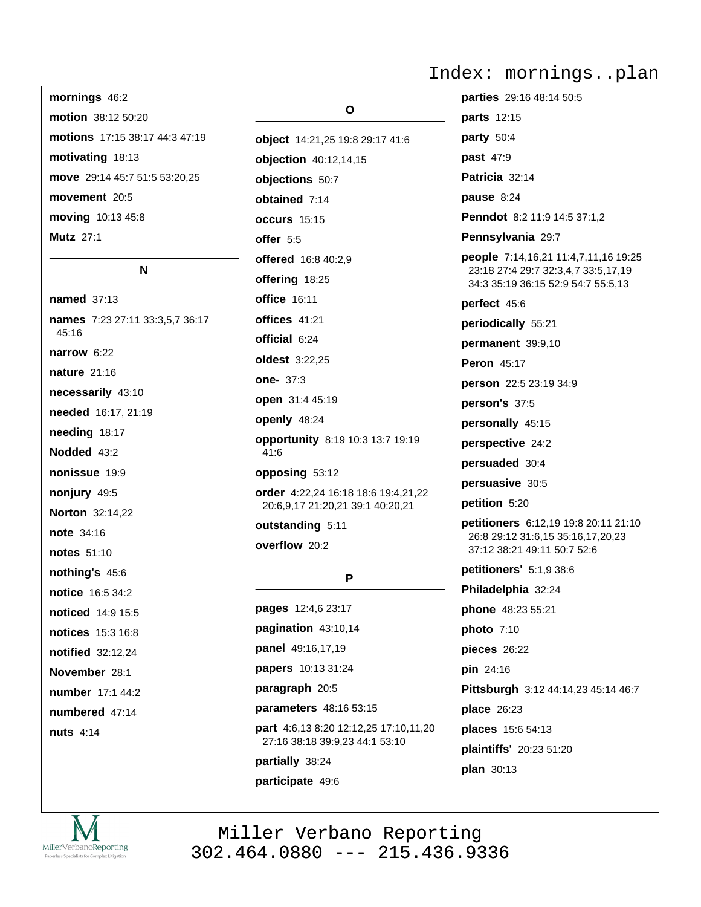**mornings** 46:2

**motion** 38:12 50:20

**motions** 17:15 38:17 44:3 47:19

**motivating** 18:13

**move** 29:14 45:7 51:5 53:20,25

**movement** 20:5

**moving** 10:13 45:8

**Mutz** 27:1

## N

**named** 37:13

**names** 7:23 27:11 33:3,5,7 36:17 45:16

**narrow** 6:22

**nature** 21:16

**necessarily** 43:10

**needed** 16:17, 21:19

**needing** 18:17

**Nodded** 43:2

**nonissue** 19:9

**nonjury** 49:5

**Norton** 32:14,22

**note** 34:16

**notes** 51:10

**nothing's** 45:6

**notice** 16:5 34:2

**noticed** 14:9 15:5

**notices** 15:3 16:8

**notified** 32:12,24

**November** 28:1

**number** 17:1 44:2

**numbered** 47:14

**nuts** 4:14

## O

**object** 14:21,25 19:8 29:17 41:6

**objection** 40:12,14,15

**objections** 50:7

**obtained** 7:14

**occurs** 15:15

**offer** 5:5

**offered** 16:8 40:2,9

**offering** 18:25

**office** 16:11

**offices** 41:21

**official** 6:24

**oldest** 3:22,25

**one-** 37:3

**open** 31:4 45:19

**openly** 48:24

**opportunity** 8:19 10:3 13:7 19:19 41:6

**opposing** 53:12

**order** 4:22,24 16:18 18:6 19:4,21,22 20:6,9,17 21:20,21 39:1 40:20,21

**outstanding** 5:11

**overflow** 20:2

## P

**pages** 12:4,6 23:17

**pagination** 43:10,14

**panel** 49:16,17,19

**papers** 10:13 31:24

**paragraph** 20:5

**parameters** 48:16 53:15

**part** 4:6,13 8:20 12:12,25 17:10,11,20 27:16 38:18 39:9,23 44:1 53:10

**partially** 38:24

**participate** 49:6

**parties** 29:16 48:14 50:5

**parts** 12:15

**party** 50:4

**past** 47:9

**Patricia** 32:14

**pause** 8:24

**Penndot** 8:2 11:9 14:5 37:1,2

**Pennsylvania** 29:7

**people** 7:14,16,21 11:4,7,11,16 19:25 23:18 27:4 29:7 32:3,4,7 33:5,17,19 34:3 35:19 36:15 52:9 54:7 55:5,13

**perfect** 45:6

**periodically** 55:21

**permanent** 39:9,10

**Peron** 45:17

**person** 22:5 23:19 34:9

**person's** 37:5

**personally** 45:15

**perspective** 24:2

**persuaded** 30:4

**persuasive** 30:5

**petition** 5:20

**petitioners** 6:12,19 19:8 20:11 21:10 26:8 29:12 31:6,15 35:16,17,20,23 37:12 38:21 49:11 50:7 52:6

**petitioners'** 5:1,9 38:6

**Philadelphia** 32:24

**phone** 48:23 55:21

**photo** 7:10

**pieces** 26:22

**pin** 24:16

**Pittsburgh** 3:12 44:14,23 45:14 46:7

**place** 26:23

**places** 15:6 54:13

**plaintiffs'** 20:23 51:20

**plan** 30:13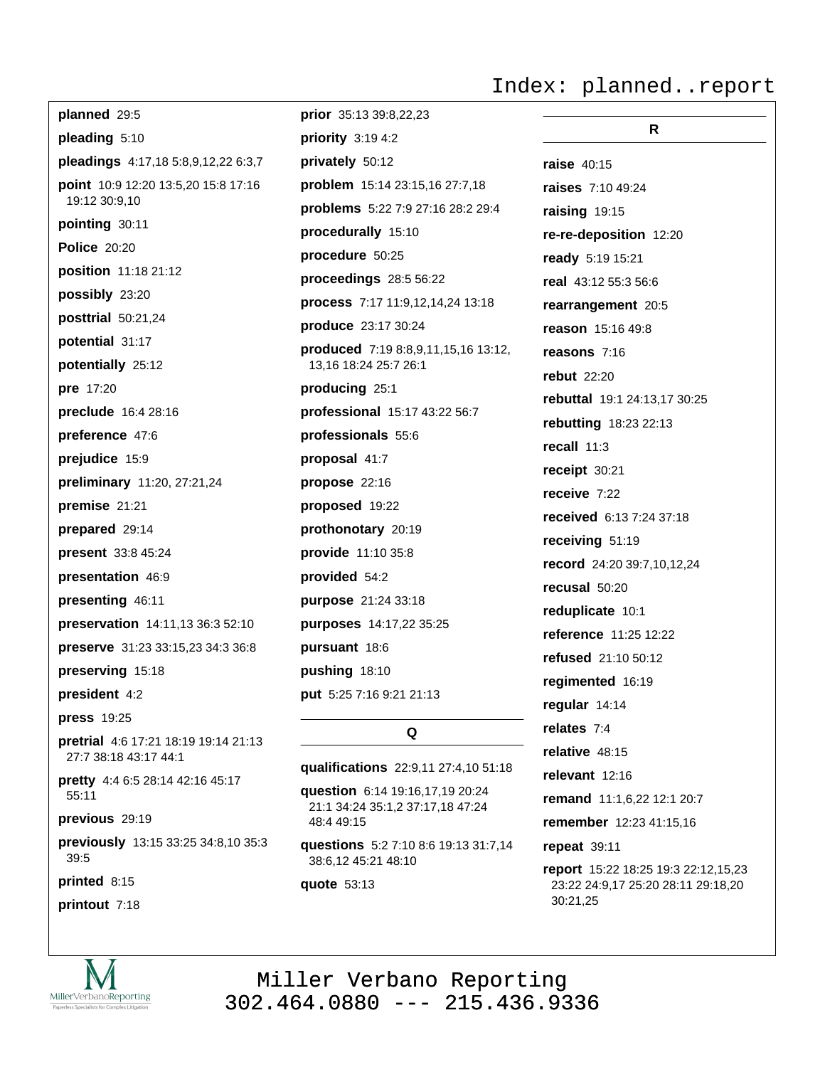# Index: planned..report

**planned** 29:5

**pleading** 5:10

**pleadings** 4:17,18 5:8,9,12,22 6:3,7

**point** 10:9 12:20 13:5,20 15:8 17:16 19:12 30:9,10

**pointing** 30:11

**Police** 20:20

**position** 11:18 21:12

**possibly** 23:20

**posttrial** 50:21,24

**potential** 31:17

**potentially** 25:12

**pre** 17:20

**preclude** 16:4 28:16

**preference** 47:6

**prejudice** 15:9

**preliminary** 11:20, 27:21,24

**premise** 21:21

**prepared** 29:14

**present** 33:8 45:24

**presentation** 46:9

**presenting** 46:11

**preservation** 14:11,13 36:3 52:10

**preserve** 31:23 33:15,23 34:3 36:8

**preserving** 15:18

**president** 4:2

**press** 19:25

**pretrial** 4:6 17:21 18:19 19:14 21:13 27:7 38:18 43:17 44:1

**pretty** 4:4 6:5 28:14 42:16 45:17 55:11

**previous** 29:19

**previously** 13:15 33:25 34:8,10 35:3 39:5

**printed** 8:15

**printout** 7:18

**prior** 35:13 39:8,22,23

**priority** 3:19 4:2

**privately** 50:12

**problem** 15:14 23:15,16 27:7,18

**problems** 5:22 7:9 27:16 28:2 29:4

**procedurally** 15:10

**procedure** 50:25

**proceedings** 28:5 56:22

**process** 7:17 11:9,12,14,24 13:18

**produce** 23:17 30:24

**produced** 7:19 8:8,9,11,15,16 13:12, 13,16 18:24 25:7 26:1

**producing** 25:1

**professional** 15:17 43:22 56:7

**professionals** 55:6

**proposal** 41:7

**propose** 22:16

**proposed** 19:22

**prothonotary** 20:19

**provide** 11:10 35:8

**provided** 54:2

**purpose** 21:24 33:18

**purposes** 14:17,22 35:25

**pursuant** 18:6

**pushing** 18:10

**put** 5:25 7:16 9:21 21:13

## Q

**qualifications** 22:9,11 27:4,10 51:18

**question** 6:14 19:16,17,19 20:24 21:1 34:24 35:1,2 37:17,18 47:24 48:4 49:15

**questions** 5:2 7:10 8:6 19:13 31:7,14 38:6,12 45:21 48:10

**quote** 53:13

## R

**raise** 40:15

**raises** 7:10 49:24

**raising** 19:15

**re-re-deposition** 12:20

**ready** 5:19 15:21

**real** 43:12 55:3 56:6

**rearrangement** 20:5

**reason** 15:16 49:8

**reasons** 7:16

**rebut** 22:20

**rebuttal** 19:1 24:13,17 30:25

**rebutting** 18:23 22:13

**recall** 11:3

**receipt** 30:21

**receive** 7:22

**received** 6:13 7:24 37:18

**receiving** 51:19

**record** 24:20 39:7,10,12,24

**recusal** 50:20

**reduplicate** 10:1

**reference** 11:25 12:22

**refused** 21:10 50:12

**regimented** 16:19

**regular** 14:14

**relates** 7:4

**relative** 48:15

**relevant** 12:16

**remand** 11:1,6,22 12:1 20:7

**remember** 12:23 41:15,16

**repeat** 39:11

**report** 15:22 18:25 19:3 22:12,15,23 23:22 24:9,17 25:20 28:11 29:18,20 30:21,25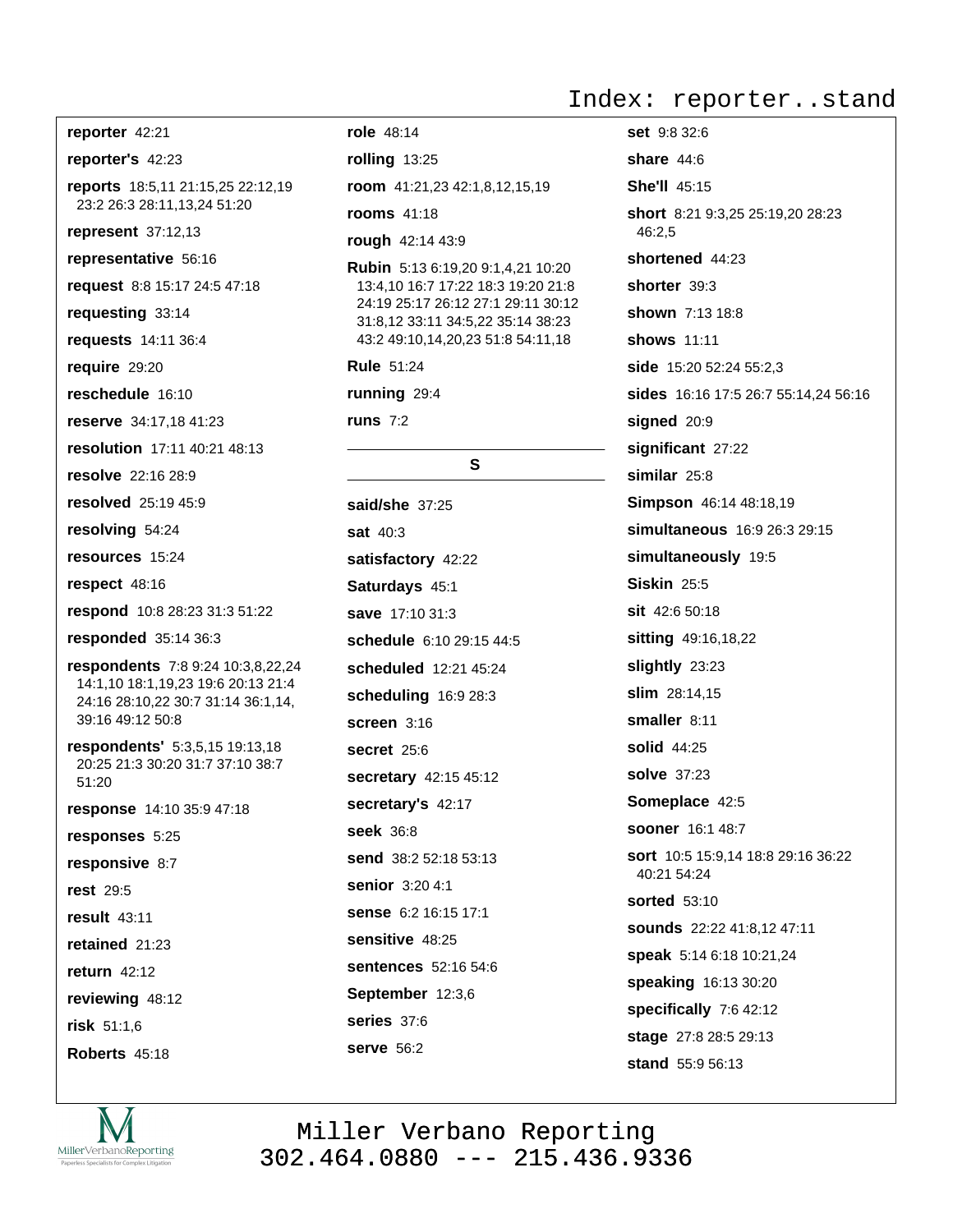# Index: reporter..stand

**reporter** 42:21

**reporter's** 42:23

**reports** 18:5,11 21:15,25 22:12,19 23:2 26:3 28:11,13,24 51:20

**represent** 37:12,13

**representative** 56:16

**request** 8:8 15:17 24:5 47:18

**requesting** 33:14

**requests** 14:11 36:4

**require** 29:20

**reschedule** 16:10

**reserve** 34:17,18 41:23

**resolution** 17:11 40:21 48:13

**resolve** 22:16 28:9

**resolved** 25:19 45:9

**resolving** 54:24

**resources** 15:24

**respect** 48:16

**respond** 10:8 28:23 31:3 51:22

**responded** 35:14 36:3

**respondents** 7:8 9:24 10:3,8,22,24 14:1,10 18:1,19,23 19:6 20:13 21:4 24:16 28:10,22 30:7 31:14 36:1,14, 39:16 49:12 50:8

**respondents'** 5:3,5,15 19:13,18 20:25 21:3 30:20 31:7 37:10 38:7 51:20

**response** 14:10 35:9 47:18

**responses** 5:25

**responsive** 8:7

**rest** 29:5

**result** 43:11

**retained** 21:23

**return** 42:12

**reviewing** 48:12

**risk** 51:1,6

**Roberts** 45:18

**role** 48:14

**rolling** 13:25

**room** 41:21,23 42:1,8,12,15,19

**rooms** 41:18

**rough** 42:14 43:9

**Rubin** 5:13 6:19,20 9:1,4,21 10:20 13:4,10 16:7 17:22 18:3 19:20 21:8 24:19 25:17 26:12 27:1 29:11 30:12 31:8,12 33:11 34:5,22 35:14 38:23 43:2 49:10,14,20,23 51:8 54:11,18

**Rule** 51:24

**running** 29:4

**runs** 7:2

## S

**said/she** 37:25

**sat** 40:3

**satisfactory** 42:22

**Saturdays** 45:1

**save** 17:10 31:3

**schedule** 6:10 29:15 44:5

**scheduled** 12:21 45:24

**scheduling** 16:9 28:3

**screen** 3:16

**secret** 25:6

**secretary** 42:15 45:12

**secretary's** 42:17

**seek** 36:8

**send** 38:2 52:18 53:13

**senior** 3:20 4:1

**sense** 6:2 16:15 17:1

**sensitive** 48:25

**sentences** 52:16 54:6

**September** 12:3,6

**series** 37:6

**serve** 56:2

**set** 9:8 32:6

**share** 44:6

**She'll** 45:15

**short** 8:21 9:3,25 25:19,20 28:23 46:2,5

**shortened** 44:23

**shorter** 39:3

**shown** 7:13 18:8

**shows** 11:11

**side** 15:20 52:24 55:2,3

**sides** 16:16 17:5 26:7 55:14,24 56:16

**signed** 20:9

**significant** 27:22

**similar** 25:8

**Simpson** 46:14 48:18,19

**simultaneous** 16:9 26:3 29:15

**simultaneously** 19:5

**Siskin** 25:5

**sit** 42:6 50:18

**sitting** 49:16,18,22

**slightly** 23:23

**slim** 28:14,15

**smaller** 8:11

**solid** 44:25

**solve** 37:23

**Someplace** 42:5

**sooner** 16:1 48:7

**sort** 10:5 15:9,14 18:8 29:16 36:22 40:21 54:24

**sorted** 53:10

**sounds** 22:22 41:8,12 47:11

**speak** 5:14 6:18 10:21,24

**speaking** 16:13 30:20

**specifically** 7:6 42:12

**stage** 27:8 28:5 29:13

**stand** 55:9 56:13

Miller Verbano Reporting
302.464.0880 --- 215.436.9336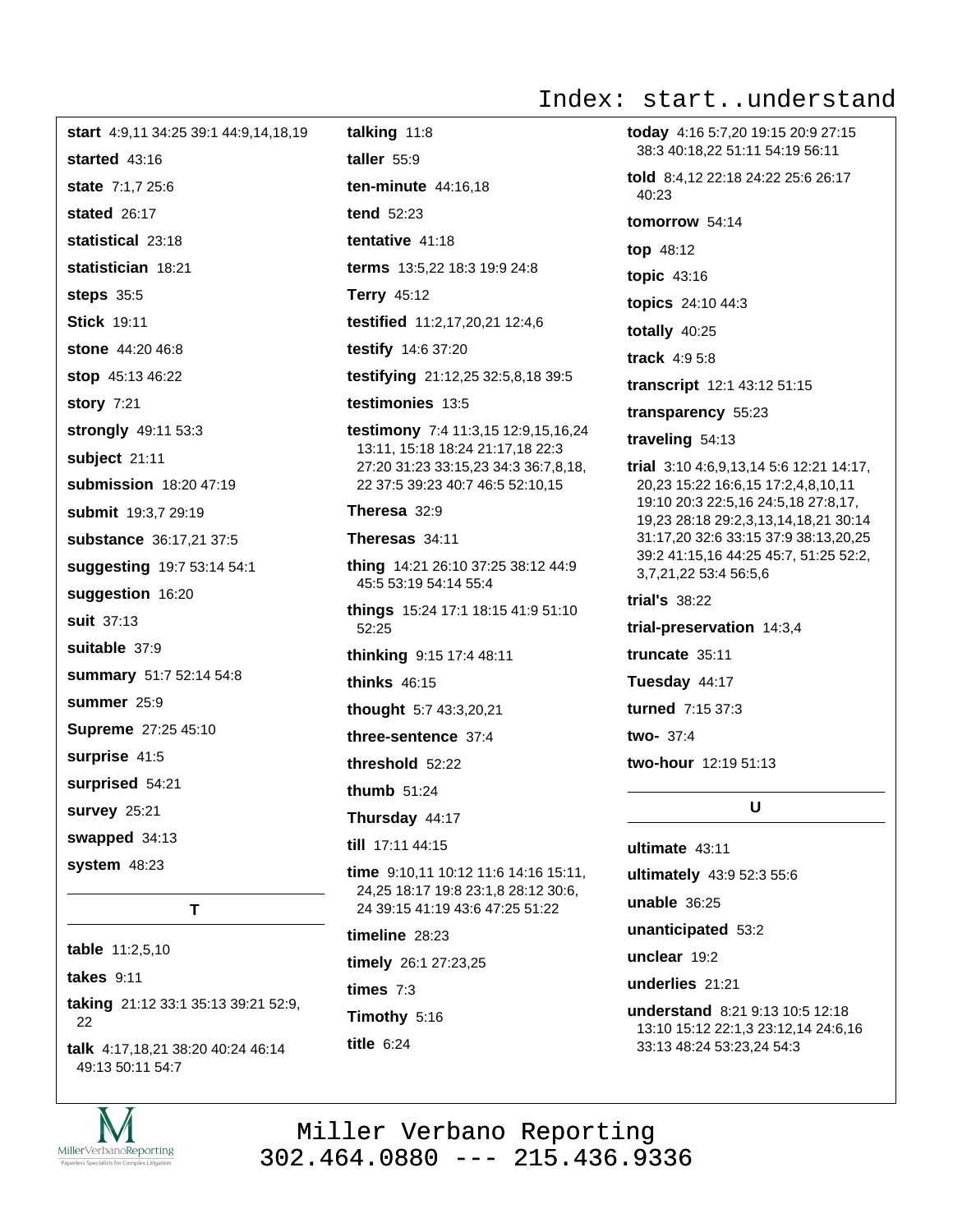**start** 4:9,11 34:25 39:1 44:9,14,18,19

**started** 43:16

**state** 7:1,7 25:6

**stated** 26:17

**statistical** 23:18

**statistician** 18:21

**steps** 35:5

**Stick** 19:11

**stone** 44:20 46:8

**stop** 45:13 46:22

**story** 7:21

**strongly** 49:11 53:3

**subject** 21:11

**submission** 18:20 47:19

**submit** 19:3,7 29:19

**substance** 36:17,21 37:5

**suggesting** 19:7 53:14 54:1

**suggestion** 16:20

**suit** 37:13

**suitable** 37:9

**summary** 51:7 52:14 54:8

**summer** 25:9

**Supreme** 27:25 45:10

**surprise** 41:5

**surprised** 54:21

**survey** 25:21

**swapped** 34:13

**system** 48:23

## T

**table** 11:2,5,10

**takes** 9:11

**taking** 21:12 33:1 35:13 39:21 52:9, 22

**talk** 4:17,18,21 38:20 40:24 46:14 49:13 50:11 54:7

**talking** 11:8

**taller** 55:9

**ten-minute** 44:16,18

**tend** 52:23

**tentative** 41:18

**terms** 13:5,22 18:3 19:9 24:8

**Terry** 45:12

**testified** 11:2,17,20,21 12:4,6

**testify** 14:6 37:20

**testifying** 21:12,25 32:5,8,18 39:5

**testimonies** 13:5

**testimony** 7:4 11:3,15 12:9,15,16,24 13:11, 15:18 18:24 21:17,18 22:3 27:20 31:23 33:15,23 34:3 36:7,8,18, 22 37:5 39:23 40:7 46:5 52:10,15

**Theresa** 32:9

**Theresas** 34:11

**thing** 14:21 26:10 37:25 38:12 44:9 45:5 53:19 54:14 55:4

**things** 15:24 17:1 18:15 41:9 51:10 52:25

**thinking** 9:15 17:4 48:11

**thinks** 46:15

**thought** 5:7 43:3,20,21

**three-sentence** 37:4

**threshold** 52:22

**thumb** 51:24

**Thursday** 44:17

**till** 17:11 44:15

**time** 9:10,11 10:12 11:6 14:16 15:11, 24,25 18:17 19:8 23:1,8 28:12 30:6, 24 39:15 41:19 43:6 47:25 51:22

**timeline** 28:23

**timely** 26:1 27:23,25

**times** 7:3

**Timothy** 5:16

**title** 6:24

**today** 4:16 5:7,20 19:15 20:9 27:15 38:3 40:18,22 51:11 54:19 56:11

**told** 8:4,12 22:18 24:22 25:6 26:17 40:23

**tomorrow** 54:14

**top** 48:12

**topic** 43:16

**topics** 24:10 44:3

**totally** 40:25

**track** 4:9 5:8

**transcript** 12:1 43:12 51:15

**transparency** 55:23

**traveling** 54:13

**trial** 3:10 4:6,9,13,14 5:6 12:21 14:17, 20,23 15:22 16:6,15 17:2,4,8,10,11 19:10 20:3 22:5,16 24:5,18 27:8,17, 19,23 28:18 29:2,3,13,14,18,21 30:14 31:17,20 32:6 33:15 37:9 38:13,20,25 39:2 41:15,16 44:25 45:7, 51:25 52:2, 3,7,21,22 53:4 56:5,6

**trial's** 38:22

**trial-preservation** 14:3,4

**truncate** 35:11

**Tuesday** 44:17

**turned** 7:15 37:3

**two-** 37:4

**two-hour** 12:19 51:13

## U

**ultimate** 43:11

**ultimately** 43:9 52:3 55:6

**unable** 36:25

**unanticipated** 53:2

**unclear** 19:2

**underlies** 21:21

**understand** 8:21 9:13 10:5 12:18 13:10 15:12 22:1,3 23:12,14 24:6,16 33:13 48:24 53:23,24 54:3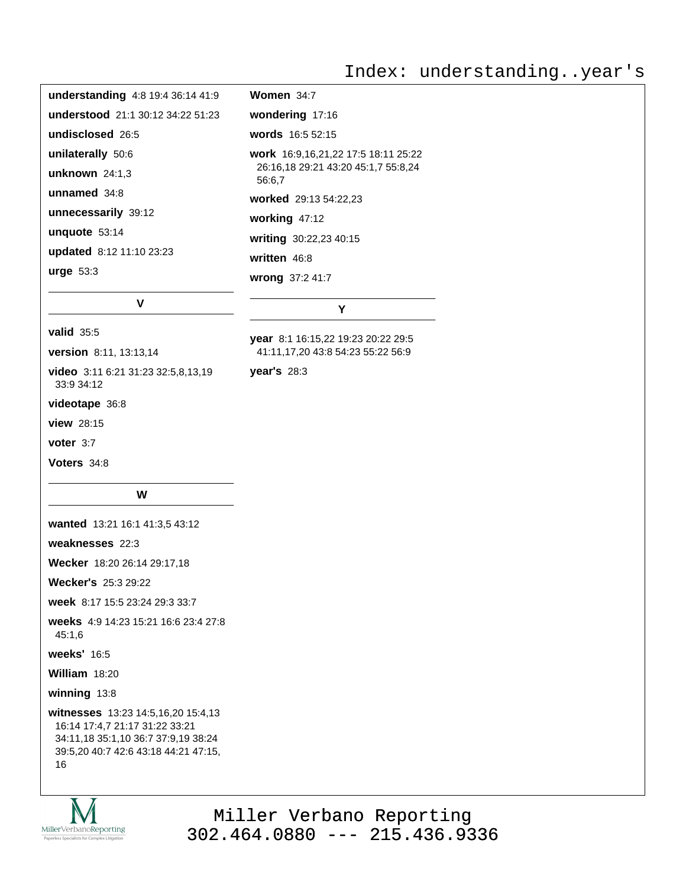**understanding** 4:8 19:4 36:14 41:9

**understood** 21:1 30:12 34:22 51:23

**undisclosed** 26:5

**unilaterally** 50:6

**unknown** 24:1,3

**unnamed** 34:8

**unnecessarily** 39:12

**unquote** 53:14

**updated** 8:12 11:10 23:23

**urge** 53:3

## V

**valid** 35:5

**version** 8:11, 13:13,14

**video** 3:11 6:21 31:23 32:5,8,13,19 33:9 34:12

**videotape** 36:8

**view** 28:15

**voter** 3:7

**Voters** 34:8

## W

**wanted** 13:21 16:1 41:3,5 43:12

**weaknesses** 22:3

**Wecker** 18:20 26:14 29:17,18

**Wecker's** 25:3 29:22

**week** 8:17 15:5 23:24 29:3 33:7

**weeks** 4:9 14:23 15:21 16:6 23:4 27:8 45:1,6

**weeks'** 16:5

**William** 18:20

**winning** 13:8

**witnesses** 13:23 14:5,16,20 15:4,13 16:14 17:4,7 21:17 31:22 33:21 34:11,18 35:1,10 36:7 37:9,19 38:24 39:5,20 40:7 42:6 43:18 44:21 47:15, 16

**Women** 34:7

**wondering** 17:16

**words** 16:5 52:15

**work** 16:9,16,21,22 17:5 18:11 25:22 26:16,18 29:21 43:20 45:1,7 55:8,24 56:6,7

**worked** 29:13 54:22,23

**working** 47:12

**writing** 30:22,23 40:15

**written** 46:8

**wrong** 37:2 41:7

## Y

**year** 8:1 16:15,22 19:23 20:22 29:5 41:11,17,20 43:8 54:23 55:22 56:9

**year's** 28:3